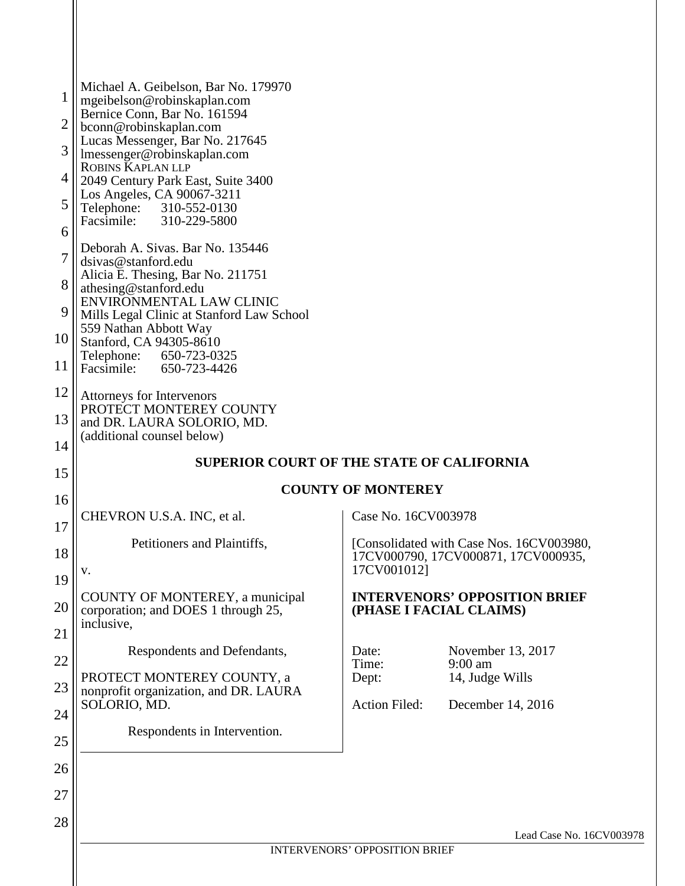Michael A. Geibelson, Bar No. 179970
mgeibelson@robinskaplan.com
Bernice Conn, Bar No. 161594
bconn@robinskaplan.com
Lucas Messenger, Bar No. 217645
lmessenger@robinskaplan.com
ROBINS KAPLAN LLP
2049 Century Park East, Suite 3400
Los Angeles, CA 90067-3211
Telephone: 310-552-0130
Facsimile: 310-229-5800

Deborah A. Sivas. Bar No. 135446
dsivas@stanford.edu
Alicia E. Thesing, Bar No. 211751
athesing@stanford.edu
ENVIRONMENTAL LAW CLINIC
Mills Legal Clinic at Stanford Law School
559 Nathan Abbott Way
Stanford, CA 94305-8610
Telephone: 650-723-0325
Facsimile: 650-723-4426

Attorneys for Intervenors
PROTECT MONTEREY COUNTY
and DR. LAURA SOLORIO, MD.
(additional counsel below)

**SUPERIOR COURT OF THE STATE OF CALIFORNIA**

**COUNTY OF MONTEREY**

| | |
|---|---|
| CHEVRON U.S.A. INC, et al.<br><br>Petitioners and Plaintiffs,<br><br>v.<br><br>COUNTY OF MONTEREY, a municipal corporation; and DOES 1 through 25, inclusive,<br><br>Respondents and Defendants,<br><br>PROTECT MONTEREY COUNTY, a nonprofit organization, and DR. LAURA SOLORIO, MD.<br><br>Respondents in Intervention. | Case No. 16CV003978<br><br>[Consolidated with Case Nos. 16CV003980, 17CV000790, 17CV000871, 17CV000935, 17CV001012]<br><br>**INTERVENORS' OPPOSITION BRIEF (PHASE I FACIAL CLAIMS)**<br><br>Date: November 13, 2017<br>Time: 9:00 am<br>Dept: 14, Judge Wills<br><br>Action Filed: December 14, 2016 |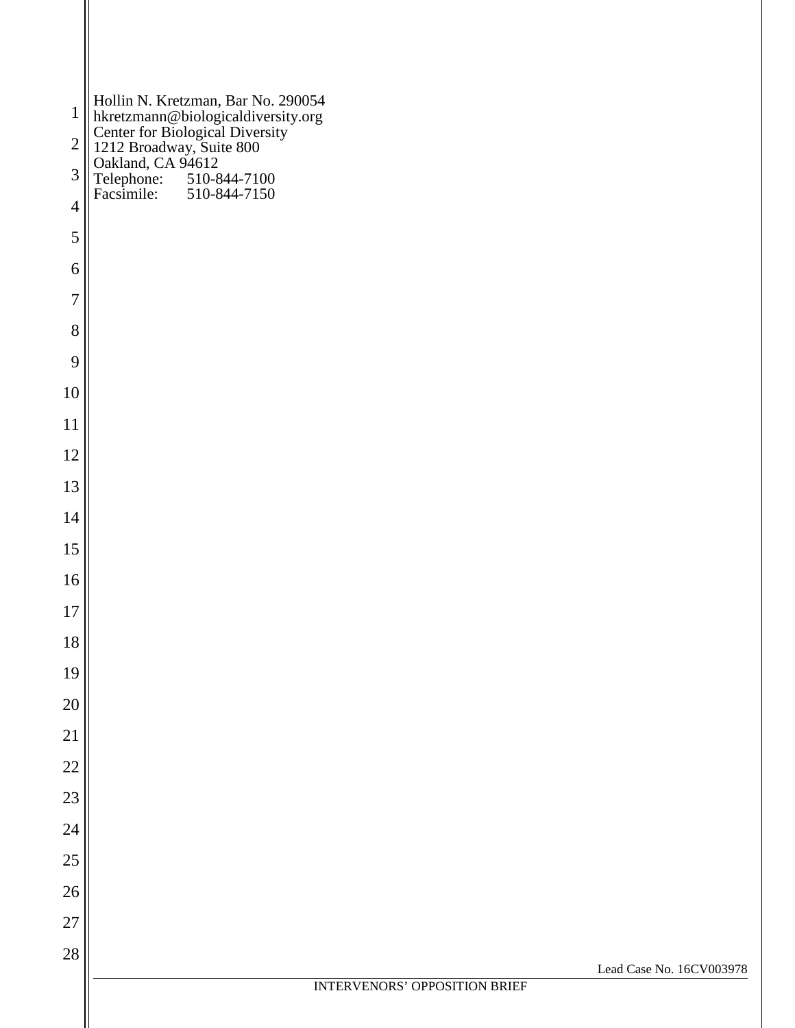Hollin N. Kretzman, Bar No. 290054
hkretzmann@biologicaldiversity.org
Center for Biological Diversity
1212 Broadway, Suite 800
Oakland, CA 94612
Telephone: 510-844-7100
Facsimile: 510-844-7150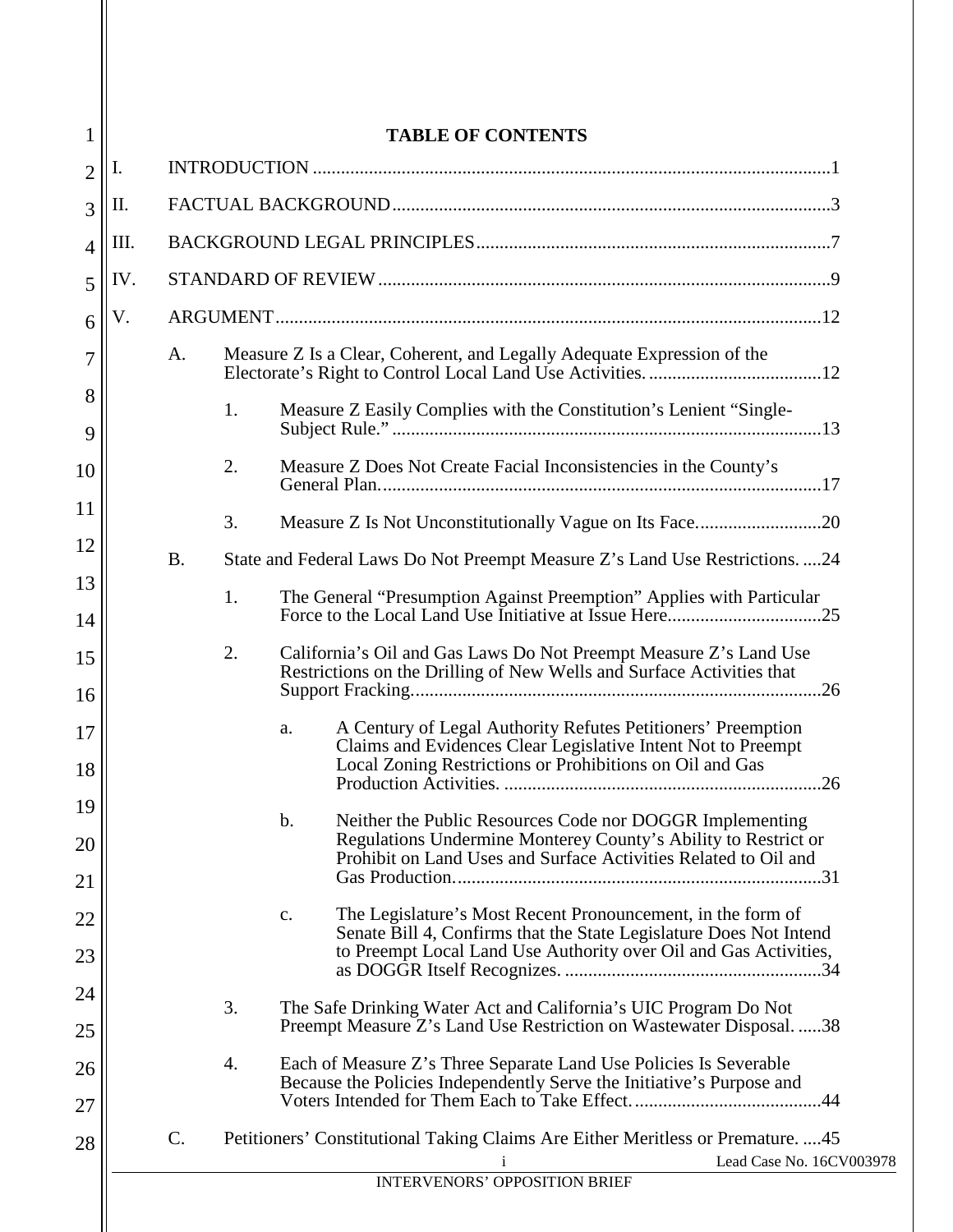# TABLE OF CONTENTS

I. INTRODUCTION ....................................................................................................................1

II. FACTUAL BACKGROUND...................................................................................................3

III. BACKGROUND LEGAL PRINCIPLES..................................................................................7

IV. STANDARD OF REVIEW......................................................................................................9

V. ARGUMENT.........................................................................................................................12

- A. Measure Z Is a Clear, Coherent, and Legally Adequate Expression of the Electorate's Right to Control Local Land Use Activities. ....................................12
  - 1. Measure Z Easily Complies with the Constitution's Lenient "Single-Subject Rule." ...........................................................................................13
  - 2. Measure Z Does Not Create Facial Inconsistencies in the County's General Plan.............................................................................................17
  - 3. Measure Z Is Not Unconstitutionally Vague on Its Face..........................20
- B. State and Federal Laws Do Not Preempt Measure Z's Land Use Restrictions. ....24
  - 1. The General "Presumption Against Preemption" Applies with Particular Force to the Local Land Use Initiative at Issue Here................................25
  - 2. California's Oil and Gas Laws Do Not Preempt Measure Z's Land Use Restrictions on the Drilling of New Wells and Surface Activities that Support Fracking.......................................................................................26
    - a. A Century of Legal Authority Refutes Petitioners' Preemption Claims and Evidences Clear Legislative Intent Not to Preempt Local Zoning Restrictions or Prohibitions on Oil and Gas Production Activities. ..................................................................26
    - b. Neither the Public Resources Code nor DOGGR Implementing Regulations Undermine Monterey County's Ability to Restrict or Prohibit on Land Uses and Surface Activities Related to Oil and Gas Production..............................................................................31
    - c. The Legislature's Most Recent Pronouncement, in the form of Senate Bill 4, Confirms that the State Legislature Does Not Intend to Preempt Local Land Use Authority over Oil and Gas Activities, as DOGGR Itself Recognizes. ......................................................34
  - 3. The Safe Drinking Water Act and California's UIC Program Do Not Preempt Measure Z's Land Use Restriction on Wastewater Disposal. .....38
  - 4. Each of Measure Z's Three Separate Land Use Policies Is Severable Because the Policies Independently Serve the Initiative's Purpose and Voters Intended for Them Each to Take Effect.........................................44
- C. Petitioners' Constitutional Taking Claims Are Either Meritless or Premature. ....45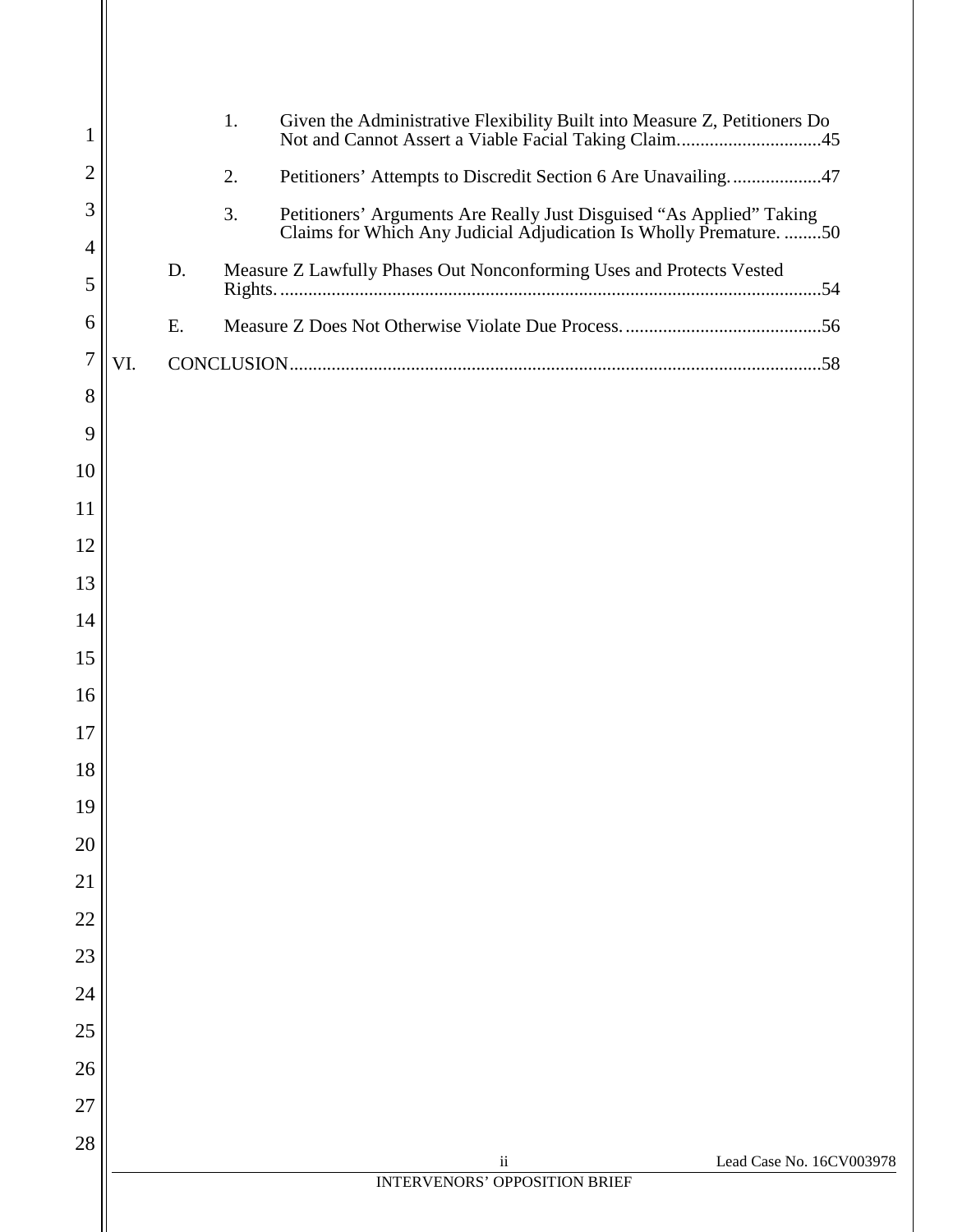1. Given the Administrative Flexibility Built into Measure Z, Petitioners Do Not and Cannot Assert a Viable Facial Taking Claim..............................45

2. Petitioners' Attempts to Discredit Section 6 Are Unavailing....................47

3. Petitioners' Arguments Are Really Just Disguised "As Applied" Taking Claims for Which Any Judicial Adjudication Is Wholly Premature. ........50

D. Measure Z Lawfully Phases Out Nonconforming Uses and Protects Vested Rights....................................................................................................................54

E. Measure Z Does Not Otherwise Violate Due Process...........................................56

VI. CONCLUSION...................................................................................................................58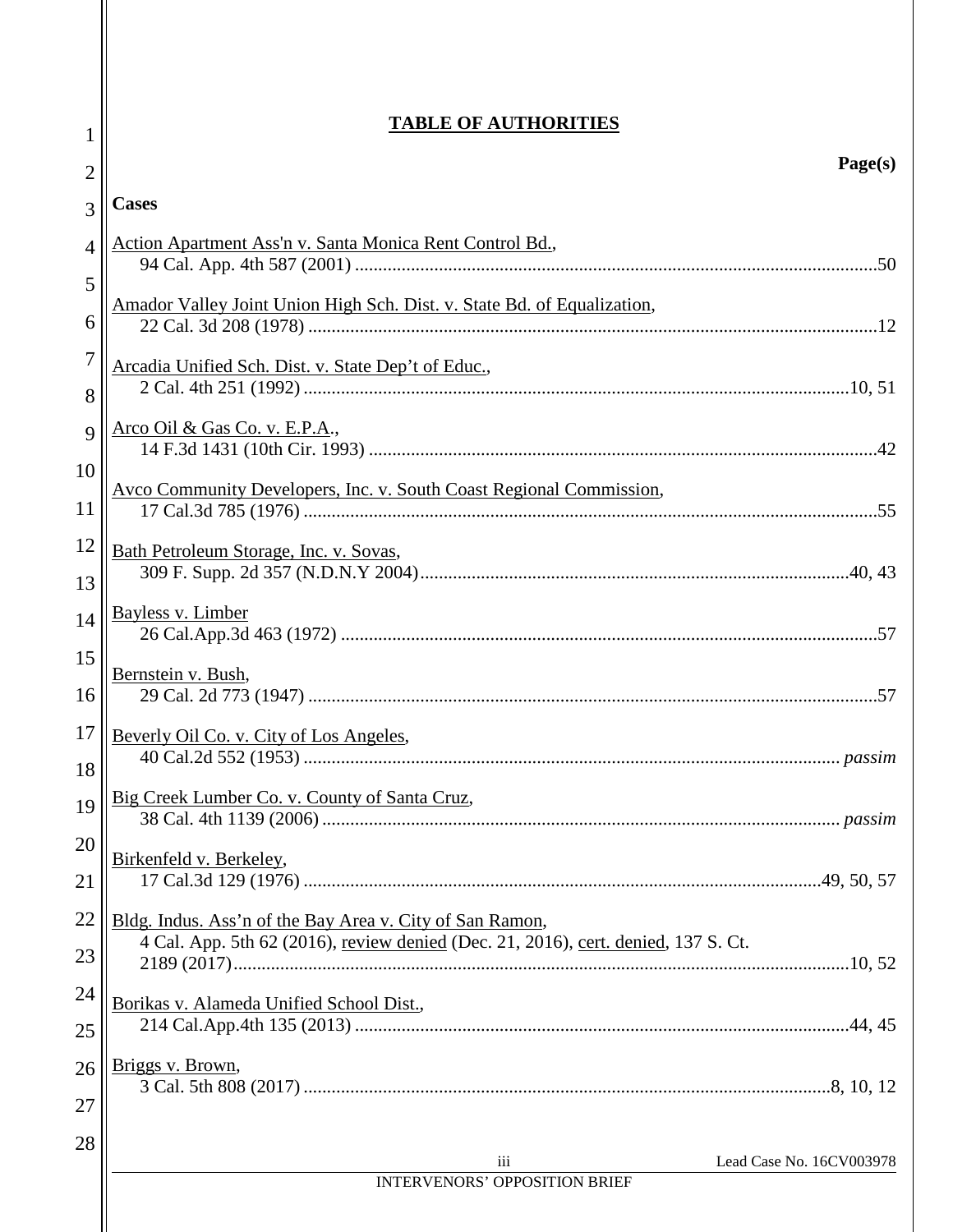## TABLE OF AUTHORITIES

**Page(s)**

**Cases**

Action Apartment Ass'n v. Santa Monica Rent Control Bd.,
94 Cal. App. 4th 587 (2001) ....................................................................................................50

Amador Valley Joint Union High Sch. Dist. v. State Bd. of Equalization,
22 Cal. 3d 208 (1978) ...............................................................................................................12

Arcadia Unified Sch. Dist. v. State Dep't of Educ.,
2 Cal. 4th 251 (1992) ..........................................................................................................10, 51

Arco Oil & Gas Co. v. E.P.A.,
14 F.3d 1431 (10th Cir. 1993) ..................................................................................................42

Avco Community Developers, Inc. v. South Coast Regional Commission,
17 Cal.3d 785 (1976) ................................................................................................................55

Bath Petroleum Storage, Inc. v. Sovas,
309 F. Supp. 2d 357 (N.D.N.Y 2004).................................................................................40, 43

Bayless v. Limber
26 Cal.App.3d 463 (1972) ........................................................................................................57

Bernstein v. Bush,
29 Cal. 2d 773 (1947) ...............................................................................................................57

Beverly Oil Co. v. City of Los Angeles,
40 Cal.2d 552 (1953) ......................................................................................................... *passim*

Big Creek Lumber Co. v. County of Santa Cruz,
38 Cal. 4th 1139 (2006) .................................................................................................... *passim*

Birkenfeld v. Berkeley,
17 Cal.3d 129 (1976) ....................................................................................................49, 50, 57

Bldg. Indus. Ass'n of the Bay Area v. City of San Ramon,
4 Cal. App. 5th 62 (2016), review denied (Dec. 21, 2016), cert. denied, 137 S. Ct. 2189 (2017)..........................................................................................................................10, 52

Borikas v. Alameda Unified School Dist.,
214 Cal.App.4th 135 (2013) ...............................................................................................44, 45

Briggs v. Brown,
3 Cal. 5th 808 (2017) ......................................................................................................8, 10, 12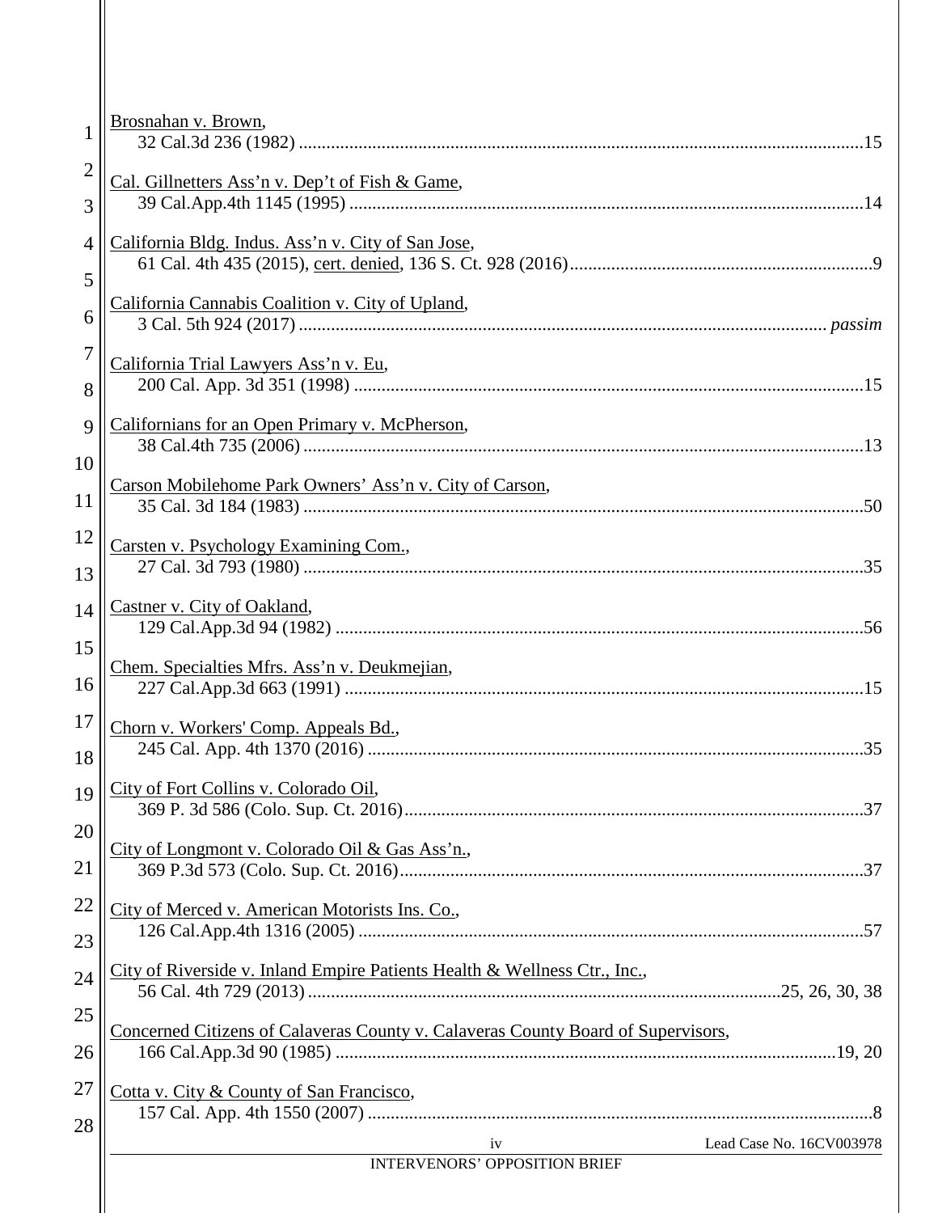Brosnahan v. Brown,
32 Cal.3d 236 (1982) ..........15

Cal. Gillnetters Ass'n v. Dep't of Fish & Game,
39 Cal.App.4th 1145 (1995) ..........14

California Bldg. Indus. Ass'n v. City of San Jose,
61 Cal. 4th 435 (2015), cert. denied, 136 S. Ct. 928 (2016) ..........9

California Cannabis Coalition v. City of Upland,
3 Cal. 5th 924 (2017) .......... *passim*

California Trial Lawyers Ass'n v. Eu,
200 Cal. App. 3d 351 (1998) ..........15

Californians for an Open Primary v. McPherson,
38 Cal.4th 735 (2006) ..........13

Carson Mobilehome Park Owners' Ass'n v. City of Carson,
35 Cal. 3d 184 (1983) ..........50

Carsten v. Psychology Examining Com.,
27 Cal. 3d 793 (1980) ..........35

Castner v. City of Oakland,
129 Cal.App.3d 94 (1982) ..........56

Chem. Specialties Mfrs. Ass'n v. Deukmejian,
227 Cal.App.3d 663 (1991) ..........15

Chorn v. Workers' Comp. Appeals Bd.,
245 Cal. App. 4th 1370 (2016) ..........35

City of Fort Collins v. Colorado Oil,
369 P. 3d 586 (Colo. Sup. Ct. 2016) ..........37

City of Longmont v. Colorado Oil & Gas Ass'n.,
369 P.3d 573 (Colo. Sup. Ct. 2016) ..........37

City of Merced v. American Motorists Ins. Co.,
126 Cal.App.4th 1316 (2005) ..........57

City of Riverside v. Inland Empire Patients Health & Wellness Ctr., Inc.,
56 Cal. 4th 729 (2013) ..........25, 26, 30, 38

Concerned Citizens of Calaveras County v. Calaveras County Board of Supervisors,
166 Cal.App.3d 90 (1985) ..........19, 20

Cotta v. City & County of San Francisco,
157 Cal. App. 4th 1550 (2007) ..........8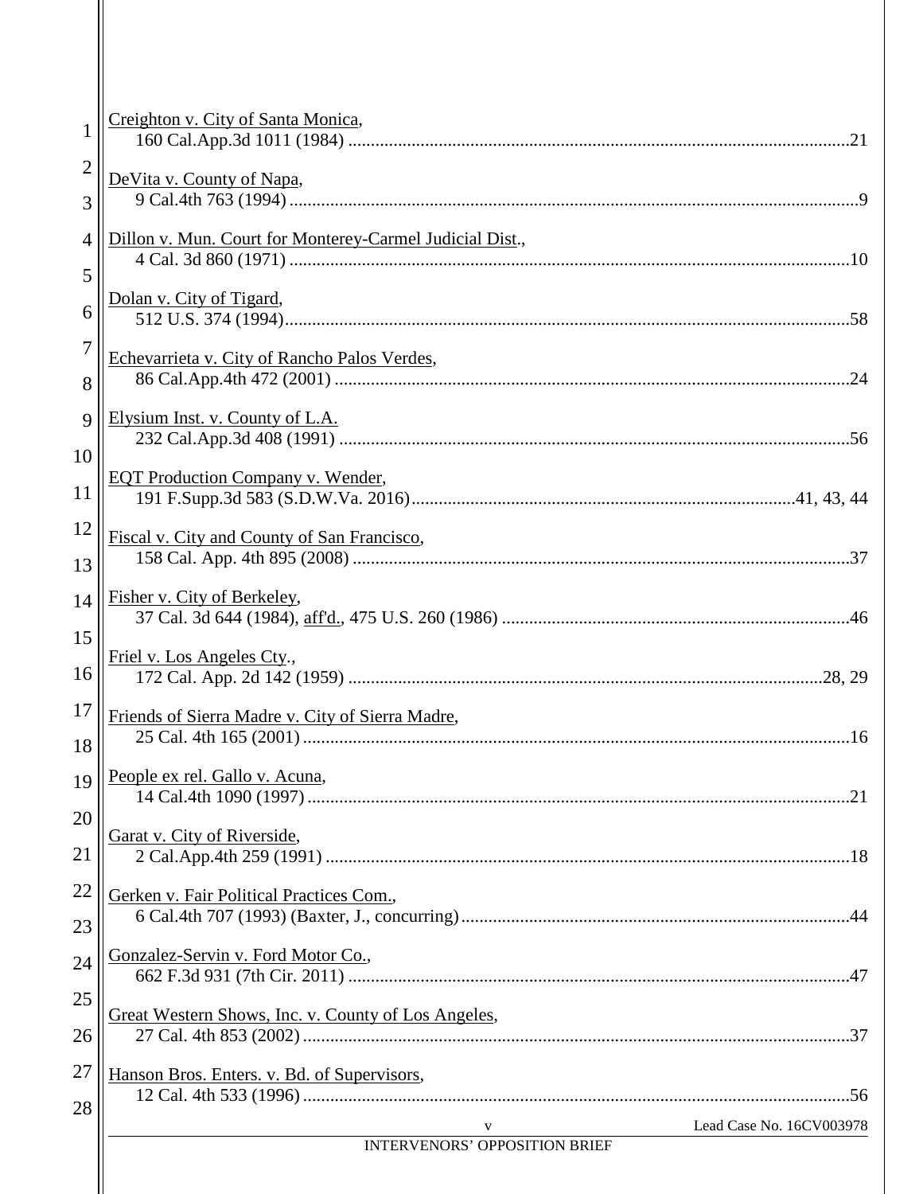Creighton v. City of Santa Monica,
160 Cal.App.3d 1011 (1984) ....21

DeVita v. County of Napa,
9 Cal.4th 763 (1994) ....9

Dillon v. Mun. Court for Monterey-Carmel Judicial Dist.,
4 Cal. 3d 860 (1971) ....10

Dolan v. City of Tigard,
512 U.S. 374 (1994) ....58

Echevarrieta v. City of Rancho Palos Verdes,
86 Cal.App.4th 472 (2001) ....24

Elysium Inst. v. County of L.A.
232 Cal.App.3d 408 (1991) ....56

EQT Production Company v. Wender,
191 F.Supp.3d 583 (S.D.W.Va. 2016) ....41, 43, 44

Fiscal v. City and County of San Francisco,
158 Cal. App. 4th 895 (2008) ....37

Fisher v. City of Berkeley,
37 Cal. 3d 644 (1984), aff'd., 475 U.S. 260 (1986) ....46

Friel v. Los Angeles Cty.,
172 Cal. App. 2d 142 (1959) ....28, 29

Friends of Sierra Madre v. City of Sierra Madre,
25 Cal. 4th 165 (2001) ....16

People ex rel. Gallo v. Acuna,
14 Cal.4th 1090 (1997) ....21

Garat v. City of Riverside,
2 Cal.App.4th 259 (1991) ....18

Gerken v. Fair Political Practices Com.,
6 Cal.4th 707 (1993) (Baxter, J., concurring) ....44

Gonzalez-Servin v. Ford Motor Co.,
662 F.3d 931 (7th Cir. 2011) ....47

Great Western Shows, Inc. v. County of Los Angeles,
27 Cal. 4th 853 (2002) ....37

Hanson Bros. Enters. v. Bd. of Supervisors,
12 Cal. 4th 533 (1996) ....56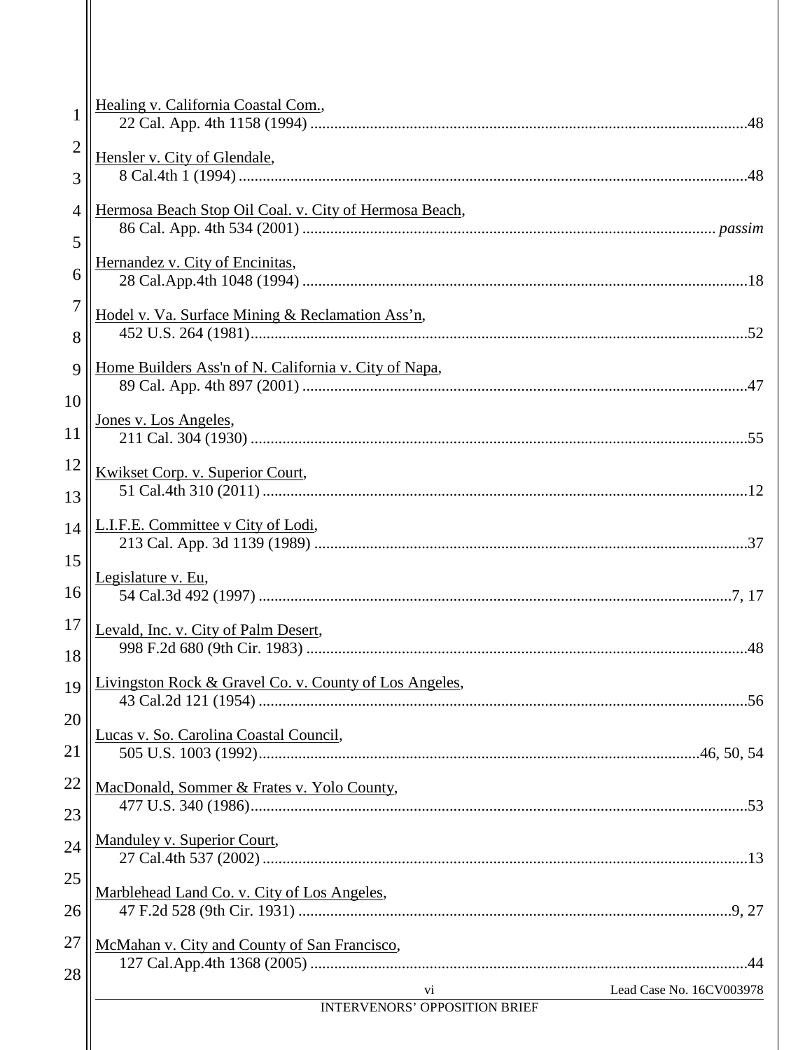Healing v. California Coastal Com.,
22 Cal. App. 4th 1158 (1994) .....48

Hensler v. City of Glendale,
8 Cal.4th 1 (1994) .....48

Hermosa Beach Stop Oil Coal. v. City of Hermosa Beach,
86 Cal. App. 4th 534 (2001) ..... *passim*

Hernandez v. City of Encinitas,
28 Cal.App.4th 1048 (1994) .....18

Hodel v. Va. Surface Mining & Reclamation Ass'n,
452 U.S. 264 (1981).....52

Home Builders Ass'n of N. California v. City of Napa,
89 Cal. App. 4th 897 (2001) .....47

Jones v. Los Angeles,
211 Cal. 304 (1930) .....55

Kwikset Corp. v. Superior Court,
51 Cal.4th 310 (2011) .....12

L.I.F.E. Committee v City of Lodi,
213 Cal. App. 3d 1139 (1989) .....37

Legislature v. Eu,
54 Cal.3d 492 (1997) .....7, 17

Levald, Inc. v. City of Palm Desert,
998 F.2d 680 (9th Cir. 1983) .....48

Livingston Rock & Gravel Co. v. County of Los Angeles,
43 Cal.2d 121 (1954) .....56

Lucas v. So. Carolina Coastal Council,
505 U.S. 1003 (1992).....46, 50, 54

MacDonald, Sommer & Frates v. Yolo County,
477 U.S. 340 (1986).....53

Manduley v. Superior Court,
27 Cal.4th 537 (2002) .....13

Marblehead Land Co. v. City of Los Angeles,
47 F.2d 528 (9th Cir. 1931) .....9, 27

McMahan v. City and County of San Francisco,
127 Cal.App.4th 1368 (2005) .....44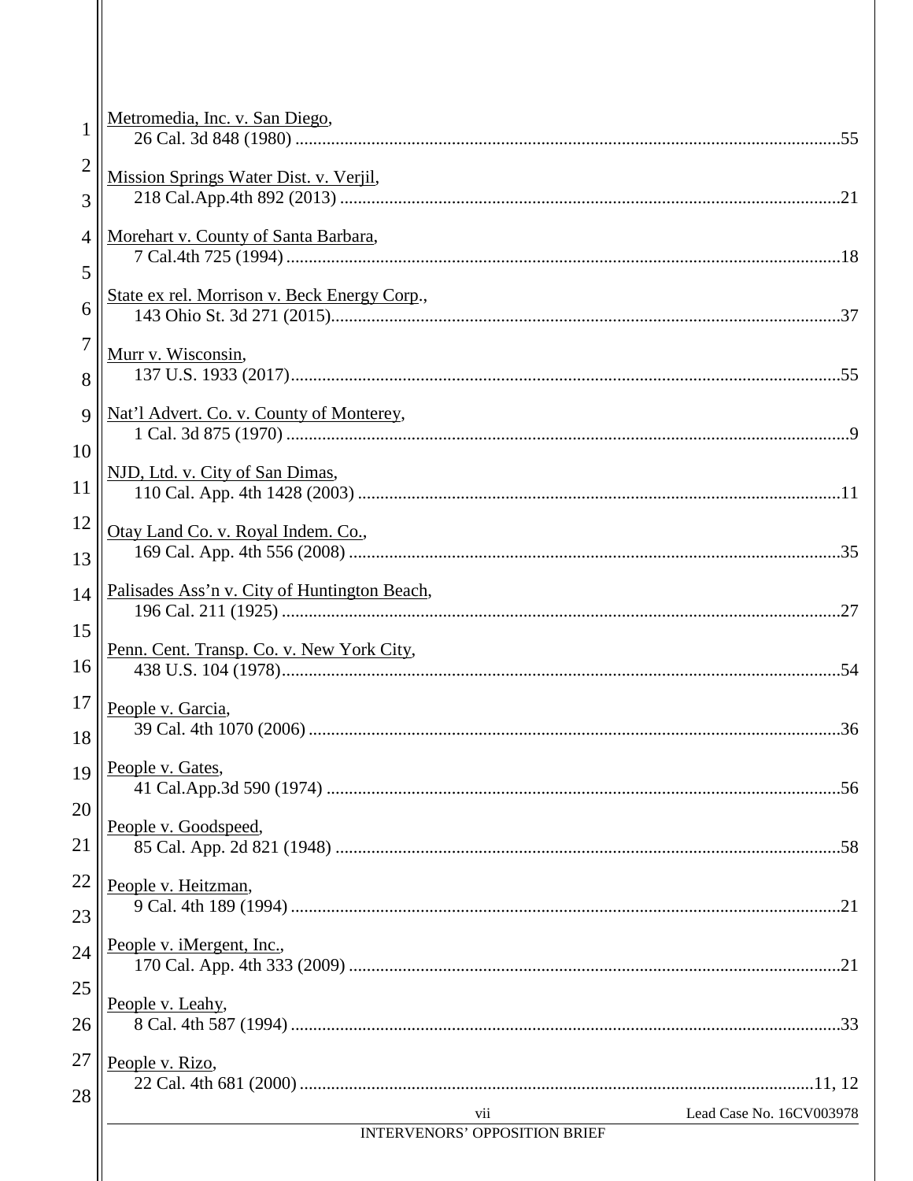Metromedia, Inc. v. San Diego,
26 Cal. 3d 848 (1980) ........................................................................................................................55

Mission Springs Water Dist. v. Verjil,
218 Cal.App.4th 892 (2013) ..............................................................................................................21

Morehart v. County of Santa Barbara,
7 Cal.4th 725 (1994) ..........................................................................................................................18

State ex rel. Morrison v. Beck Energy Corp.,
143 Ohio St. 3d 271 (2015)................................................................................................................37

Murr v. Wisconsin,
137 U.S. 1933 (2017).........................................................................................................................55

Nat'l Advert. Co. v. County of Monterey,
1 Cal. 3d 875 (1970) ............................................................................................................................9

NJD, Ltd. v. City of San Dimas,
110 Cal. App. 4th 1428 (2003) ..........................................................................................................11

Otay Land Co. v. Royal Indem. Co.,
169 Cal. App. 4th 556 (2008) ............................................................................................................35

Palisades Ass'n v. City of Huntington Beach,
196 Cal. 211 (1925) ...........................................................................................................................27

Penn. Cent. Transp. Co. v. New York City,
438 U.S. 104 (1978)...........................................................................................................................54

People v. Garcia,
39 Cal. 4th 1070 (2006) .....................................................................................................................36

People v. Gates,
41 Cal.App.3d 590 (1974) .................................................................................................................56

People v. Goodspeed,
85 Cal. App. 2d 821 (1948) ...............................................................................................................58

People v. Heitzman,
9 Cal. 4th 189 (1994) .........................................................................................................................21

People v. iMergent, Inc.,
170 Cal. App. 4th 333 (2009) ............................................................................................................21

People v. Leahy,
8 Cal. 4th 587 (1994) .........................................................................................................................33

People v. Rizo,
22 Cal. 4th 681 (2000) ..................................................................................................................11, 12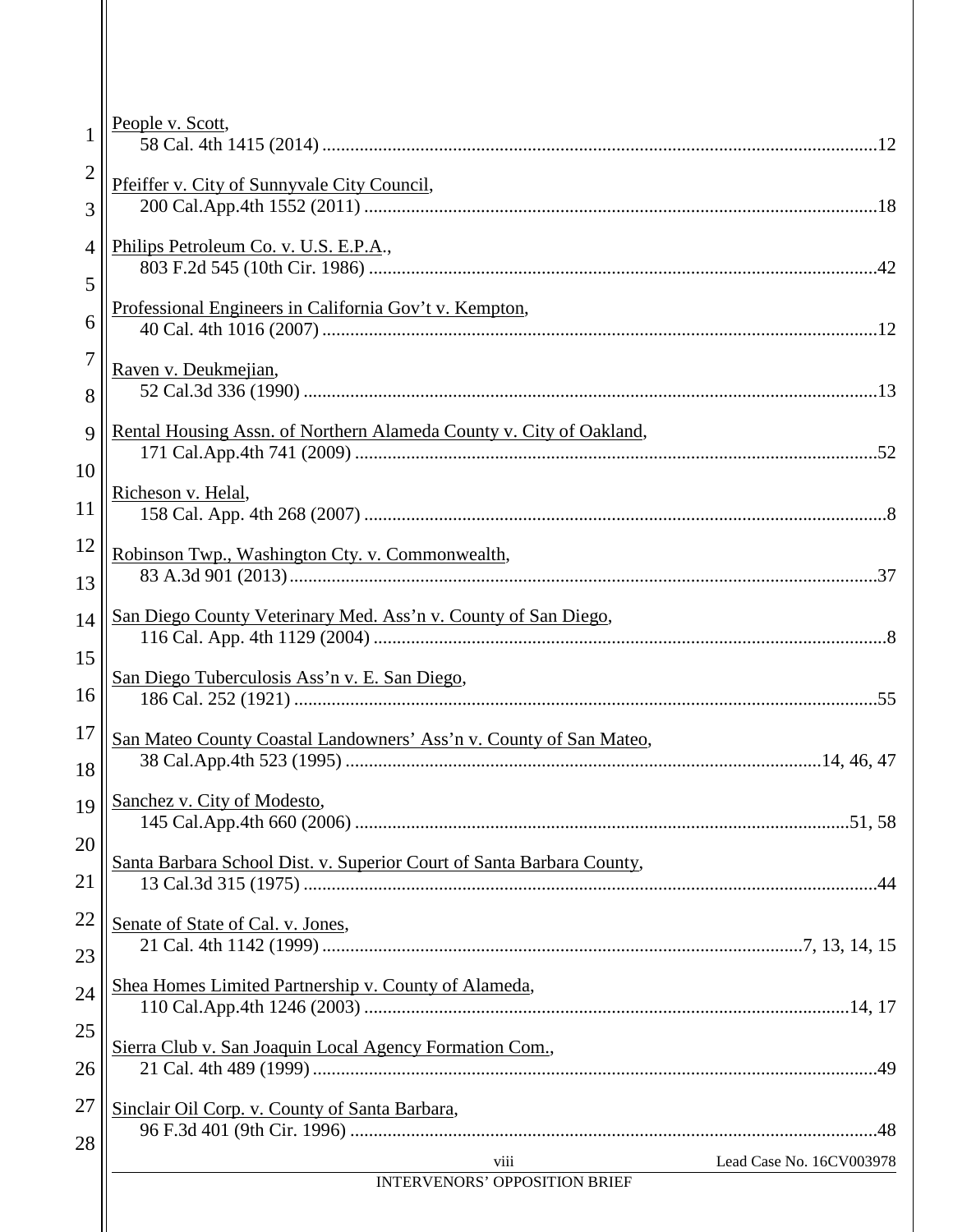People v. Scott,
58 Cal. 4th 1415 (2014) ....................................................................................................................12

Pfeiffer v. City of Sunnyvale City Council,
200 Cal.App.4th 1552 (2011) ...........................................................................................................18

Philips Petroleum Co. v. U.S. E.P.A.,
803 F.2d 545 (10th Cir. 1986) ..........................................................................................................42

Professional Engineers in California Gov't v. Kempton,
40 Cal. 4th 1016 (2007) ....................................................................................................................12

Raven v. Deukmejian,
52 Cal.3d 336 (1990) ........................................................................................................................13

Rental Housing Assn. of Northern Alameda County v. City of Oakland,
171 Cal.App.4th 741 (2009) .............................................................................................................52

Richeson v. Helal,
158 Cal. App. 4th 268 (2007) .............................................................................................................8

Robinson Twp., Washington Cty. v. Commonwealth,
83 A.3d 901 (2013)............................................................................................................................37

San Diego County Veterinary Med. Ass'n v. County of San Diego,
116 Cal. App. 4th 1129 (2004) ...........................................................................................................8

San Diego Tuberculosis Ass'n v. E. San Diego,
186 Cal. 252 (1921) ..........................................................................................................................55

San Mateo County Coastal Landowners' Ass'n v. County of San Mateo,
38 Cal.App.4th 523 (1995) ..................................................................................................14, 46, 47

Sanchez v. City of Modesto,
145 Cal.App.4th 660 (2006) ........................................................................................................51, 58

Santa Barbara School Dist. v. Superior Court of Santa Barbara County,
13 Cal.3d 315 (1975) ........................................................................................................................44

Senate of State of Cal. v. Jones,
21 Cal. 4th 1142 (1999) ....................................................................................................7, 13, 14, 15

Shea Homes Limited Partnership v. County of Alameda,
110 Cal.App.4th 1246 (2003) ......................................................................................................14, 17

Sierra Club v. San Joaquin Local Agency Formation Com.,
21 Cal. 4th 489 (1999) ......................................................................................................................49

Sinclair Oil Corp. v. County of Santa Barbara,
96 F.3d 401 (9th Cir. 1996) ..............................................................................................................48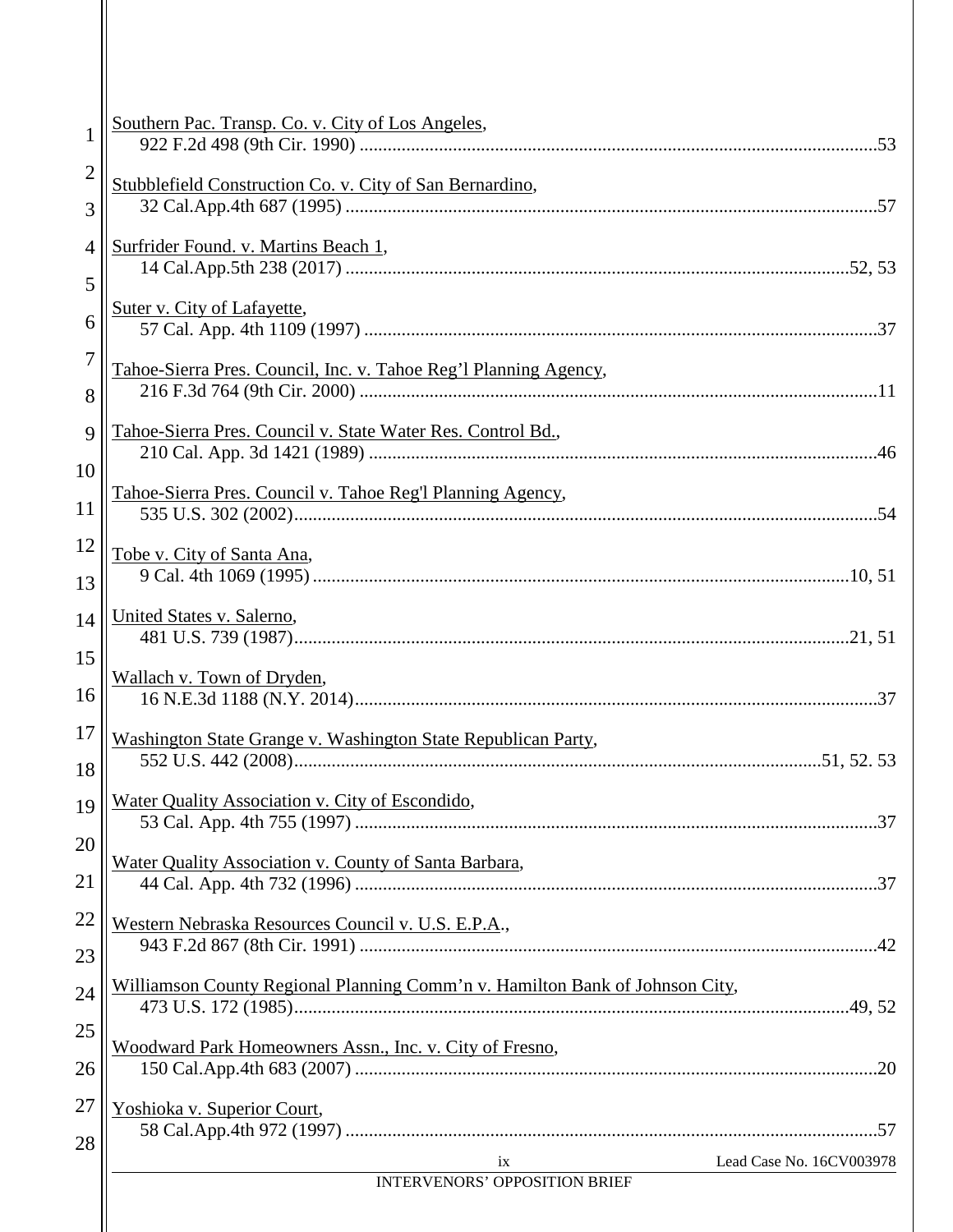Southern Pac. Transp. Co. v. City of Los Angeles,
922 F.2d 498 (9th Cir. 1990) ............................................................................................................53

Stubblefield Construction Co. v. City of San Bernardino,
32 Cal.App.4th 687 (1995) ...............................................................................................................57

Surfrider Found. v. Martins Beach 1,
14 Cal.App.5th 238 (2017) ..........................................................................................................52, 53

Suter v. City of Lafayette,
57 Cal. App. 4th 1109 (1997) ...........................................................................................................37

Tahoe-Sierra Pres. Council, Inc. v. Tahoe Reg'l Planning Agency,
216 F.3d 764 (9th Cir. 2000) ............................................................................................................11

Tahoe-Sierra Pres. Council v. State Water Res. Control Bd.,
210 Cal. App. 3d 1421 (1989) ..........................................................................................................46

Tahoe-Sierra Pres. Council v. Tahoe Reg'l Planning Agency,
535 U.S. 302 (2002)..........................................................................................................................54

Tobe v. City of Santa Ana,
9 Cal. 4th 1069 (1995) ................................................................................................................10, 51

United States v. Salerno,
481 U.S. 739 (1987)....................................................................................................................21, 51

Wallach v. Town of Dryden,
16 N.E.3d 1188 (N.Y. 2014).............................................................................................................37

Washington State Grange v. Washington State Republican Party,
552 U.S. 442 (2008).............................................................................................................51, 52. 53

Water Quality Association v. City of Escondido,
53 Cal. App. 4th 755 (1997) .............................................................................................................37

Water Quality Association v. County of Santa Barbara,
44 Cal. App. 4th 732 (1996) .............................................................................................................37

Western Nebraska Resources Council v. U.S. E.P.A.,
943 F.2d 867 (8th Cir. 1991) ............................................................................................................42

Williamson County Regional Planning Comm'n v. Hamilton Bank of Johnson City,
473 U.S. 172 (1985).....................................................................................................................49, 52

Woodward Park Homeowners Assn., Inc. v. City of Fresno,
150 Cal.App.4th 683 (2007) .............................................................................................................20

Yoshioka v. Superior Court,
58 Cal.App.4th 972 (1997) ...............................................................................................................57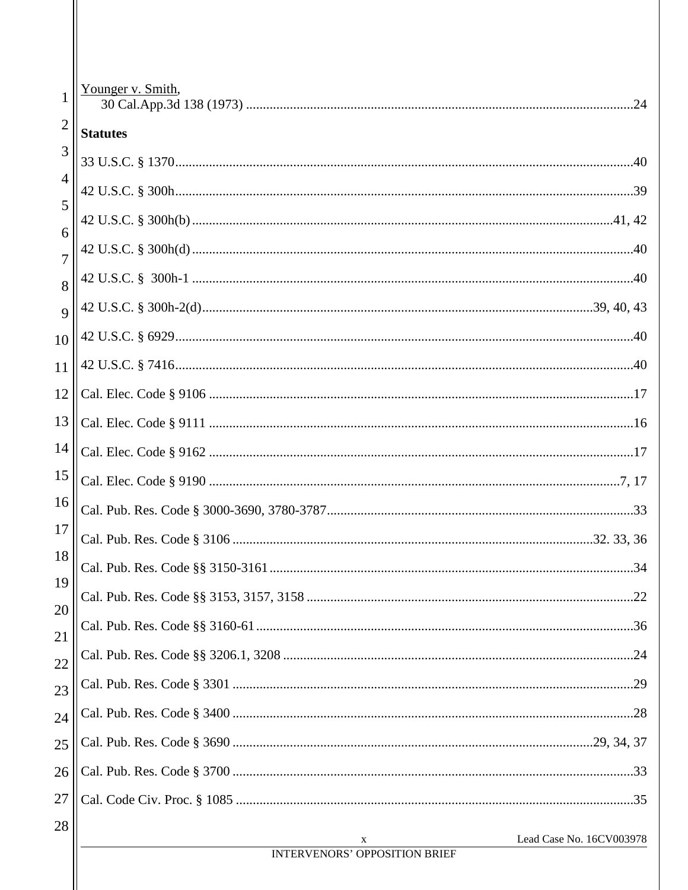Younger v. Smith,
30 Cal.App.3d 138 (1973) ....................................................................................................24

**Statutes**

33 U.S.C. § 1370........................................................................................................................40

42 U.S.C. § 300h.........................................................................................................................39

42 U.S.C. § 300h(b)..............................................................................................................41, 42

42 U.S.C. § 300h(d)....................................................................................................................40

42 U.S.C. § 300h-1 ....................................................................................................................40

42 U.S.C. § 300h-2(d).....................................................................................................39, 40, 43

42 U.S.C. § 6929.........................................................................................................................40

42 U.S.C. § 7416.........................................................................................................................40

Cal. Elec. Code § 9106 ...............................................................................................................17

Cal. Elec. Code § 9111 ...............................................................................................................16

Cal. Elec. Code § 9162 ...............................................................................................................17

Cal. Elec. Code § 9190 ............................................................................................................7, 17

Cal. Pub. Res. Code § 3000-3690, 3780-3787...........................................................................33

Cal. Pub. Res. Code § 3106 ..........................................................................................32. 33, 36

Cal. Pub. Res. Code §§ 3150-3161............................................................................................34

Cal. Pub. Res. Code §§ 3153, 3157, 3158 ..................................................................................22

Cal. Pub. Res. Code §§ 3160-61.................................................................................................36

Cal. Pub. Res. Code §§ 3206.1, 3208 .........................................................................................24

Cal. Pub. Res. Code § 3301 ........................................................................................................29

Cal. Pub. Res. Code § 3400 ........................................................................................................28

Cal. Pub. Res. Code § 3690 ..................................................................................................29, 34, 37

Cal. Pub. Res. Code § 3700 ........................................................................................................33

Cal. Code Civ. Proc. § 1085 .......................................................................................................35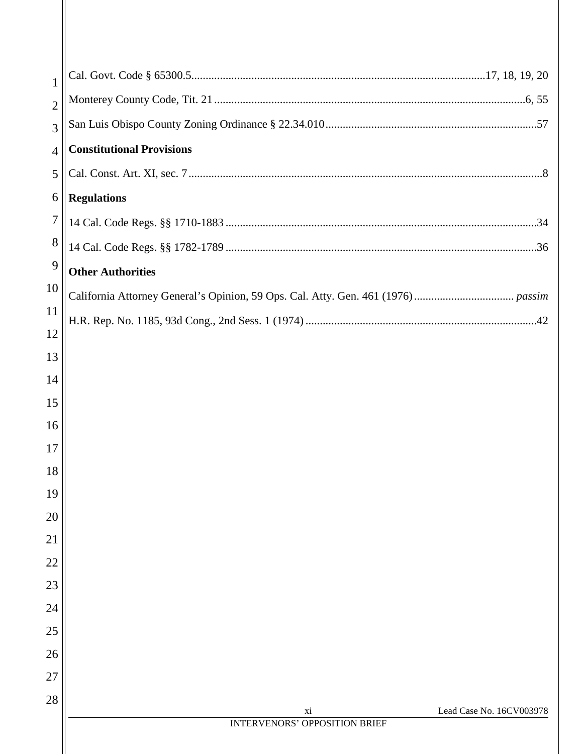Cal. Govt. Code § 65300.5.....................................................................................................17, 18, 19, 20

Monterey County Code, Tit. 21.............................................................................................................6, 55

San Luis Obispo County Zoning Ordinance § 22.34.010..........................................................................57

**Constitutional Provisions**

Cal. Const. Art. XI, sec. 7...........................................................................................................................8

**Regulations**

14 Cal. Code Regs. §§ 1710-1883............................................................................................................34

14 Cal. Code Regs. §§ 1782-1789............................................................................................................36

**Other Authorities**

California Attorney General's Opinion, 59 Ops. Cal. Atty. Gen. 461 (1976)................................... *passim*

H.R. Rep. No. 1185, 93d Cong., 2nd Sess. 1 (1974).................................................................................42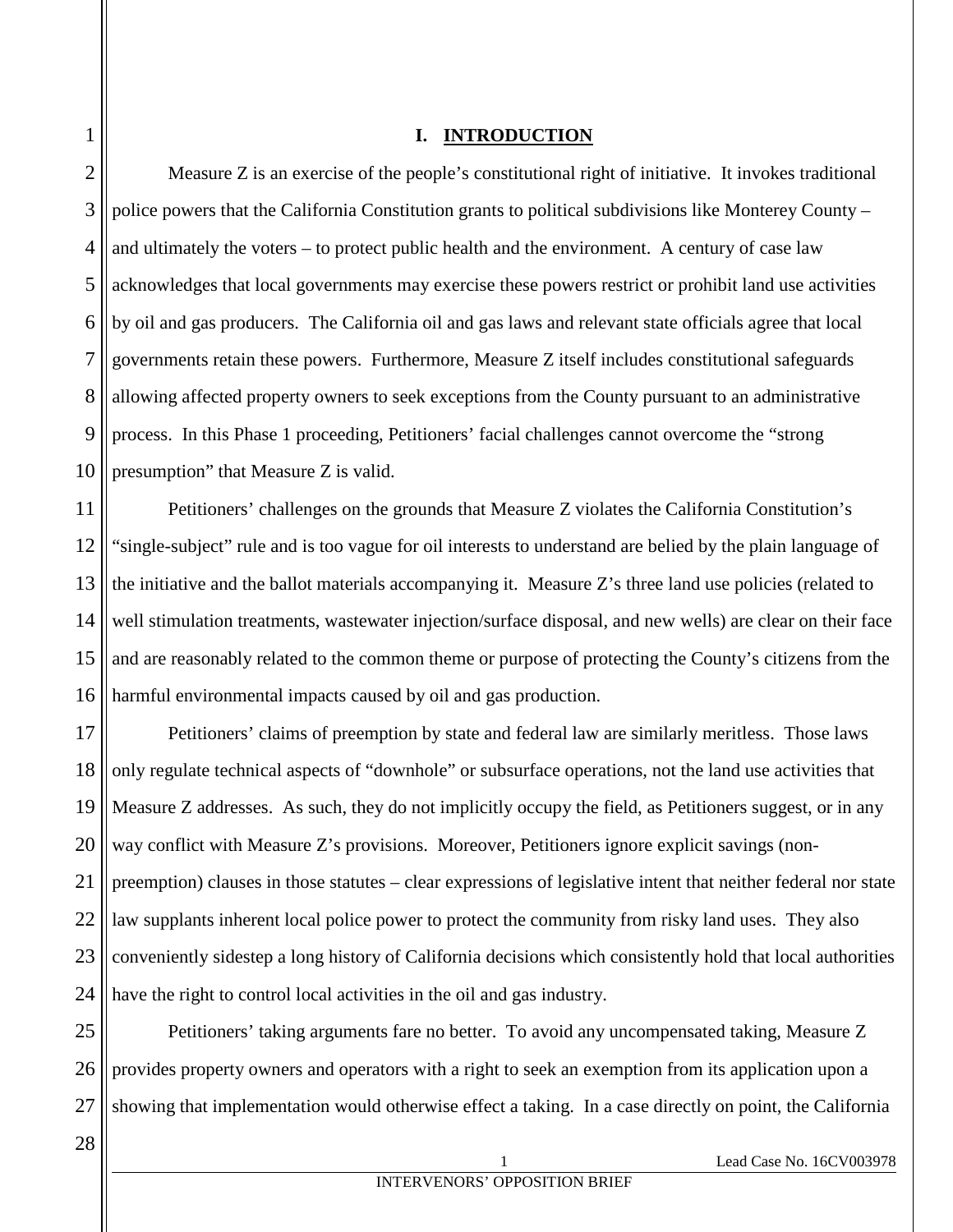## I. INTRODUCTION

Measure Z is an exercise of the people's constitutional right of initiative. It invokes traditional police powers that the California Constitution grants to political subdivisions like Monterey County – and ultimately the voters – to protect public health and the environment. A century of case law acknowledges that local governments may exercise these powers restrict or prohibit land use activities by oil and gas producers. The California oil and gas laws and relevant state officials agree that local governments retain these powers. Furthermore, Measure Z itself includes constitutional safeguards allowing affected property owners to seek exceptions from the County pursuant to an administrative process. In this Phase 1 proceeding, Petitioners' facial challenges cannot overcome the "strong presumption" that Measure Z is valid.

Petitioners' challenges on the grounds that Measure Z violates the California Constitution's "single-subject" rule and is too vague for oil interests to understand are belied by the plain language of the initiative and the ballot materials accompanying it. Measure Z's three land use policies (related to well stimulation treatments, wastewater injection/surface disposal, and new wells) are clear on their face and are reasonably related to the common theme or purpose of protecting the County's citizens from the harmful environmental impacts caused by oil and gas production.

Petitioners' claims of preemption by state and federal law are similarly meritless. Those laws only regulate technical aspects of "downhole" or subsurface operations, not the land use activities that Measure Z addresses. As such, they do not implicitly occupy the field, as Petitioners suggest, or in any way conflict with Measure Z's provisions. Moreover, Petitioners ignore explicit savings (non-preemption) clauses in those statutes – clear expressions of legislative intent that neither federal nor state law supplants inherent local police power to protect the community from risky land uses. They also conveniently sidestep a long history of California decisions which consistently hold that local authorities have the right to control local activities in the oil and gas industry.

Petitioners' taking arguments fare no better. To avoid any uncompensated taking, Measure Z provides property owners and operators with a right to seek an exemption from its application upon a showing that implementation would otherwise effect a taking. In a case directly on point, the California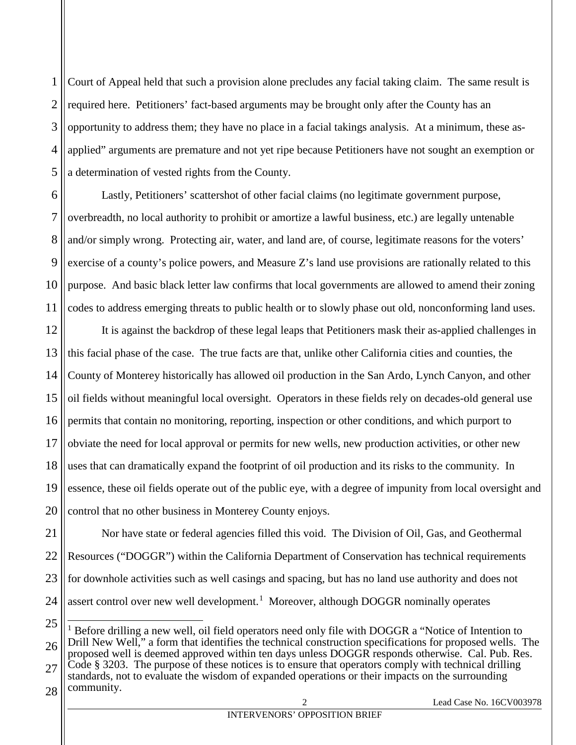Court of Appeal held that such a provision alone precludes any facial taking claim. The same result is required here. Petitioners' fact-based arguments may be brought only after the County has an opportunity to address them; they have no place in a facial takings analysis. At a minimum, these as-applied" arguments are premature and not yet ripe because Petitioners have not sought an exemption or a determination of vested rights from the County.

Lastly, Petitioners' scattershot of other facial claims (no legitimate government purpose, overbreadth, no local authority to prohibit or amortize a lawful business, etc.) are legally untenable and/or simply wrong. Protecting air, water, and land are, of course, legitimate reasons for the voters' exercise of a county's police powers, and Measure Z's land use provisions are rationally related to this purpose. And basic black letter law confirms that local governments are allowed to amend their zoning codes to address emerging threats to public health or to slowly phase out old, nonconforming land uses.

It is against the backdrop of these legal leaps that Petitioners mask their as-applied challenges in this facial phase of the case. The true facts are that, unlike other California cities and counties, the County of Monterey historically has allowed oil production in the San Ardo, Lynch Canyon, and other oil fields without meaningful local oversight. Operators in these fields rely on decades-old general use permits that contain no monitoring, reporting, inspection or other conditions, and which purport to obviate the need for local approval or permits for new wells, new production activities, or other new uses that can dramatically expand the footprint of oil production and its risks to the community. In essence, these oil fields operate out of the public eye, with a degree of impunity from local oversight and control that no other business in Monterey County enjoys.

Nor have state or federal agencies filled this void. The Division of Oil, Gas, and Geothermal Resources ("DOGGR") within the California Department of Conservation has technical requirements for downhole activities such as well casings and spacing, but has no land use authority and does not assert control over new well development.[1] Moreover, although DOGGR nominally operates

[1] Before drilling a new well, oil field operators need only file with DOGGR a "Notice of Intention to Drill New Well," a form that identifies the technical construction specifications for proposed wells. The proposed well is deemed approved within ten days unless DOGGR responds otherwise. Cal. Pub. Res. Code § 3203. The purpose of these notices is to ensure that operators comply with technical drilling standards, not to evaluate the wisdom of expanded operations or their impacts on the surrounding community.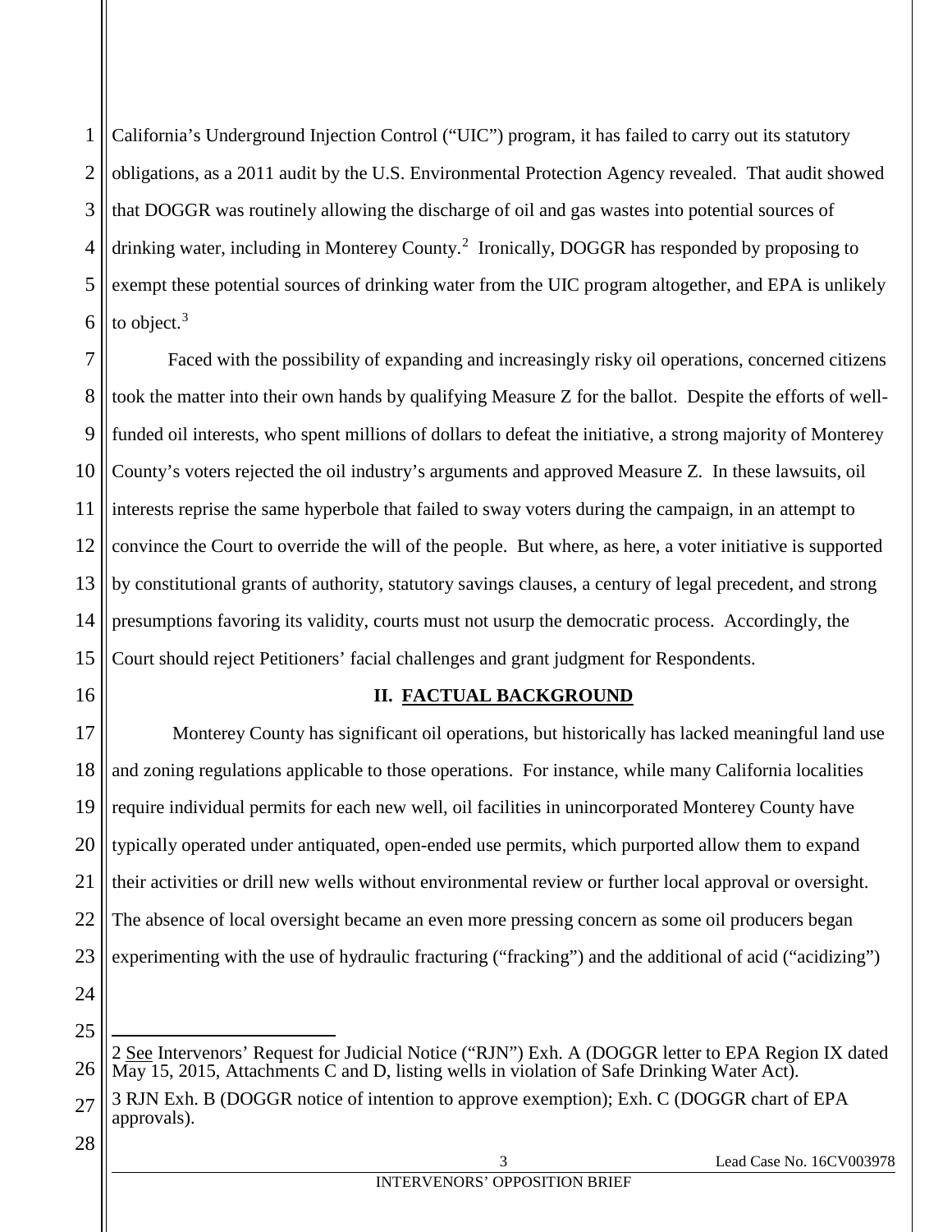California's Underground Injection Control ("UIC") program, it has failed to carry out its statutory obligations, as a 2011 audit by the U.S. Environmental Protection Agency revealed. That audit showed that DOGGR was routinely allowing the discharge of oil and gas wastes into potential sources of drinking water, including in Monterey County.[2] Ironically, DOGGR has responded by proposing to exempt these potential sources of drinking water from the UIC program altogether, and EPA is unlikely to object.[3]

Faced with the possibility of expanding and increasingly risky oil operations, concerned citizens took the matter into their own hands by qualifying Measure Z for the ballot. Despite the efforts of well-funded oil interests, who spent millions of dollars to defeat the initiative, a strong majority of Monterey County's voters rejected the oil industry's arguments and approved Measure Z. In these lawsuits, oil interests reprise the same hyperbole that failed to sway voters during the campaign, in an attempt to convince the Court to override the will of the people. But where, as here, a voter initiative is supported by constitutional grants of authority, statutory savings clauses, a century of legal precedent, and strong presumptions favoring its validity, courts must not usurp the democratic process. Accordingly, the Court should reject Petitioners' facial challenges and grant judgment for Respondents.

## II. FACTUAL BACKGROUND

Monterey County has significant oil operations, but historically has lacked meaningful land use and zoning regulations applicable to those operations. For instance, while many California localities require individual permits for each new well, oil facilities in unincorporated Monterey County have typically operated under antiquated, open-ended use permits, which purported allow them to expand their activities or drill new wells without environmental review or further local approval or oversight. The absence of local oversight became an even more pressing concern as some oil producers began experimenting with the use of hydraulic fracturing ("fracking") and the additional of acid ("acidizing")

---

2 See Intervenors' Request for Judicial Notice ("RJN") Exh. A (DOGGR letter to EPA Region IX dated May 15, 2015, Attachments C and D, listing wells in violation of Safe Drinking Water Act).

3 RJN Exh. B (DOGGR notice of intention to approve exemption); Exh. C (DOGGR chart of EPA approvals).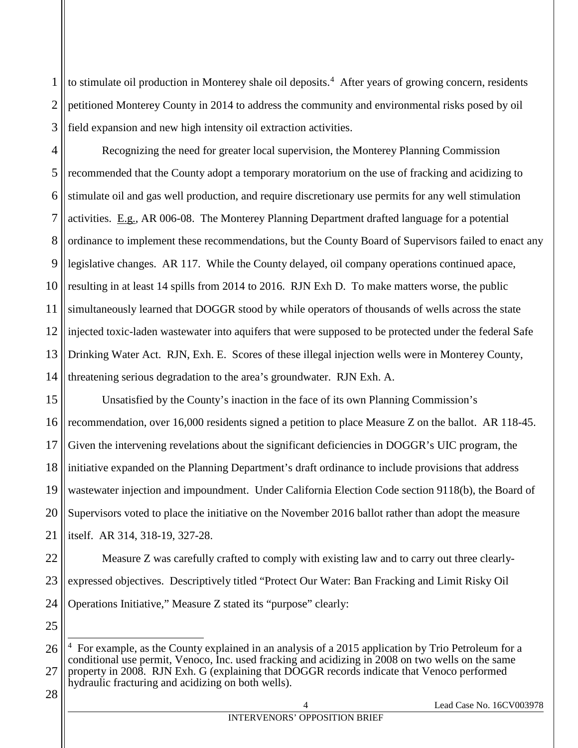to stimulate oil production in Monterey shale oil deposits.[4] After years of growing concern, residents petitioned Monterey County in 2014 to address the community and environmental risks posed by oil field expansion and new high intensity oil extraction activities.

Recognizing the need for greater local supervision, the Monterey Planning Commission recommended that the County adopt a temporary moratorium on the use of fracking and acidizing to stimulate oil and gas well production, and require discretionary use permits for any well stimulation activities. E.g., AR 006-08. The Monterey Planning Department drafted language for a potential ordinance to implement these recommendations, but the County Board of Supervisors failed to enact any legislative changes. AR 117. While the County delayed, oil company operations continued apace, resulting in at least 14 spills from 2014 to 2016. RJN Exh D. To make matters worse, the public simultaneously learned that DOGGR stood by while operators of thousands of wells across the state injected toxic-laden wastewater into aquifers that were supposed to be protected under the federal Safe Drinking Water Act. RJN, Exh. E. Scores of these illegal injection wells were in Monterey County, threatening serious degradation to the area's groundwater. RJN Exh. A.

Unsatisfied by the County's inaction in the face of its own Planning Commission's recommendation, over 16,000 residents signed a petition to place Measure Z on the ballot. AR 118-45. Given the intervening revelations about the significant deficiencies in DOGGR's UIC program, the initiative expanded on the Planning Department's draft ordinance to include provisions that address wastewater injection and impoundment. Under California Election Code section 9118(b), the Board of Supervisors voted to place the initiative on the November 2016 ballot rather than adopt the measure itself. AR 314, 318-19, 327-28.

Measure Z was carefully crafted to comply with existing law and to carry out three clearly-expressed objectives. Descriptively titled "Protect Our Water: Ban Fracking and Limit Risky Oil Operations Initiative," Measure Z stated its "purpose" clearly:

---

[4] For example, as the County explained in an analysis of a 2015 application by Trio Petroleum for a conditional use permit, Venoco, Inc. used fracking and acidizing in 2008 on two wells on the same property in 2008. RJN Exh. G (explaining that DOGGR records indicate that Venoco performed hydraulic fracturing and acidizing on both wells).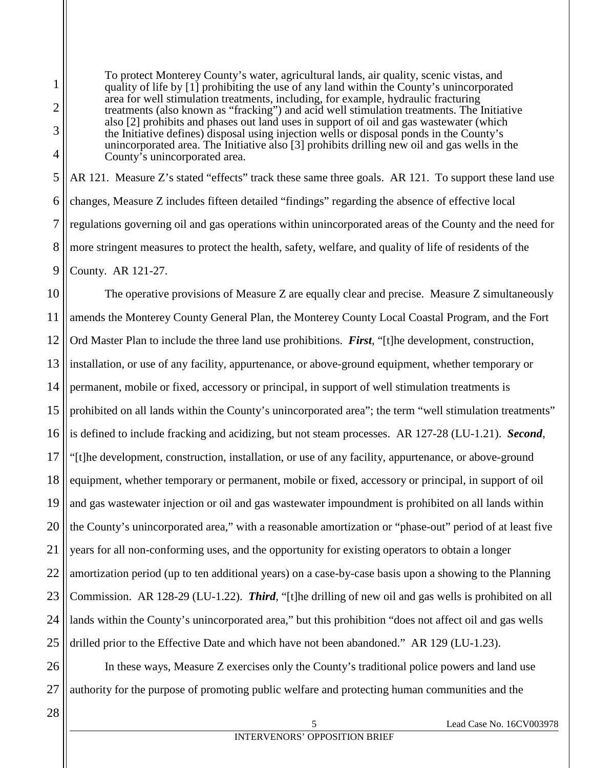> To protect Monterey County's water, agricultural lands, air quality, scenic vistas, and quality of life by [1] prohibiting the use of any land within the County's unincorporated area for well stimulation treatments, including, for example, hydraulic fracturing treatments (also known as "fracking") and acid well stimulation treatments. The Initiative also [2] prohibits and phases out land uses in support of oil and gas wastewater (which the Initiative defines) disposal using injection wells or disposal ponds in the County's unincorporated area. The Initiative also [3] prohibits drilling new oil and gas wells in the County's unincorporated area.

AR 121. Measure Z's stated "effects" track these same three goals. AR 121. To support these land use changes, Measure Z includes fifteen detailed "findings" regarding the absence of effective local regulations governing oil and gas operations within unincorporated areas of the County and the need for more stringent measures to protect the health, safety, welfare, and quality of life of residents of the County. AR 121-27.

The operative provisions of Measure Z are equally clear and precise. Measure Z simultaneously amends the Monterey County General Plan, the Monterey County Local Coastal Program, and the Fort Ord Master Plan to include the three land use prohibitions. ***First***, "[t]he development, construction, installation, or use of any facility, appurtenance, or above-ground equipment, whether temporary or permanent, mobile or fixed, accessory or principal, in support of well stimulation treatments is prohibited on all lands within the County's unincorporated area"; the term "well stimulation treatments" is defined to include fracking and acidizing, but not steam processes. AR 127-28 (LU-1.21). ***Second***, "[t]he development, construction, installation, or use of any facility, appurtenance, or above-ground equipment, whether temporary or permanent, mobile or fixed, accessory or principal, in support of oil and gas wastewater injection or oil and gas wastewater impoundment is prohibited on all lands within the County's unincorporated area," with a reasonable amortization or "phase-out" period of at least five years for all non-conforming uses, and the opportunity for existing operators to obtain a longer amortization period (up to ten additional years) on a case-by-case basis upon a showing to the Planning Commission. AR 128-29 (LU-1.22). ***Third***, "[t]he drilling of new oil and gas wells is prohibited on all lands within the County's unincorporated area," but this prohibition "does not affect oil and gas wells drilled prior to the Effective Date and which have not been abandoned." AR 129 (LU-1.23).

In these ways, Measure Z exercises only the County's traditional police powers and land use authority for the purpose of promoting public welfare and protecting human communities and the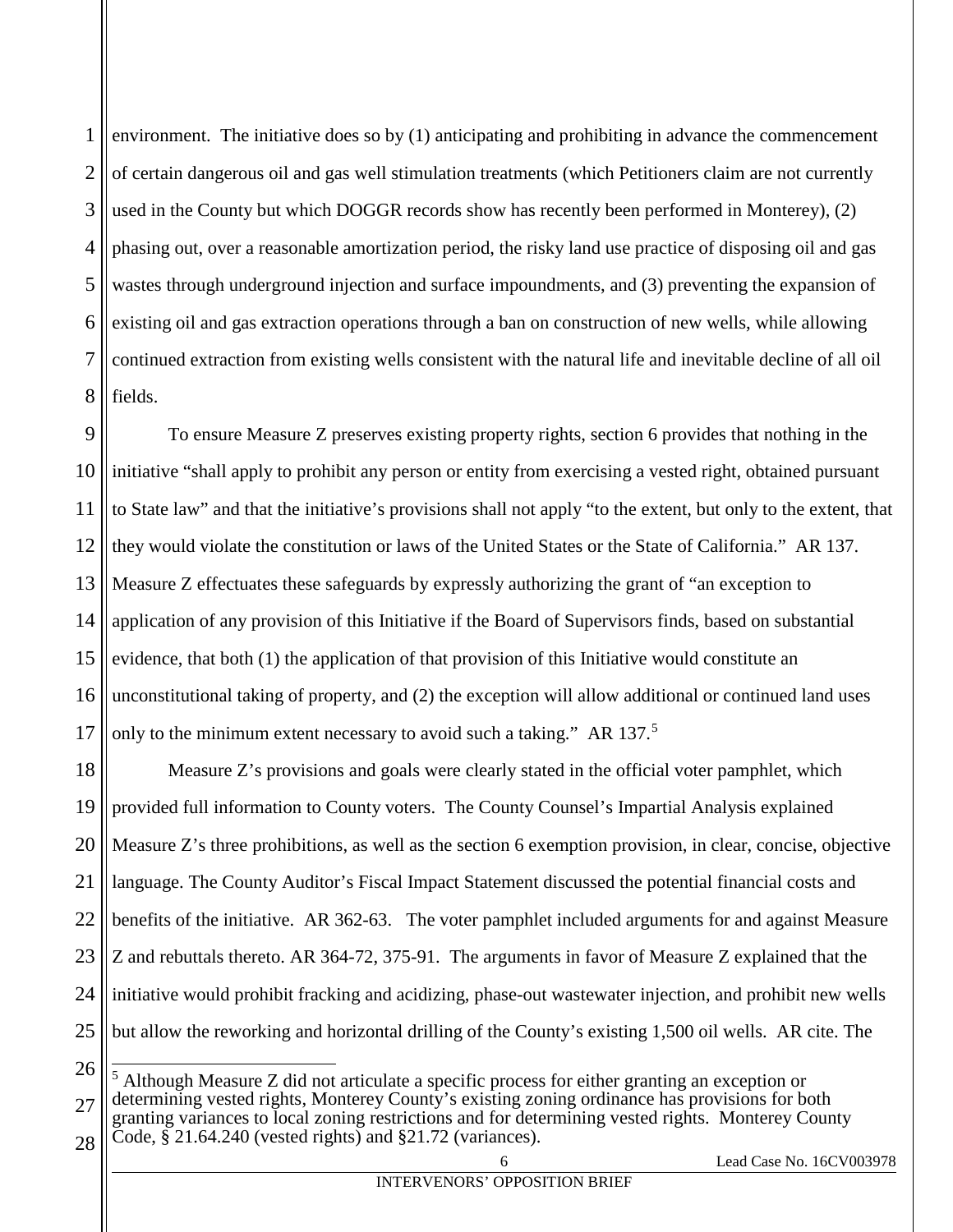environment. The initiative does so by (1) anticipating and prohibiting in advance the commencement of certain dangerous oil and gas well stimulation treatments (which Petitioners claim are not currently used in the County but which DOGGR records show has recently been performed in Monterey), (2) phasing out, over a reasonable amortization period, the risky land use practice of disposing oil and gas wastes through underground injection and surface impoundments, and (3) preventing the expansion of existing oil and gas extraction operations through a ban on construction of new wells, while allowing continued extraction from existing wells consistent with the natural life and inevitable decline of all oil fields.

To ensure Measure Z preserves existing property rights, section 6 provides that nothing in the initiative "shall apply to prohibit any person or entity from exercising a vested right, obtained pursuant to State law" and that the initiative's provisions shall not apply "to the extent, but only to the extent, that they would violate the constitution or laws of the United States or the State of California." AR 137. Measure Z effectuates these safeguards by expressly authorizing the grant of "an exception to application of any provision of this Initiative if the Board of Supervisors finds, based on substantial evidence, that both (1) the application of that provision of this Initiative would constitute an unconstitutional taking of property, and (2) the exception will allow additional or continued land uses only to the minimum extent necessary to avoid such a taking." AR 137.[5]

Measure Z's provisions and goals were clearly stated in the official voter pamphlet, which provided full information to County voters. The County Counsel's Impartial Analysis explained Measure Z's three prohibitions, as well as the section 6 exemption provision, in clear, concise, objective language. The County Auditor's Fiscal Impact Statement discussed the potential financial costs and benefits of the initiative. AR 362-63. The voter pamphlet included arguments for and against Measure Z and rebuttals thereto. AR 364-72, 375-91. The arguments in favor of Measure Z explained that the initiative would prohibit fracking and acidizing, phase-out wastewater injection, and prohibit new wells but allow the reworking and horizontal drilling of the County's existing 1,500 oil wells. AR cite. The

[5] Although Measure Z did not articulate a specific process for either granting an exception or determining vested rights, Monterey County's existing zoning ordinance has provisions for both granting variances to local zoning restrictions and for determining vested rights. Monterey County Code, § 21.64.240 (vested rights) and §21.72 (variances).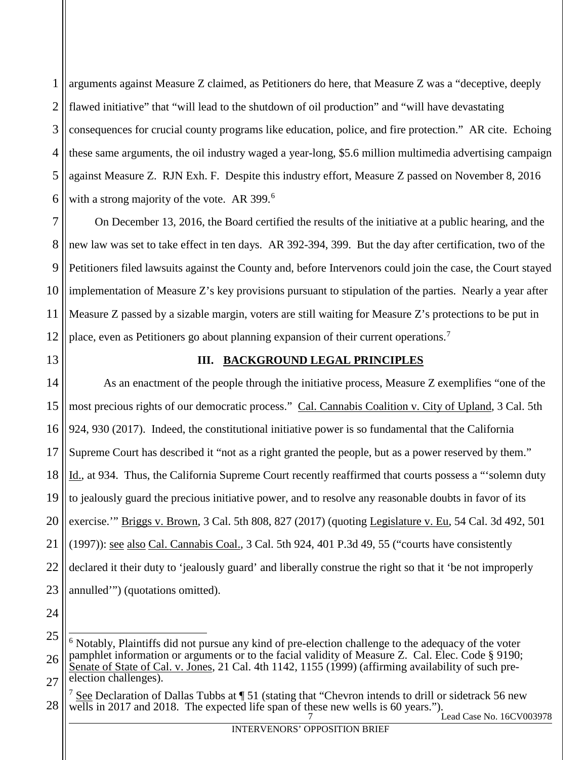arguments against Measure Z claimed, as Petitioners do here, that Measure Z was a "deceptive, deeply flawed initiative" that "will lead to the shutdown of oil production" and "will have devastating consequences for crucial county programs like education, police, and fire protection." AR cite. Echoing these same arguments, the oil industry waged a year-long, $5.6 million multimedia advertising campaign against Measure Z. RJN Exh. F. Despite this industry effort, Measure Z passed on November 8, 2016 with a strong majority of the vote. AR 399.[6]

On December 13, 2016, the Board certified the results of the initiative at a public hearing, and the new law was set to take effect in ten days. AR 392-394, 399. But the day after certification, two of the Petitioners filed lawsuits against the County and, before Intervenors could join the case, the Court stayed implementation of Measure Z's key provisions pursuant to stipulation of the parties. Nearly a year after Measure Z passed by a sizable margin, voters are still waiting for Measure Z's protections to be put in place, even as Petitioners go about planning expansion of their current operations.[7]

## III. BACKGROUND LEGAL PRINCIPLES

As an enactment of the people through the initiative process, Measure Z exemplifies "one of the most precious rights of our democratic process." Cal. Cannabis Coalition v. City of Upland, 3 Cal. 5th 924, 930 (2017). Indeed, the constitutional initiative power is so fundamental that the California Supreme Court has described it "not as a right granted the people, but as a power reserved by them." Id., at 934. Thus, the California Supreme Court recently reaffirmed that courts possess a "'solemn duty to jealously guard the precious initiative power, and to resolve any reasonable doubts in favor of its exercise.'" Briggs v. Brown, 3 Cal. 5th 808, 827 (2017) (quoting Legislature v. Eu, 54 Cal. 3d 492, 501 (1997)): see also Cal. Cannabis Coal., 3 Cal. 5th 924, 401 P.3d 49, 55 ("courts have consistently declared it their duty to 'jealously guard' and liberally construe the right so that it 'be not improperly annulled'") (quotations omitted).

---

[6] Notably, Plaintiffs did not pursue any kind of pre-election challenge to the adequacy of the voter pamphlet information or arguments or to the facial validity of Measure Z. Cal. Elec. Code § 9190; Senate of State of Cal. v. Jones, 21 Cal. 4th 1142, 1155 (1999) (affirming availability of such pre-election challenges).

[7] See Declaration of Dallas Tubbs at ¶ 51 (stating that "Chevron intends to drill or sidetrack 56 new wells in 2017 and 2018. The expected life span of these new wells is 60 years.").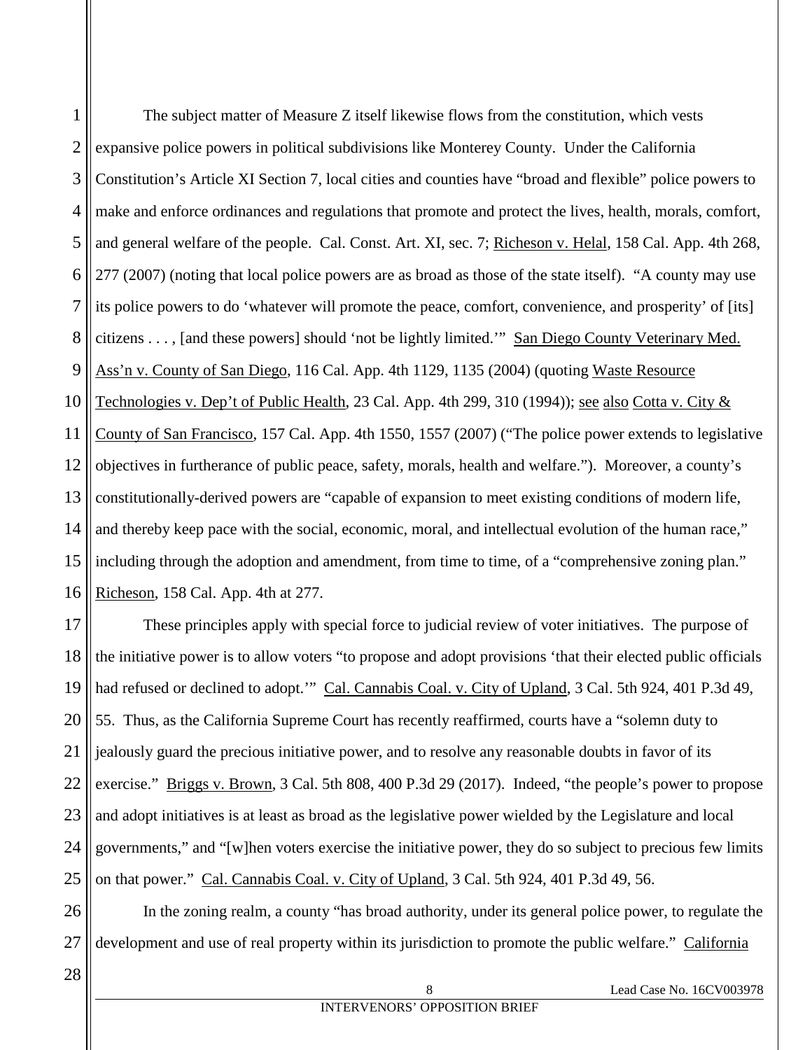The subject matter of Measure Z itself likewise flows from the constitution, which vests expansive police powers in political subdivisions like Monterey County. Under the California Constitution's Article XI Section 7, local cities and counties have "broad and flexible" police powers to make and enforce ordinances and regulations that promote and protect the lives, health, morals, comfort, and general welfare of the people. Cal. Const. Art. XI, sec. 7; Richeson v. Helal, 158 Cal. App. 4th 268, 277 (2007) (noting that local police powers are as broad as those of the state itself). "A county may use its police powers to do 'whatever will promote the peace, comfort, convenience, and prosperity' of [its] citizens . . . , [and these powers] should 'not be lightly limited.'" San Diego County Veterinary Med. Ass'n v. County of San Diego, 116 Cal. App. 4th 1129, 1135 (2004) (quoting Waste Resource Technologies v. Dep't of Public Health, 23 Cal. App. 4th 299, 310 (1994)); see also Cotta v. City & County of San Francisco, 157 Cal. App. 4th 1550, 1557 (2007) ("The police power extends to legislative objectives in furtherance of public peace, safety, morals, health and welfare."). Moreover, a county's constitutionally-derived powers are "capable of expansion to meet existing conditions of modern life, and thereby keep pace with the social, economic, moral, and intellectual evolution of the human race," including through the adoption and amendment, from time to time, of a "comprehensive zoning plan." Richeson, 158 Cal. App. 4th at 277.

These principles apply with special force to judicial review of voter initiatives. The purpose of the initiative power is to allow voters "to propose and adopt provisions 'that their elected public officials had refused or declined to adopt.'" Cal. Cannabis Coal. v. City of Upland, 3 Cal. 5th 924, 401 P.3d 49, 55. Thus, as the California Supreme Court has recently reaffirmed, courts have a "solemn duty to jealously guard the precious initiative power, and to resolve any reasonable doubts in favor of its exercise." Briggs v. Brown, 3 Cal. 5th 808, 400 P.3d 29 (2017). Indeed, "the people's power to propose and adopt initiatives is at least as broad as the legislative power wielded by the Legislature and local governments," and "[w]hen voters exercise the initiative power, they do so subject to precious few limits on that power." Cal. Cannabis Coal. v. City of Upland, 3 Cal. 5th 924, 401 P.3d 49, 56.

In the zoning realm, a county "has broad authority, under its general police power, to regulate the development and use of real property within its jurisdiction to promote the public welfare." California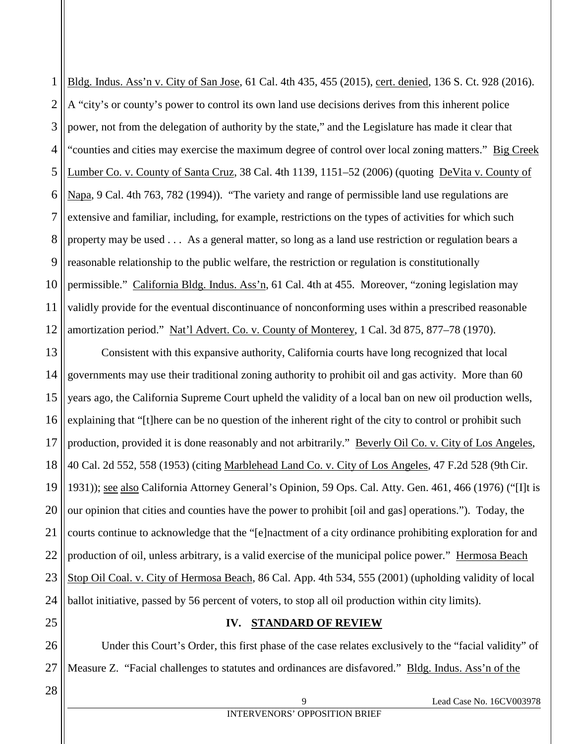Bldg. Indus. Ass'n v. City of San Jose, 61 Cal. 4th 435, 455 (2015), cert. denied, 136 S. Ct. 928 (2016). A "city's or county's power to control its own land use decisions derives from this inherent police power, not from the delegation of authority by the state," and the Legislature has made it clear that "counties and cities may exercise the maximum degree of control over local zoning matters." Big Creek Lumber Co. v. County of Santa Cruz, 38 Cal. 4th 1139, 1151–52 (2006) (quoting DeVita v. County of Napa, 9 Cal. 4th 763, 782 (1994)). "The variety and range of permissible land use regulations are extensive and familiar, including, for example, restrictions on the types of activities for which such property may be used . . . As a general matter, so long as a land use restriction or regulation bears a reasonable relationship to the public welfare, the restriction or regulation is constitutionally permissible." California Bldg. Indus. Ass'n, 61 Cal. 4th at 455. Moreover, "zoning legislation may validly provide for the eventual discontinuance of nonconforming uses within a prescribed reasonable amortization period." Nat'l Advert. Co. v. County of Monterey, 1 Cal. 3d 875, 877–78 (1970).

Consistent with this expansive authority, California courts have long recognized that local governments may use their traditional zoning authority to prohibit oil and gas activity. More than 60 years ago, the California Supreme Court upheld the validity of a local ban on new oil production wells, explaining that "[t]here can be no question of the inherent right of the city to control or prohibit such production, provided it is done reasonably and not arbitrarily." Beverly Oil Co. v. City of Los Angeles, 40 Cal. 2d 552, 558 (1953) (citing Marblehead Land Co. v. City of Los Angeles, 47 F.2d 528 (9th Cir. 1931)); see also California Attorney General's Opinion, 59 Ops. Cal. Atty. Gen. 461, 466 (1976) ("[I]t is our opinion that cities and counties have the power to prohibit [oil and gas] operations."). Today, the courts continue to acknowledge that the "[e]nactment of a city ordinance prohibiting exploration for and production of oil, unless arbitrary, is a valid exercise of the municipal police power." Hermosa Beach Stop Oil Coal. v. City of Hermosa Beach, 86 Cal. App. 4th 534, 555 (2001) (upholding validity of local ballot initiative, passed by 56 percent of voters, to stop all oil production within city limits).

## IV. STANDARD OF REVIEW

Under this Court's Order, this first phase of the case relates exclusively to the "facial validity" of Measure Z. "Facial challenges to statutes and ordinances are disfavored." Bldg. Indus. Ass'n of the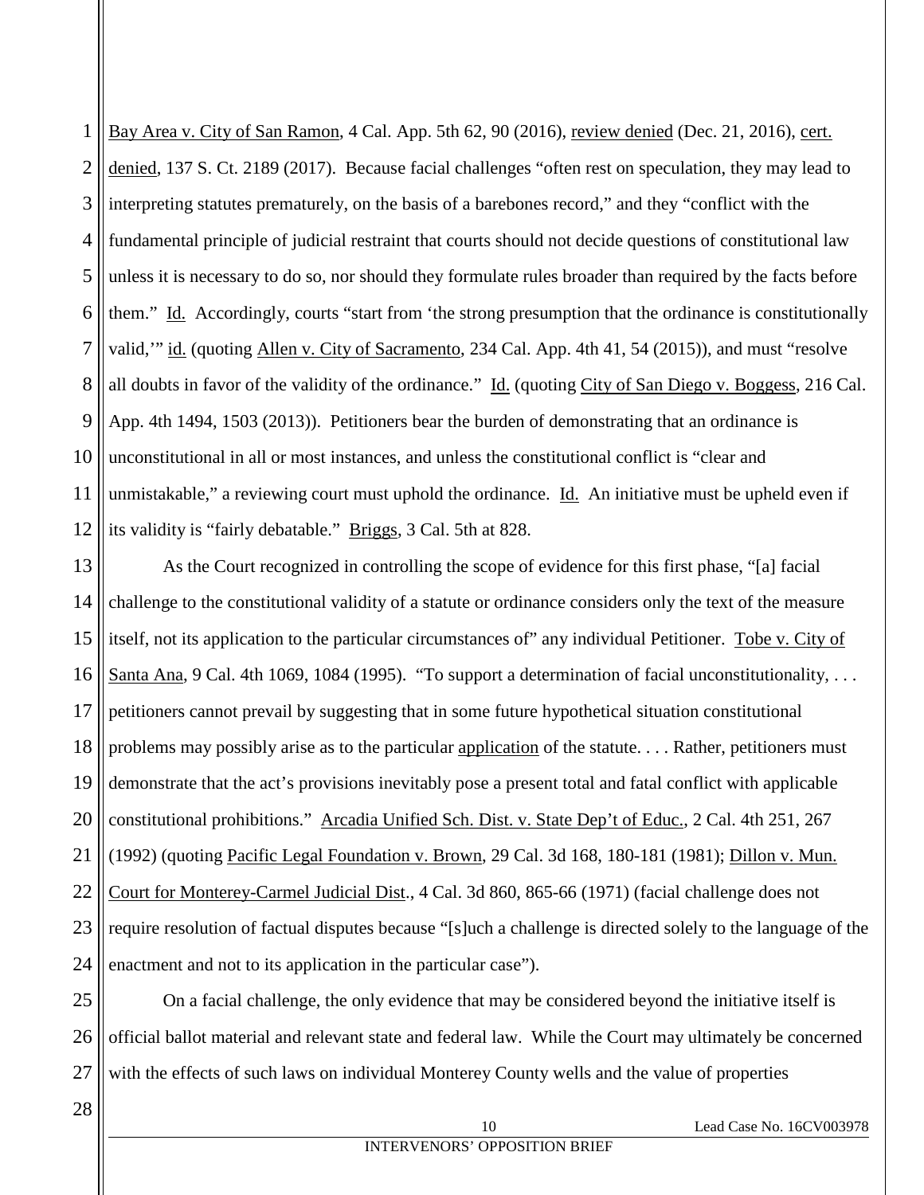Bay Area v. City of San Ramon, 4 Cal. App. 5th 62, 90 (2016), review denied (Dec. 21, 2016), cert. denied, 137 S. Ct. 2189 (2017). Because facial challenges "often rest on speculation, they may lead to interpreting statutes prematurely, on the basis of a barebones record," and they "conflict with the fundamental principle of judicial restraint that courts should not decide questions of constitutional law unless it is necessary to do so, nor should they formulate rules broader than required by the facts before them." Id. Accordingly, courts "start from 'the strong presumption that the ordinance is constitutionally valid,'" id. (quoting Allen v. City of Sacramento, 234 Cal. App. 4th 41, 54 (2015)), and must "resolve all doubts in favor of the validity of the ordinance." Id. (quoting City of San Diego v. Boggess, 216 Cal. App. 4th 1494, 1503 (2013)). Petitioners bear the burden of demonstrating that an ordinance is unconstitutional in all or most instances, and unless the constitutional conflict is "clear and unmistakable," a reviewing court must uphold the ordinance. Id. An initiative must be upheld even if its validity is "fairly debatable." Briggs, 3 Cal. 5th at 828.

As the Court recognized in controlling the scope of evidence for this first phase, "[a] facial challenge to the constitutional validity of a statute or ordinance considers only the text of the measure itself, not its application to the particular circumstances of" any individual Petitioner. Tobe v. City of Santa Ana, 9 Cal. 4th 1069, 1084 (1995). "To support a determination of facial unconstitutionality, . . . petitioners cannot prevail by suggesting that in some future hypothetical situation constitutional problems may possibly arise as to the particular application of the statute. . . . Rather, petitioners must demonstrate that the act's provisions inevitably pose a present total and fatal conflict with applicable constitutional prohibitions." Arcadia Unified Sch. Dist. v. State Dep't of Educ., 2 Cal. 4th 251, 267 (1992) (quoting Pacific Legal Foundation v. Brown, 29 Cal. 3d 168, 180-181 (1981); Dillon v. Mun. Court for Monterey-Carmel Judicial Dist., 4 Cal. 3d 860, 865-66 (1971) (facial challenge does not require resolution of factual disputes because "[s]uch a challenge is directed solely to the language of the enactment and not to its application in the particular case").

On a facial challenge, the only evidence that may be considered beyond the initiative itself is official ballot material and relevant state and federal law. While the Court may ultimately be concerned with the effects of such laws on individual Monterey County wells and the value of properties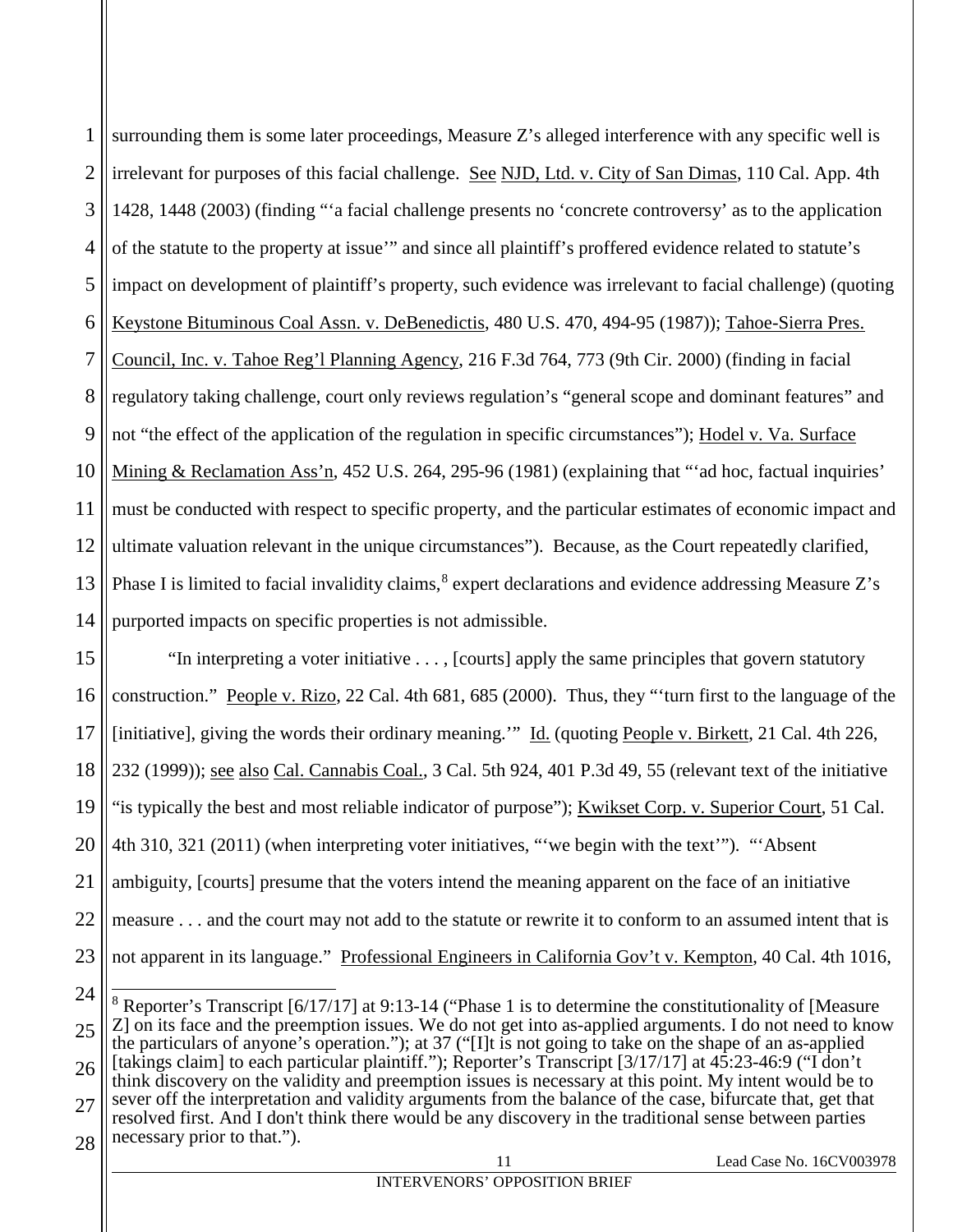surrounding them is some later proceedings, Measure Z's alleged interference with any specific well is irrelevant for purposes of this facial challenge. See NJD, Ltd. v. City of San Dimas, 110 Cal. App. 4th 1428, 1448 (2003) (finding "'a facial challenge presents no 'concrete controversy' as to the application of the statute to the property at issue'" and since all plaintiff's proffered evidence related to statute's impact on development of plaintiff's property, such evidence was irrelevant to facial challenge) (quoting Keystone Bituminous Coal Assn. v. DeBenedictis, 480 U.S. 470, 494-95 (1987)); Tahoe-Sierra Pres. Council, Inc. v. Tahoe Reg'l Planning Agency, 216 F.3d 764, 773 (9th Cir. 2000) (finding in facial regulatory taking challenge, court only reviews regulation's "general scope and dominant features" and not "the effect of the application of the regulation in specific circumstances"); Hodel v. Va. Surface Mining & Reclamation Ass'n, 452 U.S. 264, 295-96 (1981) (explaining that "'ad hoc, factual inquiries' must be conducted with respect to specific property, and the particular estimates of economic impact and ultimate valuation relevant in the unique circumstances"). Because, as the Court repeatedly clarified, Phase I is limited to facial invalidity claims,[8] expert declarations and evidence addressing Measure Z's purported impacts on specific properties is not admissible.

"In interpreting a voter initiative . . . , [courts] apply the same principles that govern statutory construction." People v. Rizo, 22 Cal. 4th 681, 685 (2000). Thus, they "'turn first to the language of the [initiative], giving the words their ordinary meaning.'" Id. (quoting People v. Birkett, 21 Cal. 4th 226, 232 (1999)); see also Cal. Cannabis Coal., 3 Cal. 5th 924, 401 P.3d 49, 55 (relevant text of the initiative "is typically the best and most reliable indicator of purpose"); Kwikset Corp. v. Superior Court, 51 Cal. 4th 310, 321 (2011) (when interpreting voter initiatives, "'we begin with the text'"). "'Absent ambiguity, [courts] presume that the voters intend the meaning apparent on the face of an initiative measure . . . and the court may not add to the statute or rewrite it to conform to an assumed intent that is not apparent in its language." Professional Engineers in California Gov't v. Kempton, 40 Cal. 4th 1016,

[8] Reporter's Transcript [6/17/17] at 9:13-14 ("Phase 1 is to determine the constitutionality of [Measure Z] on its face and the preemption issues. We do not get into as-applied arguments. I do not need to know the particulars of anyone's operation."); at 37 ("[I]t is not going to take on the shape of an as-applied [takings claim] to each particular plaintiff."); Reporter's Transcript [3/17/17] at 45:23-46:9 ("I don't think discovery on the validity and preemption issues is necessary at this point. My intent would be to sever off the interpretation and validity arguments from the balance of the case, bifurcate that, get that resolved first. And I don't think there would be any discovery in the traditional sense between parties necessary prior to that.").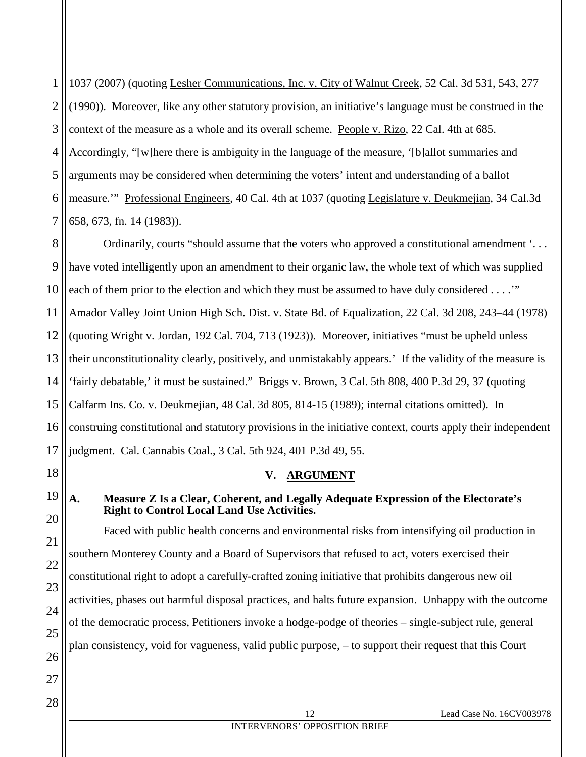1037 (2007) (quoting Lesher Communications, Inc. v. City of Walnut Creek, 52 Cal. 3d 531, 543, 277 (1990)). Moreover, like any other statutory provision, an initiative's language must be construed in the context of the measure as a whole and its overall scheme. People v. Rizo, 22 Cal. 4th at 685. Accordingly, "[w]here there is ambiguity in the language of the measure, '[b]allot summaries and arguments may be considered when determining the voters' intent and understanding of a ballot measure.'" Professional Engineers, 40 Cal. 4th at 1037 (quoting Legislature v. Deukmejian, 34 Cal.3d 658, 673, fn. 14 (1983)).

Ordinarily, courts "should assume that the voters who approved a constitutional amendment '. . . have voted intelligently upon an amendment to their organic law, the whole text of which was supplied each of them prior to the election and which they must be assumed to have duly considered . . . .'" Amador Valley Joint Union High Sch. Dist. v. State Bd. of Equalization, 22 Cal. 3d 208, 243–44 (1978) (quoting Wright v. Jordan, 192 Cal. 704, 713 (1923)). Moreover, initiatives "must be upheld unless their unconstitutionality clearly, positively, and unmistakably appears.' If the validity of the measure is 'fairly debatable,' it must be sustained." Briggs v. Brown, 3 Cal. 5th 808, 400 P.3d 29, 37 (quoting Calfarm Ins. Co. v. Deukmejian, 48 Cal. 3d 805, 814-15 (1989); internal citations omitted). In construing constitutional and statutory provisions in the initiative context, courts apply their independent judgment. Cal. Cannabis Coal., 3 Cal. 5th 924, 401 P.3d 49, 55.

## V. ARGUMENT

### A. Measure Z Is a Clear, Coherent, and Legally Adequate Expression of the Electorate's Right to Control Local Land Use Activities.

Faced with public health concerns and environmental risks from intensifying oil production in southern Monterey County and a Board of Supervisors that refused to act, voters exercised their constitutional right to adopt a carefully-crafted zoning initiative that prohibits dangerous new oil activities, phases out harmful disposal practices, and halts future expansion. Unhappy with the outcome of the democratic process, Petitioners invoke a hodge-podge of theories – single-subject rule, general plan consistency, void for vagueness, valid public purpose, – to support their request that this Court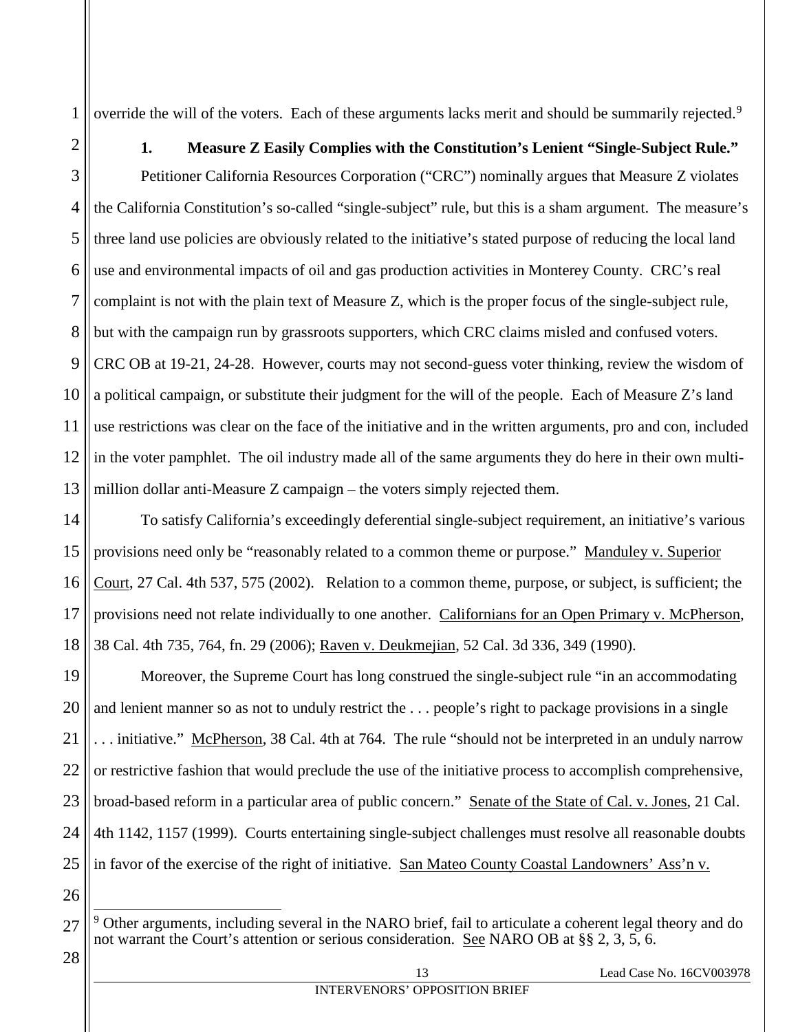override the will of the voters. Each of these arguments lacks merit and should be summarily rejected.[9]

### 1. Measure Z Easily Complies with the Constitution's Lenient "Single-Subject Rule."

Petitioner California Resources Corporation ("CRC") nominally argues that Measure Z violates the California Constitution's so-called "single-subject" rule, but this is a sham argument. The measure's three land use policies are obviously related to the initiative's stated purpose of reducing the local land use and environmental impacts of oil and gas production activities in Monterey County. CRC's real complaint is not with the plain text of Measure Z, which is the proper focus of the single-subject rule, but with the campaign run by grassroots supporters, which CRC claims misled and confused voters. CRC OB at 19-21, 24-28. However, courts may not second-guess voter thinking, review the wisdom of a political campaign, or substitute their judgment for the will of the people. Each of Measure Z's land use restrictions was clear on the face of the initiative and in the written arguments, pro and con, included in the voter pamphlet. The oil industry made all of the same arguments they do here in their own multi-million dollar anti-Measure Z campaign – the voters simply rejected them.

To satisfy California's exceedingly deferential single-subject requirement, an initiative's various provisions need only be "reasonably related to a common theme or purpose." Manduley v. Superior Court, 27 Cal. 4th 537, 575 (2002). Relation to a common theme, purpose, or subject, is sufficient; the provisions need not relate individually to one another. Californians for an Open Primary v. McPherson, 38 Cal. 4th 735, 764, fn. 29 (2006); Raven v. Deukmejian, 52 Cal. 3d 336, 349 (1990).

Moreover, the Supreme Court has long construed the single-subject rule "in an accommodating and lenient manner so as not to unduly restrict the . . . people's right to package provisions in a single . . . initiative." McPherson, 38 Cal. 4th at 764. The rule "should not be interpreted in an unduly narrow or restrictive fashion that would preclude the use of the initiative process to accomplish comprehensive, broad-based reform in a particular area of public concern." Senate of the State of Cal. v. Jones, 21 Cal. 4th 1142, 1157 (1999). Courts entertaining single-subject challenges must resolve all reasonable doubts in favor of the exercise of the right of initiative. San Mateo County Coastal Landowners' Ass'n v.

---

[9] Other arguments, including several in the NARO brief, fail to articulate a coherent legal theory and do not warrant the Court's attention or serious consideration. See NARO OB at §§ 2, 3, 5, 6.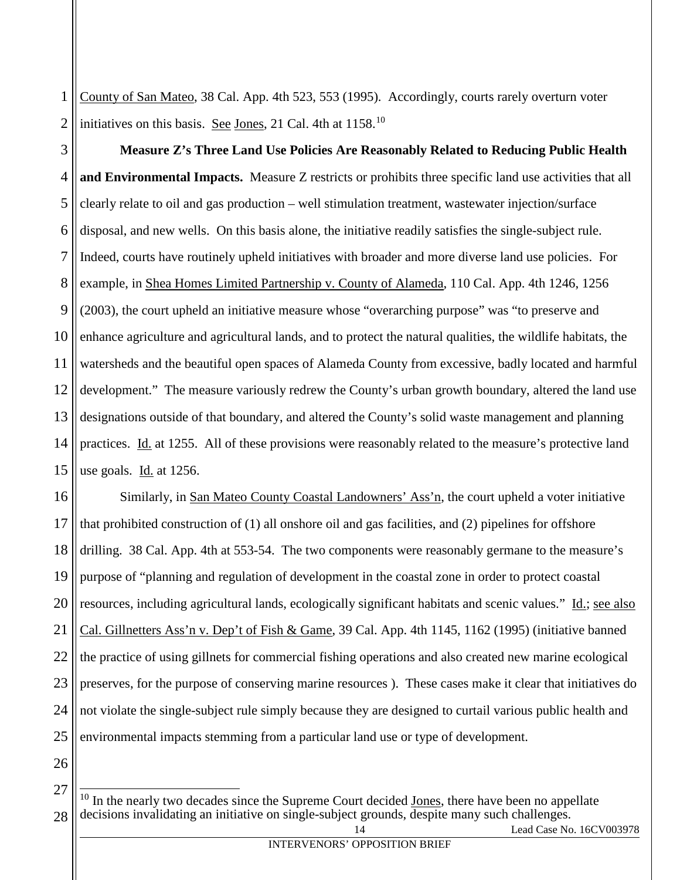County of San Mateo, 38 Cal. App. 4th 523, 553 (1995). Accordingly, courts rarely overturn voter initiatives on this basis. See Jones, 21 Cal. 4th at 1158.[10]

**Measure Z's Three Land Use Policies Are Reasonably Related to Reducing Public Health and Environmental Impacts.** Measure Z restricts or prohibits three specific land use activities that all clearly relate to oil and gas production – well stimulation treatment, wastewater injection/surface disposal, and new wells. On this basis alone, the initiative readily satisfies the single-subject rule. Indeed, courts have routinely upheld initiatives with broader and more diverse land use policies. For example, in Shea Homes Limited Partnership v. County of Alameda, 110 Cal. App. 4th 1246, 1256 (2003), the court upheld an initiative measure whose "overarching purpose" was "to preserve and enhance agriculture and agricultural lands, and to protect the natural qualities, the wildlife habitats, the watersheds and the beautiful open spaces of Alameda County from excessive, badly located and harmful development." The measure variously redrew the County's urban growth boundary, altered the land use designations outside of that boundary, and altered the County's solid waste management and planning practices. Id. at 1255. All of these provisions were reasonably related to the measure's protective land use goals. Id. at 1256.

Similarly, in San Mateo County Coastal Landowners' Ass'n, the court upheld a voter initiative that prohibited construction of (1) all onshore oil and gas facilities, and (2) pipelines for offshore drilling. 38 Cal. App. 4th at 553-54. The two components were reasonably germane to the measure's purpose of "planning and regulation of development in the coastal zone in order to protect coastal resources, including agricultural lands, ecologically significant habitats and scenic values." Id.; see also Cal. Gillnetters Ass'n v. Dep't of Fish & Game, 39 Cal. App. 4th 1145, 1162 (1995) (initiative banned the practice of using gillnets for commercial fishing operations and also created new marine ecological preserves, for the purpose of conserving marine resources ). These cases make it clear that initiatives do not violate the single-subject rule simply because they are designed to curtail various public health and environmental impacts stemming from a particular land use or type of development.

[10] In the nearly two decades since the Supreme Court decided Jones, there have been no appellate decisions invalidating an initiative on single-subject grounds, despite many such challenges.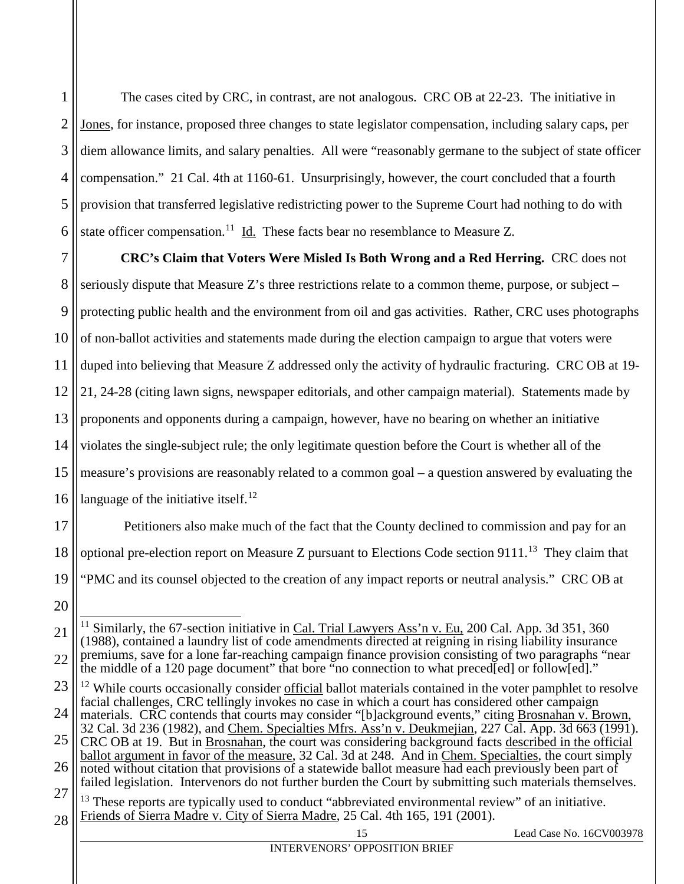The cases cited by CRC, in contrast, are not analogous. CRC OB at 22-23. The initiative in Jones, for instance, proposed three changes to state legislator compensation, including salary caps, per diem allowance limits, and salary penalties. All were "reasonably germane to the subject of state officer compensation." 21 Cal. 4th at 1160-61. Unsurprisingly, however, the court concluded that a fourth provision that transferred legislative redistricting power to the Supreme Court had nothing to do with state officer compensation.[11] Id. These facts bear no resemblance to Measure Z.

**CRC's Claim that Voters Were Misled Is Both Wrong and a Red Herring.** CRC does not seriously dispute that Measure Z's three restrictions relate to a common theme, purpose, or subject – protecting public health and the environment from oil and gas activities. Rather, CRC uses photographs of non-ballot activities and statements made during the election campaign to argue that voters were duped into believing that Measure Z addressed only the activity of hydraulic fracturing. CRC OB at 19-21, 24-28 (citing lawn signs, newspaper editorials, and other campaign material). Statements made by proponents and opponents during a campaign, however, have no bearing on whether an initiative violates the single-subject rule; the only legitimate question before the Court is whether all of the measure's provisions are reasonably related to a common goal – a question answered by evaluating the language of the initiative itself.[12]

Petitioners also make much of the fact that the County declined to commission and pay for an optional pre-election report on Measure Z pursuant to Elections Code section 9111.[13] They claim that "PMC and its counsel objected to the creation of any impact reports or neutral analysis." CRC OB at

---

[11] Similarly, the 67-section initiative in Cal. Trial Lawyers Ass'n v. Eu, 200 Cal. App. 3d 351, 360 (1988), contained a laundry list of code amendments directed at reigning in rising liability insurance premiums, save for a lone far-reaching campaign finance provision consisting of two paragraphs "near the middle of a 120 page document" that bore "no connection to what preced[ed] or follow[ed]."

[12] While courts occasionally consider official ballot materials contained in the voter pamphlet to resolve facial challenges, CRC tellingly invokes no case in which a court has considered other campaign materials. CRC contends that courts may consider "[b]ackground events," citing Brosnahan v. Brown, 32 Cal. 3d 236 (1982), and Chem. Specialties Mfrs. Ass'n v. Deukmejian, 227 Cal. App. 3d 663 (1991). CRC OB at 19. But in Brosnahan, the court was considering background facts described in the official ballot argument in favor of the measure, 32 Cal. 3d at 248. And in Chem. Specialties, the court simply noted without citation that provisions of a statewide ballot measure had each previously been part of failed legislation. Intervenors do not further burden the Court by submitting such materials themselves.

[13] These reports are typically used to conduct "abbreviated environmental review" of an initiative. Friends of Sierra Madre v. City of Sierra Madre, 25 Cal. 4th 165, 191 (2001).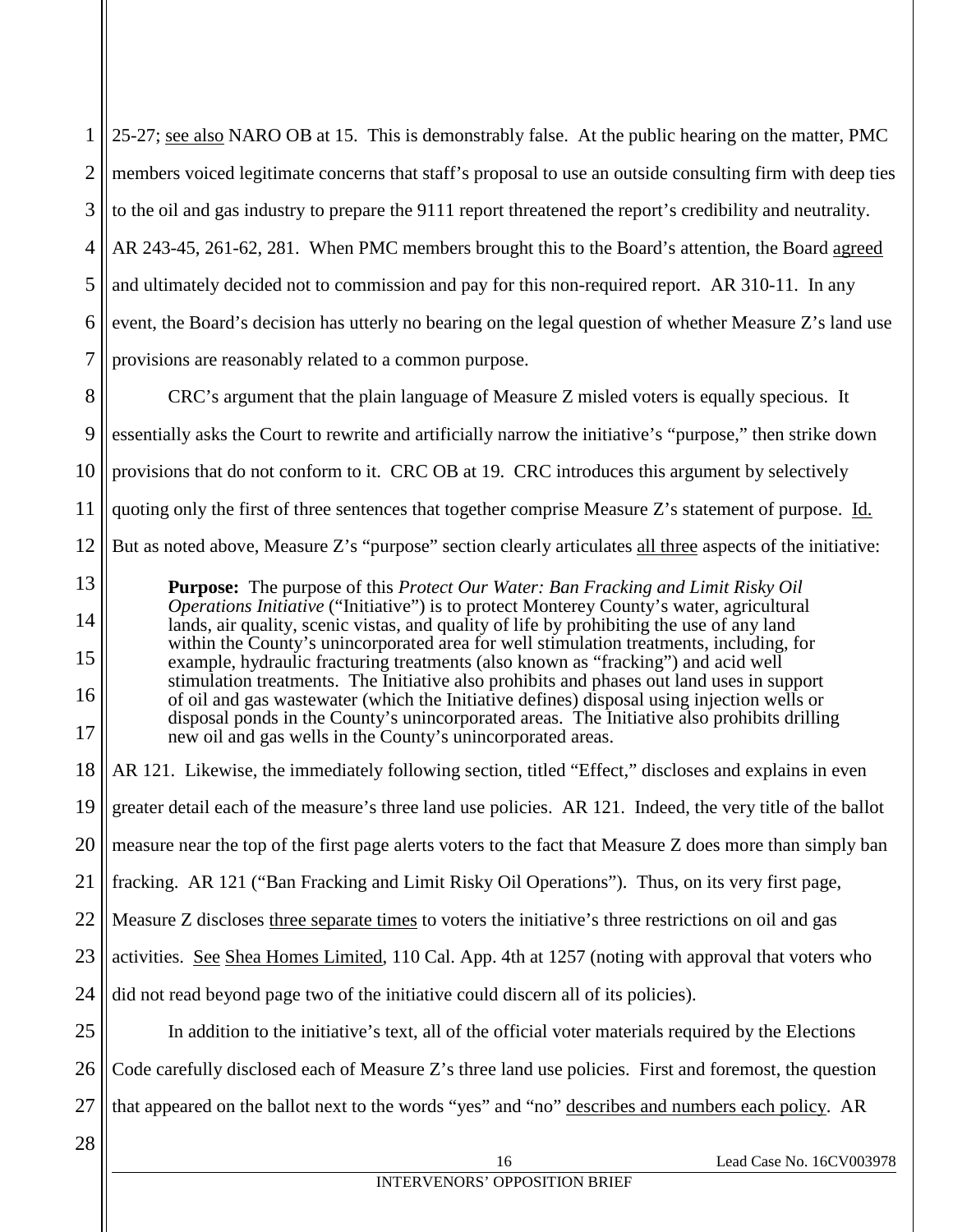25-27; <u>see also</u> NARO OB at 15. This is demonstrably false. At the public hearing on the matter, PMC members voiced legitimate concerns that staff's proposal to use an outside consulting firm with deep ties to the oil and gas industry to prepare the 9111 report threatened the report's credibility and neutrality. AR 243-45, 261-62, 281. When PMC members brought this to the Board's attention, the Board <u>agreed</u> and ultimately decided not to commission and pay for this non-required report. AR 310-11. In any event, the Board's decision has utterly no bearing on the legal question of whether Measure Z's land use provisions are reasonably related to a common purpose.

CRC's argument that the plain language of Measure Z misled voters is equally specious. It essentially asks the Court to rewrite and artificially narrow the initiative's "purpose," then strike down provisions that do not conform to it. CRC OB at 19. CRC introduces this argument by selectively quoting only the first of three sentences that together comprise Measure Z's statement of purpose. <u>Id.</u> But as noted above, Measure Z's "purpose" section clearly articulates <u>all three</u> aspects of the initiative:

> **Purpose:** The purpose of this *Protect Our Water: Ban Fracking and Limit Risky Oil Operations Initiative* ("Initiative") is to protect Monterey County's water, agricultural lands, air quality, scenic vistas, and quality of life by prohibiting the use of any land within the County's unincorporated area for well stimulation treatments, including, for example, hydraulic fracturing treatments (also known as "fracking") and acid well stimulation treatments. The Initiative also prohibits and phases out land uses in support of oil and gas wastewater (which the Initiative defines) disposal using injection wells or disposal ponds in the County's unincorporated areas. The Initiative also prohibits drilling new oil and gas wells in the County's unincorporated areas.

AR 121. Likewise, the immediately following section, titled "Effect," discloses and explains in even greater detail each of the measure's three land use policies. AR 121. Indeed, the very title of the ballot measure near the top of the first page alerts voters to the fact that Measure Z does more than simply ban fracking. AR 121 ("Ban Fracking and Limit Risky Oil Operations"). Thus, on its very first page, Measure Z discloses <u>three separate times</u> to voters the initiative's three restrictions on oil and gas activities. <u>See</u> <u>Shea Homes Limited</u>, 110 Cal. App. 4th at 1257 (noting with approval that voters who did not read beyond page two of the initiative could discern all of its policies).

In addition to the initiative's text, all of the official voter materials required by the Elections Code carefully disclosed each of Measure Z's three land use policies. First and foremost, the question that appeared on the ballot next to the words "yes" and "no" <u>describes and numbers each policy</u>. AR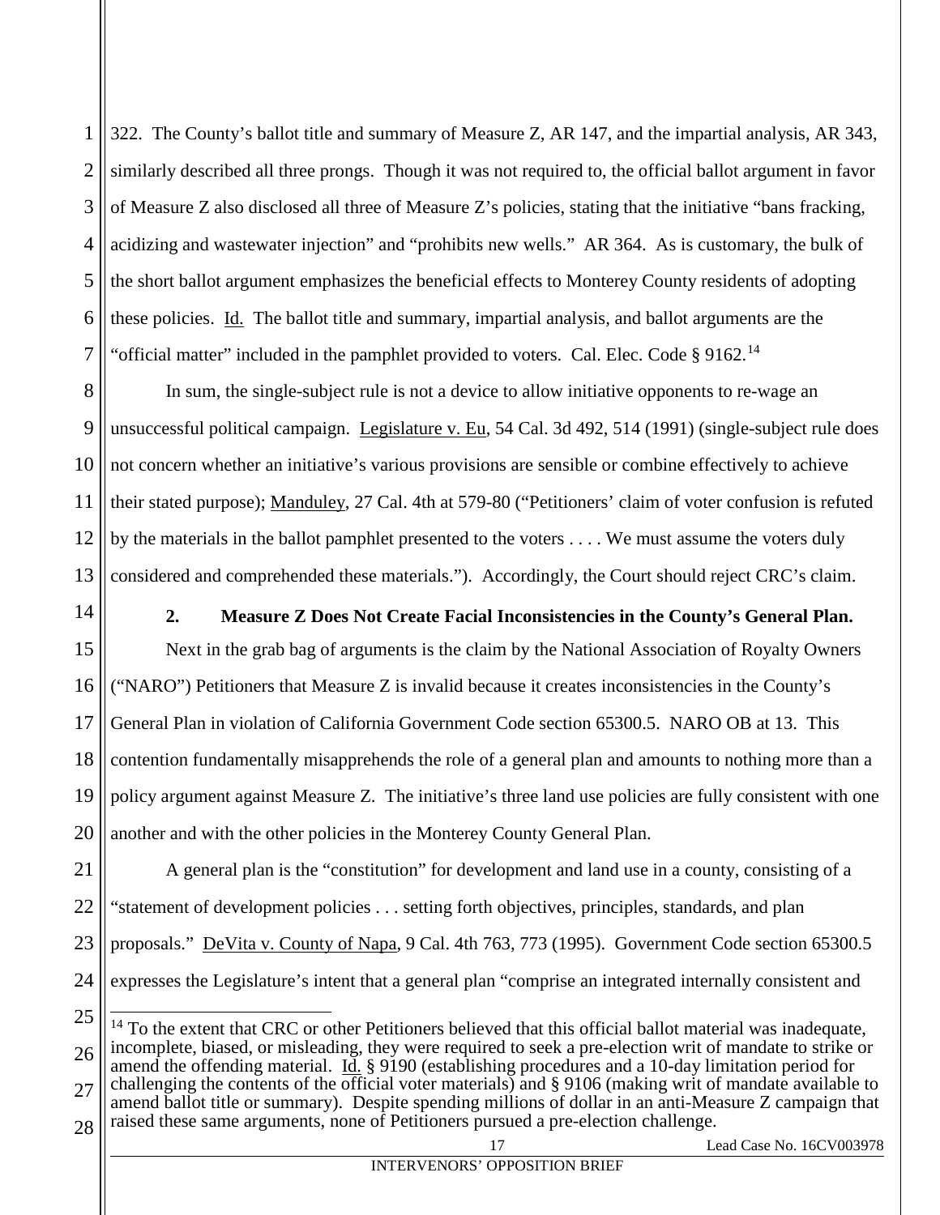322. The County's ballot title and summary of Measure Z, AR 147, and the impartial analysis, AR 343, similarly described all three prongs. Though it was not required to, the official ballot argument in favor of Measure Z also disclosed all three of Measure Z's policies, stating that the initiative "bans fracking, acidizing and wastewater injection" and "prohibits new wells." AR 364. As is customary, the bulk of the short ballot argument emphasizes the beneficial effects to Monterey County residents of adopting these policies. Id. The ballot title and summary, impartial analysis, and ballot arguments are the "official matter" included in the pamphlet provided to voters. Cal. Elec. Code § 9162.[14]

In sum, the single-subject rule is not a device to allow initiative opponents to re-wage an unsuccessful political campaign. Legislature v. Eu, 54 Cal. 3d 492, 514 (1991) (single-subject rule does not concern whether an initiative's various provisions are sensible or combine effectively to achieve their stated purpose); Manduley, 27 Cal. 4th at 579-80 ("Petitioners' claim of voter confusion is refuted by the materials in the ballot pamphlet presented to the voters . . . . We must assume the voters duly considered and comprehended these materials."). Accordingly, the Court should reject CRC's claim.

### 2. Measure Z Does Not Create Facial Inconsistencies in the County's General Plan.

Next in the grab bag of arguments is the claim by the National Association of Royalty Owners ("NARO") Petitioners that Measure Z is invalid because it creates inconsistencies in the County's General Plan in violation of California Government Code section 65300.5. NARO OB at 13. This contention fundamentally misapprehends the role of a general plan and amounts to nothing more than a policy argument against Measure Z. The initiative's three land use policies are fully consistent with one another and with the other policies in the Monterey County General Plan.

A general plan is the "constitution" for development and land use in a county, consisting of a "statement of development policies . . . setting forth objectives, principles, standards, and plan proposals." DeVita v. County of Napa, 9 Cal. 4th 763, 773 (1995). Government Code section 65300.5 expresses the Legislature's intent that a general plan "comprise an integrated internally consistent and

[14] To the extent that CRC or other Petitioners believed that this official ballot material was inadequate, incomplete, biased, or misleading, they were required to seek a pre-election writ of mandate to strike or amend the offending material. Id. § 9190 (establishing procedures and a 10-day limitation period for challenging the contents of the official voter materials) and § 9106 (making writ of mandate available to amend ballot title or summary). Despite spending millions of dollar in an anti-Measure Z campaign that raised these same arguments, none of Petitioners pursued a pre-election challenge.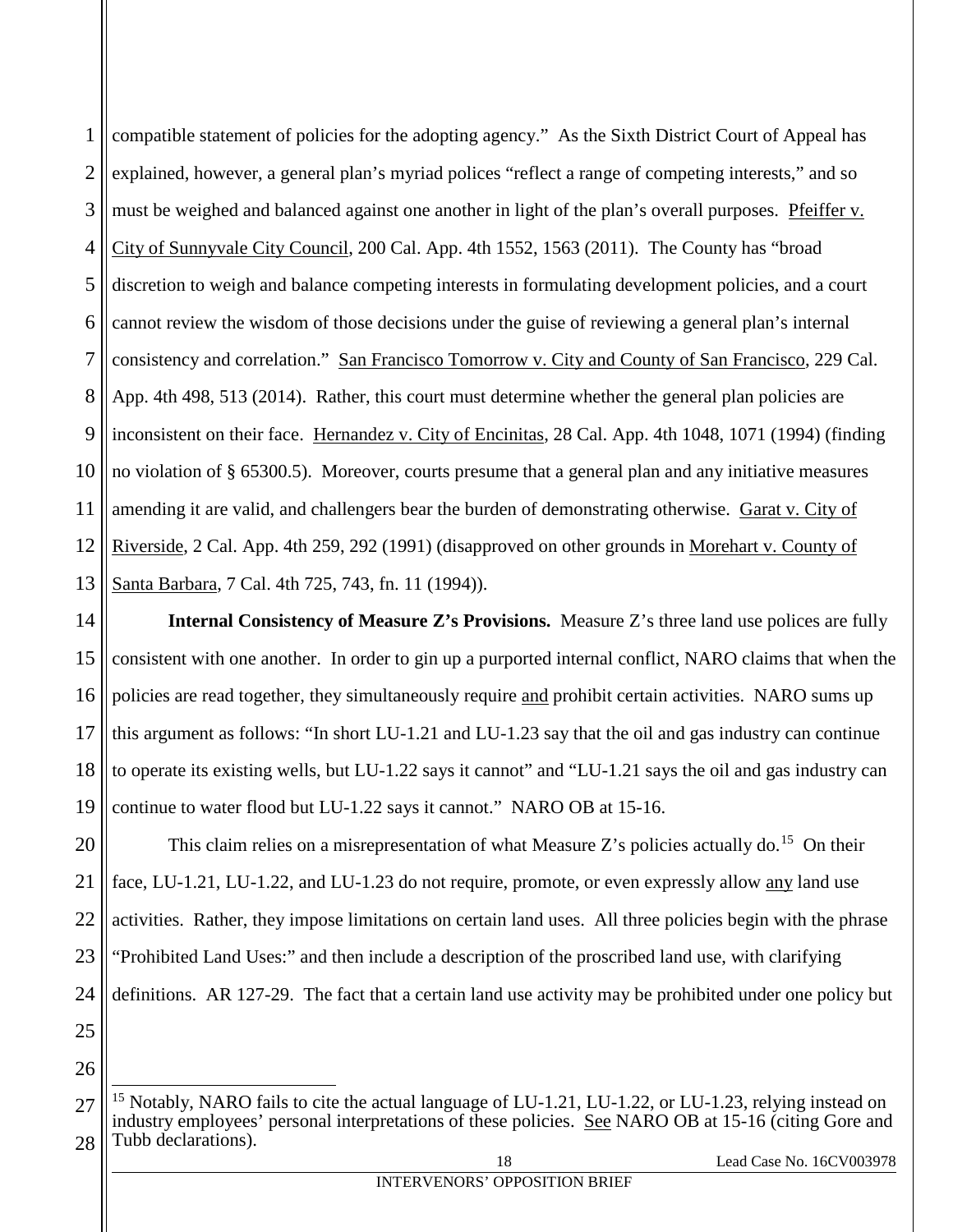compatible statement of policies for the adopting agency." As the Sixth District Court of Appeal has explained, however, a general plan's myriad polices "reflect a range of competing interests," and so must be weighed and balanced against one another in light of the plan's overall purposes. Pfeiffer v. City of Sunnyvale City Council, 200 Cal. App. 4th 1552, 1563 (2011). The County has "broad discretion to weigh and balance competing interests in formulating development policies, and a court cannot review the wisdom of those decisions under the guise of reviewing a general plan's internal consistency and correlation." San Francisco Tomorrow v. City and County of San Francisco, 229 Cal. App. 4th 498, 513 (2014). Rather, this court must determine whether the general plan policies are inconsistent on their face. Hernandez v. City of Encinitas, 28 Cal. App. 4th 1048, 1071 (1994) (finding no violation of § 65300.5). Moreover, courts presume that a general plan and any initiative measures amending it are valid, and challengers bear the burden of demonstrating otherwise. Garat v. City of Riverside, 2 Cal. App. 4th 259, 292 (1991) (disapproved on other grounds in Morehart v. County of Santa Barbara, 7 Cal. 4th 725, 743, fn. 11 (1994)).

**Internal Consistency of Measure Z's Provisions.** Measure Z's three land use polices are fully consistent with one another. In order to gin up a purported internal conflict, NARO claims that when the policies are read together, they simultaneously require and prohibit certain activities. NARO sums up this argument as follows: "In short LU-1.21 and LU-1.23 say that the oil and gas industry can continue to operate its existing wells, but LU-1.22 says it cannot" and "LU-1.21 says the oil and gas industry can continue to water flood but LU-1.22 says it cannot." NARO OB at 15-16.

This claim relies on a misrepresentation of what Measure Z's policies actually do.[15] On their face, LU-1.21, LU-1.22, and LU-1.23 do not require, promote, or even expressly allow any land use activities. Rather, they impose limitations on certain land uses. All three policies begin with the phrase "Prohibited Land Uses:" and then include a description of the proscribed land use, with clarifying definitions. AR 127-29. The fact that a certain land use activity may be prohibited under one policy but

[15] Notably, NARO fails to cite the actual language of LU-1.21, LU-1.22, or LU-1.23, relying instead on industry employees' personal interpretations of these policies. See NARO OB at 15-16 (citing Gore and Tubb declarations).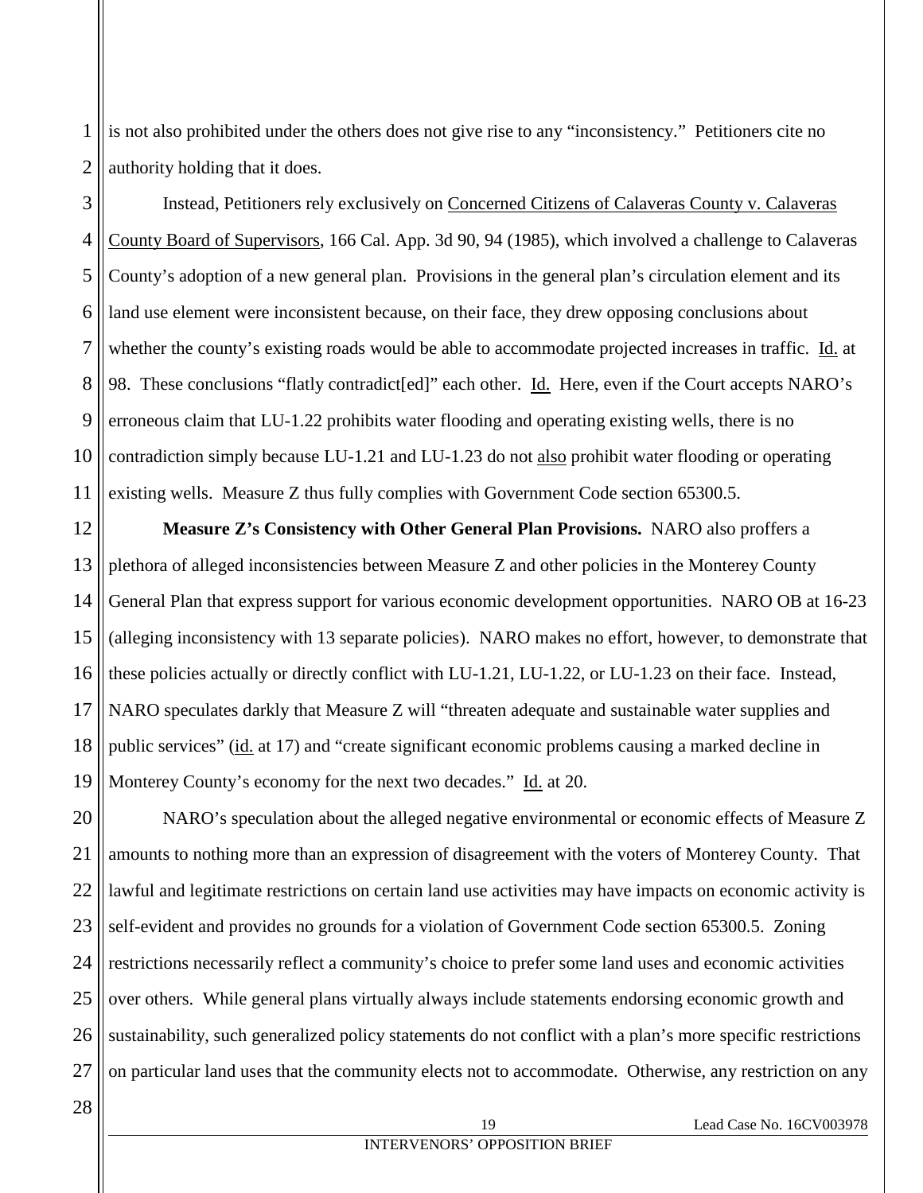is not also prohibited under the others does not give rise to any "inconsistency." Petitioners cite no authority holding that it does.

Instead, Petitioners rely exclusively on Concerned Citizens of Calaveras County v. Calaveras County Board of Supervisors, 166 Cal. App. 3d 90, 94 (1985), which involved a challenge to Calaveras County's adoption of a new general plan. Provisions in the general plan's circulation element and its land use element were inconsistent because, on their face, they drew opposing conclusions about whether the county's existing roads would be able to accommodate projected increases in traffic. Id. at 98. These conclusions "flatly contradict[ed]" each other. Id. Here, even if the Court accepts NARO's erroneous claim that LU-1.22 prohibits water flooding and operating existing wells, there is no contradiction simply because LU-1.21 and LU-1.23 do not also prohibit water flooding or operating existing wells. Measure Z thus fully complies with Government Code section 65300.5.

**Measure Z's Consistency with Other General Plan Provisions.** NARO also proffers a plethora of alleged inconsistencies between Measure Z and other policies in the Monterey County General Plan that express support for various economic development opportunities. NARO OB at 16-23 (alleging inconsistency with 13 separate policies). NARO makes no effort, however, to demonstrate that these policies actually or directly conflict with LU-1.21, LU-1.22, or LU-1.23 on their face. Instead, NARO speculates darkly that Measure Z will "threaten adequate and sustainable water supplies and public services" (id. at 17) and "create significant economic problems causing a marked decline in Monterey County's economy for the next two decades." Id. at 20.

NARO's speculation about the alleged negative environmental or economic effects of Measure Z amounts to nothing more than an expression of disagreement with the voters of Monterey County. That lawful and legitimate restrictions on certain land use activities may have impacts on economic activity is self-evident and provides no grounds for a violation of Government Code section 65300.5. Zoning restrictions necessarily reflect a community's choice to prefer some land uses and economic activities over others. While general plans virtually always include statements endorsing economic growth and sustainability, such generalized policy statements do not conflict with a plan's more specific restrictions on particular land uses that the community elects not to accommodate. Otherwise, any restriction on any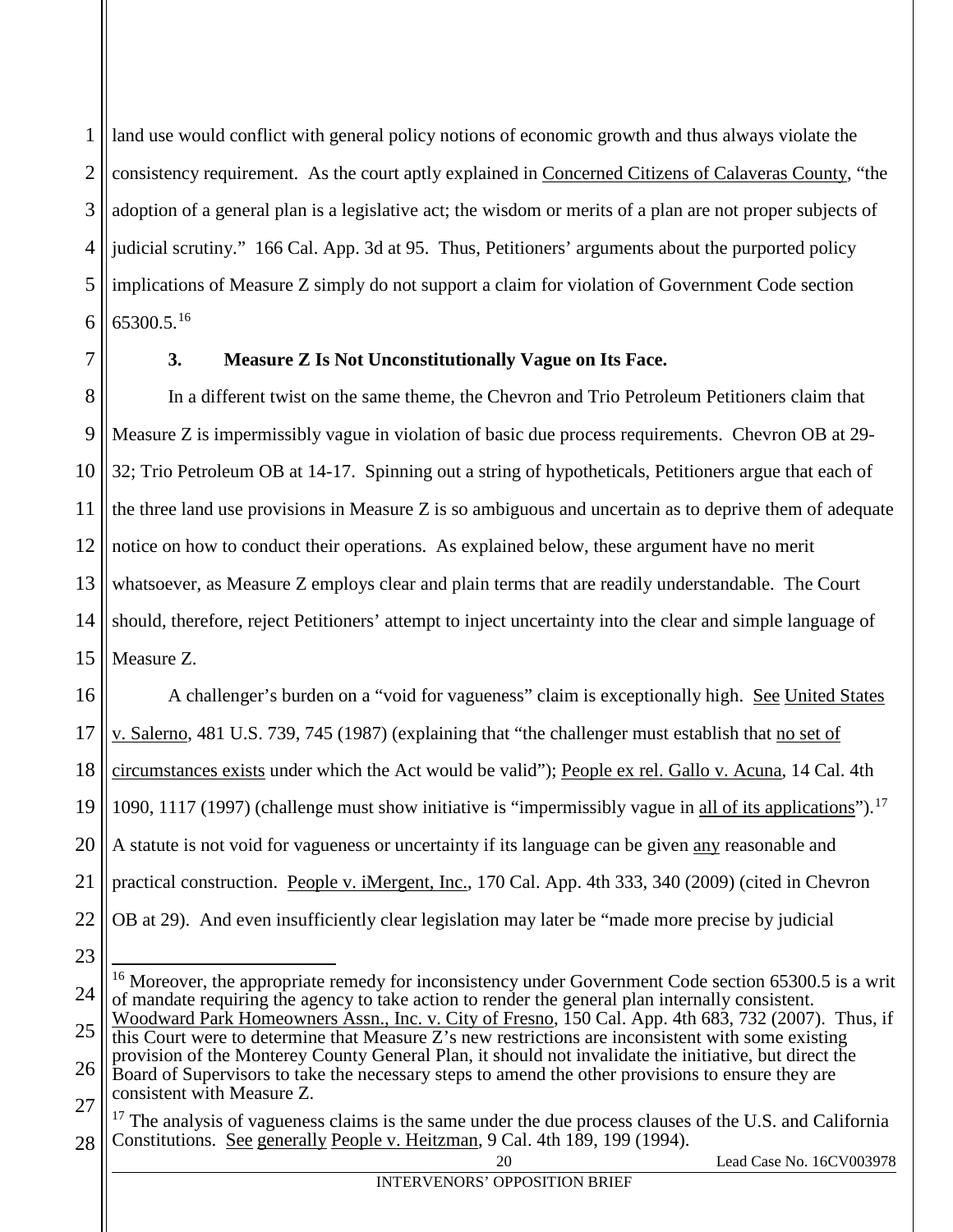land use would conflict with general policy notions of economic growth and thus always violate the consistency requirement. As the court aptly explained in Concerned Citizens of Calaveras County, "the adoption of a general plan is a legislative act; the wisdom or merits of a plan are not proper subjects of judicial scrutiny." 166 Cal. App. 3d at 95. Thus, Petitioners' arguments about the purported policy implications of Measure Z simply do not support a claim for violation of Government Code section 65300.5.[16]

### 3. Measure Z Is Not Unconstitutionally Vague on Its Face.

In a different twist on the same theme, the Chevron and Trio Petroleum Petitioners claim that Measure Z is impermissibly vague in violation of basic due process requirements. Chevron OB at 29-32; Trio Petroleum OB at 14-17. Spinning out a string of hypotheticals, Petitioners argue that each of the three land use provisions in Measure Z is so ambiguous and uncertain as to deprive them of adequate notice on how to conduct their operations. As explained below, these argument have no merit whatsoever, as Measure Z employs clear and plain terms that are readily understandable. The Court should, therefore, reject Petitioners' attempt to inject uncertainty into the clear and simple language of Measure Z.

A challenger's burden on a "void for vagueness" claim is exceptionally high. See United States v. Salerno, 481 U.S. 739, 745 (1987) (explaining that "the challenger must establish that no set of circumstances exists under which the Act would be valid"); People ex rel. Gallo v. Acuna, 14 Cal. 4th 1090, 1117 (1997) (challenge must show initiative is "impermissibly vague in all of its applications").[17] A statute is not void for vagueness or uncertainty if its language can be given any reasonable and practical construction. People v. iMergent, Inc., 170 Cal. App. 4th 333, 340 (2009) (cited in Chevron OB at 29). And even insufficiently clear legislation may later be "made more precise by judicial

[16] Moreover, the appropriate remedy for inconsistency under Government Code section 65300.5 is a writ of mandate requiring the agency to take action to render the general plan internally consistent. Woodward Park Homeowners Assn., Inc. v. City of Fresno, 150 Cal. App. 4th 683, 732 (2007). Thus, if this Court were to determine that Measure Z's new restrictions are inconsistent with some existing provision of the Monterey County General Plan, it should not invalidate the initiative, but direct the Board of Supervisors to take the necessary steps to amend the other provisions to ensure they are consistent with Measure Z.

[17] The analysis of vagueness claims is the same under the due process clauses of the U.S. and California Constitutions. See generally People v. Heitzman, 9 Cal. 4th 189, 199 (1994).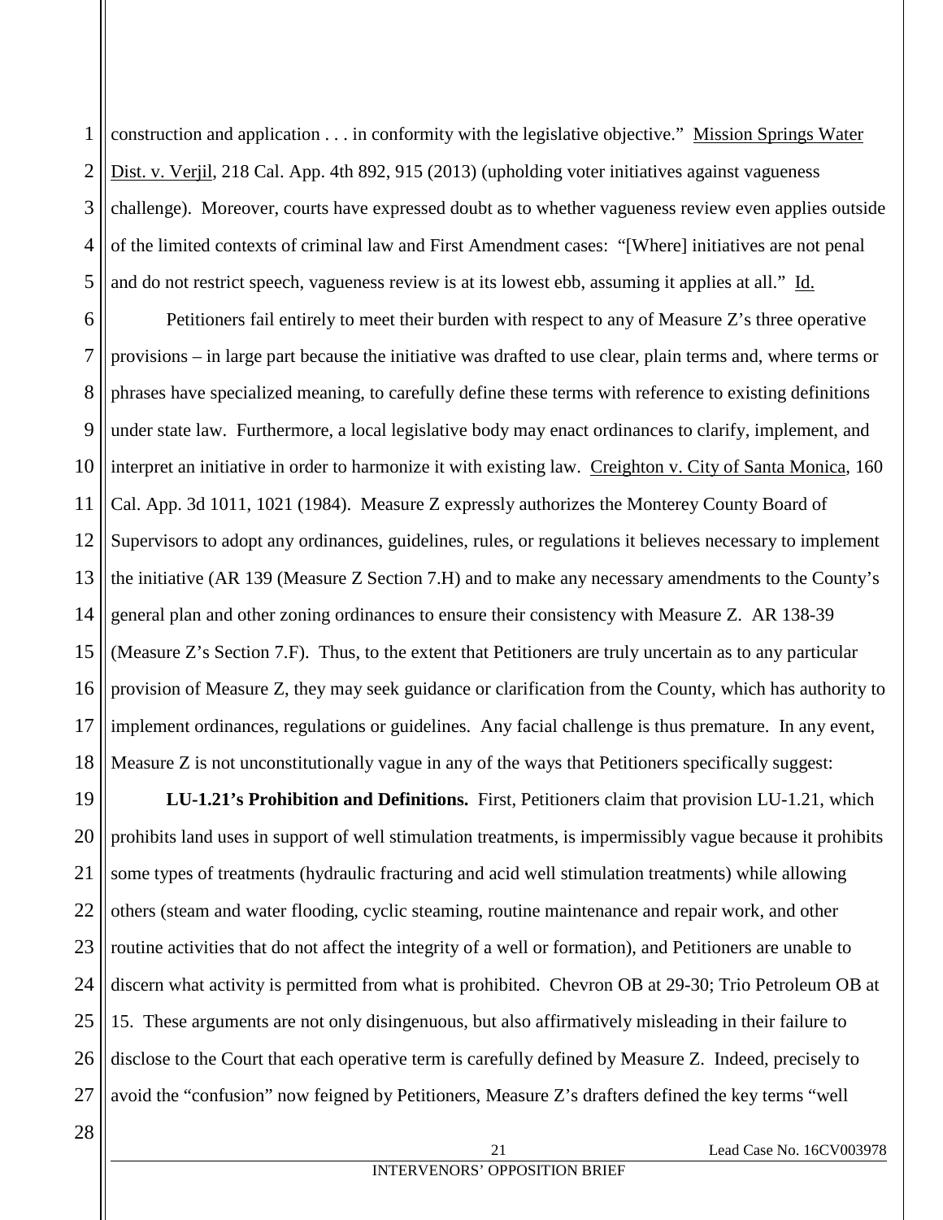construction and application . . . in conformity with the legislative objective." Mission Springs Water Dist. v. Verjil, 218 Cal. App. 4th 892, 915 (2013) (upholding voter initiatives against vagueness challenge). Moreover, courts have expressed doubt as to whether vagueness review even applies outside of the limited contexts of criminal law and First Amendment cases: "[Where] initiatives are not penal and do not restrict speech, vagueness review is at its lowest ebb, assuming it applies at all." Id.

Petitioners fail entirely to meet their burden with respect to any of Measure Z's three operative provisions – in large part because the initiative was drafted to use clear, plain terms and, where terms or phrases have specialized meaning, to carefully define these terms with reference to existing definitions under state law. Furthermore, a local legislative body may enact ordinances to clarify, implement, and interpret an initiative in order to harmonize it with existing law. Creighton v. City of Santa Monica, 160 Cal. App. 3d 1011, 1021 (1984). Measure Z expressly authorizes the Monterey County Board of Supervisors to adopt any ordinances, guidelines, rules, or regulations it believes necessary to implement the initiative (AR 139 (Measure Z Section 7.H) and to make any necessary amendments to the County's general plan and other zoning ordinances to ensure their consistency with Measure Z. AR 138-39 (Measure Z's Section 7.F). Thus, to the extent that Petitioners are truly uncertain as to any particular provision of Measure Z, they may seek guidance or clarification from the County, which has authority to implement ordinances, regulations or guidelines. Any facial challenge is thus premature. In any event, Measure Z is not unconstitutionally vague in any of the ways that Petitioners specifically suggest:

**LU-1.21's Prohibition and Definitions.** First, Petitioners claim that provision LU-1.21, which prohibits land uses in support of well stimulation treatments, is impermissibly vague because it prohibits some types of treatments (hydraulic fracturing and acid well stimulation treatments) while allowing others (steam and water flooding, cyclic steaming, routine maintenance and repair work, and other routine activities that do not affect the integrity of a well or formation), and Petitioners are unable to discern what activity is permitted from what is prohibited. Chevron OB at 29-30; Trio Petroleum OB at 15. These arguments are not only disingenuous, but also affirmatively misleading in their failure to disclose to the Court that each operative term is carefully defined by Measure Z. Indeed, precisely to avoid the "confusion" now feigned by Petitioners, Measure Z's drafters defined the key terms "well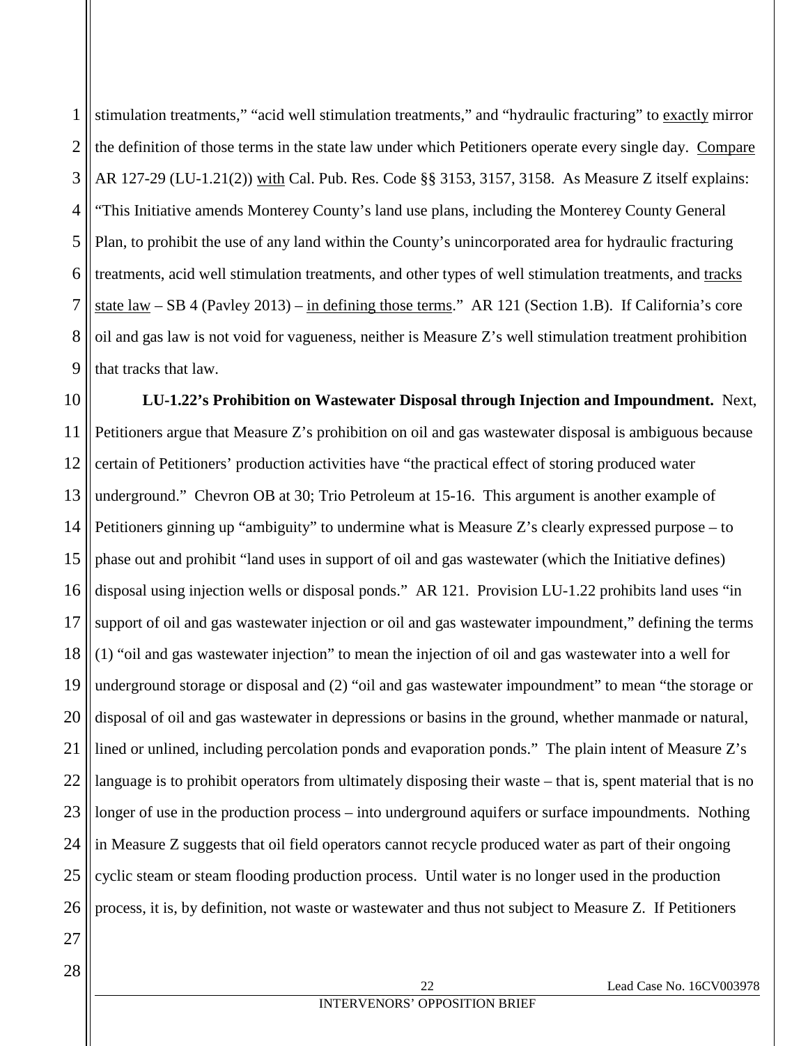stimulation treatments," "acid well stimulation treatments," and "hydraulic fracturing" to exactly mirror the definition of those terms in the state law under which Petitioners operate every single day. Compare AR 127-29 (LU-1.21(2)) with Cal. Pub. Res. Code §§ 3153, 3157, 3158. As Measure Z itself explains: "This Initiative amends Monterey County's land use plans, including the Monterey County General Plan, to prohibit the use of any land within the County's unincorporated area for hydraulic fracturing treatments, acid well stimulation treatments, and other types of well stimulation treatments, and tracks state law – SB 4 (Pavley 2013) – in defining those terms." AR 121 (Section 1.B). If California's core oil and gas law is not void for vagueness, neither is Measure Z's well stimulation treatment prohibition that tracks that law.

**LU-1.22's Prohibition on Wastewater Disposal through Injection and Impoundment.** Next, Petitioners argue that Measure Z's prohibition on oil and gas wastewater disposal is ambiguous because certain of Petitioners' production activities have "the practical effect of storing produced water underground." Chevron OB at 30; Trio Petroleum at 15-16. This argument is another example of Petitioners ginning up "ambiguity" to undermine what is Measure Z's clearly expressed purpose – to phase out and prohibit "land uses in support of oil and gas wastewater (which the Initiative defines) disposal using injection wells or disposal ponds." AR 121. Provision LU-1.22 prohibits land uses "in support of oil and gas wastewater injection or oil and gas wastewater impoundment," defining the terms (1) "oil and gas wastewater injection" to mean the injection of oil and gas wastewater into a well for underground storage or disposal and (2) "oil and gas wastewater impoundment" to mean "the storage or disposal of oil and gas wastewater in depressions or basins in the ground, whether manmade or natural, lined or unlined, including percolation ponds and evaporation ponds." The plain intent of Measure Z's language is to prohibit operators from ultimately disposing their waste – that is, spent material that is no longer of use in the production process – into underground aquifers or surface impoundments. Nothing in Measure Z suggests that oil field operators cannot recycle produced water as part of their ongoing cyclic steam or steam flooding production process. Until water is no longer used in the production process, it is, by definition, not waste or wastewater and thus not subject to Measure Z. If Petitioners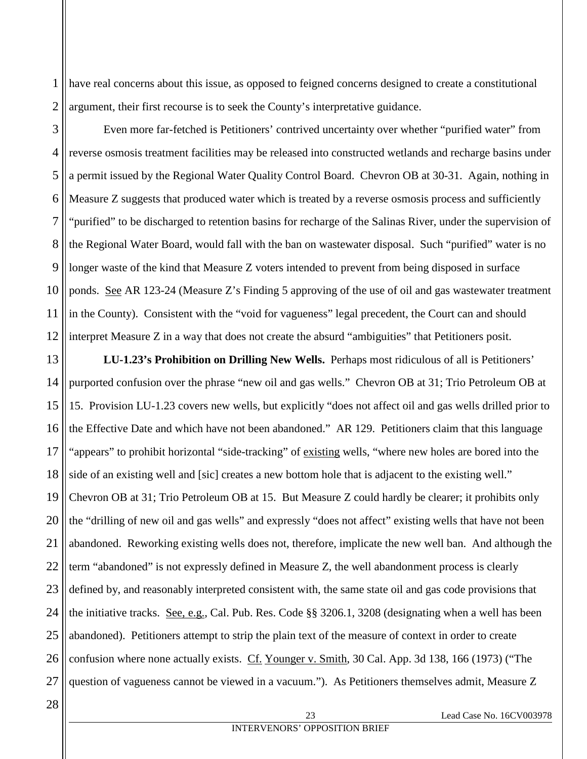have real concerns about this issue, as opposed to feigned concerns designed to create a constitutional argument, their first recourse is to seek the County's interpretative guidance.

Even more far-fetched is Petitioners' contrived uncertainty over whether "purified water" from reverse osmosis treatment facilities may be released into constructed wetlands and recharge basins under a permit issued by the Regional Water Quality Control Board. Chevron OB at 30-31. Again, nothing in Measure Z suggests that produced water which is treated by a reverse osmosis process and sufficiently "purified" to be discharged to retention basins for recharge of the Salinas River, under the supervision of the Regional Water Board, would fall with the ban on wastewater disposal. Such "purified" water is no longer waste of the kind that Measure Z voters intended to prevent from being disposed in surface ponds. See AR 123-24 (Measure Z's Finding 5 approving of the use of oil and gas wastewater treatment in the County). Consistent with the "void for vagueness" legal precedent, the Court can and should interpret Measure Z in a way that does not create the absurd "ambiguities" that Petitioners posit.

**LU-1.23's Prohibition on Drilling New Wells.** Perhaps most ridiculous of all is Petitioners' purported confusion over the phrase "new oil and gas wells." Chevron OB at 31; Trio Petroleum OB at 15. Provision LU-1.23 covers new wells, but explicitly "does not affect oil and gas wells drilled prior to the Effective Date and which have not been abandoned." AR 129. Petitioners claim that this language "appears" to prohibit horizontal "side-tracking" of existing wells, "where new holes are bored into the side of an existing well and [sic] creates a new bottom hole that is adjacent to the existing well." Chevron OB at 31; Trio Petroleum OB at 15. But Measure Z could hardly be clearer; it prohibits only the "drilling of new oil and gas wells" and expressly "does not affect" existing wells that have not been abandoned. Reworking existing wells does not, therefore, implicate the new well ban. And although the term "abandoned" is not expressly defined in Measure Z, the well abandonment process is clearly defined by, and reasonably interpreted consistent with, the same state oil and gas code provisions that the initiative tracks. See, e.g., Cal. Pub. Res. Code §§ 3206.1, 3208 (designating when a well has been abandoned). Petitioners attempt to strip the plain text of the measure of context in order to create confusion where none actually exists. Cf. Younger v. Smith, 30 Cal. App. 3d 138, 166 (1973) ("The question of vagueness cannot be viewed in a vacuum."). As Petitioners themselves admit, Measure Z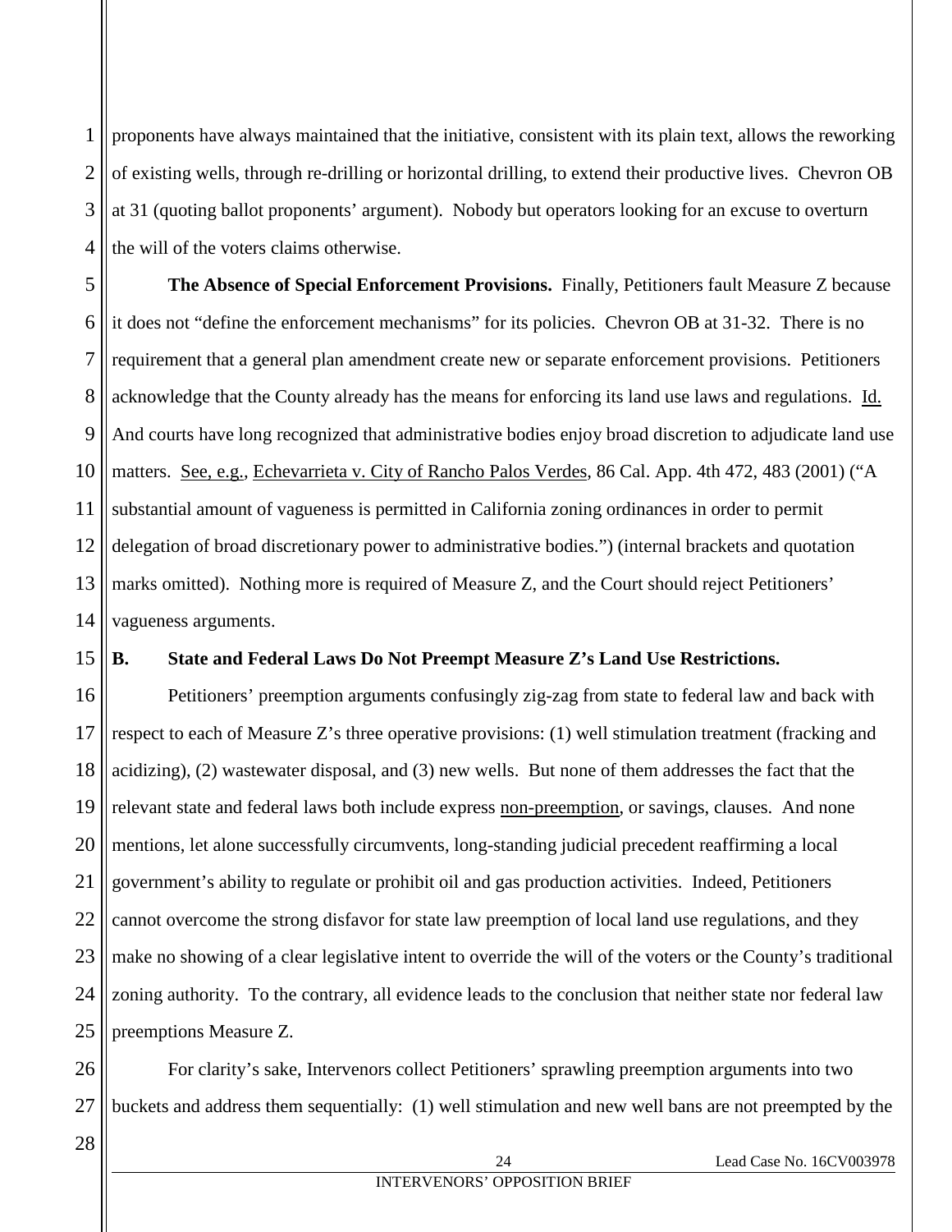proponents have always maintained that the initiative, consistent with its plain text, allows the reworking of existing wells, through re-drilling or horizontal drilling, to extend their productive lives. Chevron OB at 31 (quoting ballot proponents' argument). Nobody but operators looking for an excuse to overturn the will of the voters claims otherwise.

**The Absence of Special Enforcement Provisions.** Finally, Petitioners fault Measure Z because it does not "define the enforcement mechanisms" for its policies. Chevron OB at 31-32. There is no requirement that a general plan amendment create new or separate enforcement provisions. Petitioners acknowledge that the County already has the means for enforcing its land use laws and regulations. Id. And courts have long recognized that administrative bodies enjoy broad discretion to adjudicate land use matters. See, e.g., Echevarrieta v. City of Rancho Palos Verdes, 86 Cal. App. 4th 472, 483 (2001) ("A substantial amount of vagueness is permitted in California zoning ordinances in order to permit delegation of broad discretionary power to administrative bodies.") (internal brackets and quotation marks omitted). Nothing more is required of Measure Z, and the Court should reject Petitioners' vagueness arguments.

### B. State and Federal Laws Do Not Preempt Measure Z's Land Use Restrictions.

Petitioners' preemption arguments confusingly zig-zag from state to federal law and back with respect to each of Measure Z's three operative provisions: (1) well stimulation treatment (fracking and acidizing), (2) wastewater disposal, and (3) new wells. But none of them addresses the fact that the relevant state and federal laws both include express non-preemption, or savings, clauses. And none mentions, let alone successfully circumvents, long-standing judicial precedent reaffirming a local government's ability to regulate or prohibit oil and gas production activities. Indeed, Petitioners cannot overcome the strong disfavor for state law preemption of local land use regulations, and they make no showing of a clear legislative intent to override the will of the voters or the County's traditional zoning authority. To the contrary, all evidence leads to the conclusion that neither state nor federal law preemptions Measure Z.

For clarity's sake, Intervenors collect Petitioners' sprawling preemption arguments into two buckets and address them sequentially: (1) well stimulation and new well bans are not preempted by the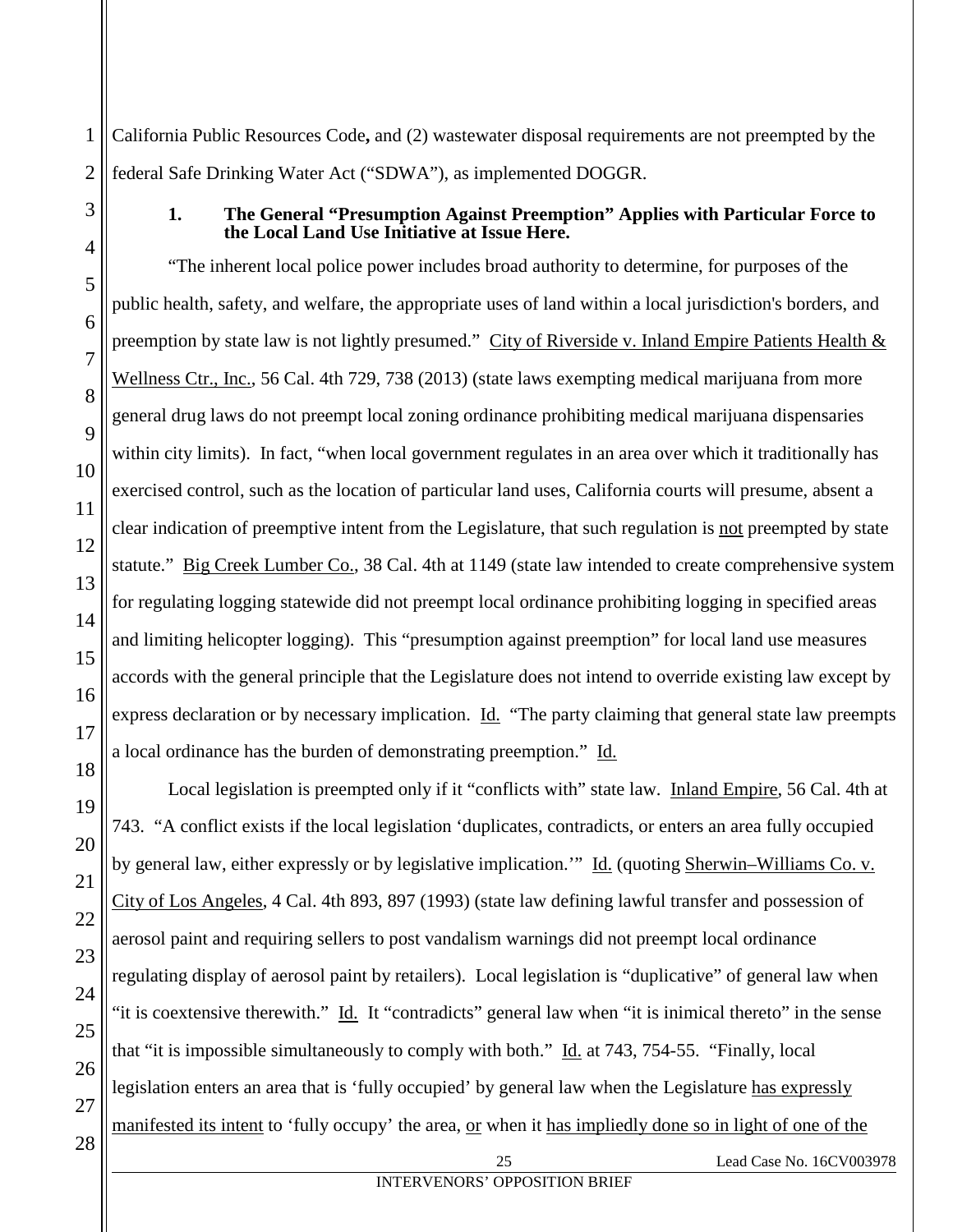California Public Resources Code**,** and (2) wastewater disposal requirements are not preempted by the federal Safe Drinking Water Act ("SDWA"), as implemented DOGGR.

### 1. The General "Presumption Against Preemption" Applies with Particular Force to the Local Land Use Initiative at Issue Here.

"The inherent local police power includes broad authority to determine, for purposes of the public health, safety, and welfare, the appropriate uses of land within a local jurisdiction's borders, and preemption by state law is not lightly presumed." City of Riverside v. Inland Empire Patients Health & Wellness Ctr., Inc., 56 Cal. 4th 729, 738 (2013) (state laws exempting medical marijuana from more general drug laws do not preempt local zoning ordinance prohibiting medical marijuana dispensaries within city limits). In fact, "when local government regulates in an area over which it traditionally has exercised control, such as the location of particular land uses, California courts will presume, absent a clear indication of preemptive intent from the Legislature, that such regulation is not preempted by state statute." Big Creek Lumber Co., 38 Cal. 4th at 1149 (state law intended to create comprehensive system for regulating logging statewide did not preempt local ordinance prohibiting logging in specified areas and limiting helicopter logging). This "presumption against preemption" for local land use measures accords with the general principle that the Legislature does not intend to override existing law except by express declaration or by necessary implication. Id. "The party claiming that general state law preempts a local ordinance has the burden of demonstrating preemption." Id.

Local legislation is preempted only if it "conflicts with" state law. Inland Empire, 56 Cal. 4th at 743. "A conflict exists if the local legislation 'duplicates, contradicts, or enters an area fully occupied by general law, either expressly or by legislative implication.'" Id. (quoting Sherwin–Williams Co. v. City of Los Angeles, 4 Cal. 4th 893, 897 (1993) (state law defining lawful transfer and possession of aerosol paint and requiring sellers to post vandalism warnings did not preempt local ordinance regulating display of aerosol paint by retailers). Local legislation is "duplicative" of general law when "it is coextensive therewith." Id. It "contradicts" general law when "it is inimical thereto" in the sense that "it is impossible simultaneously to comply with both." Id. at 743, 754-55. "Finally, local legislation enters an area that is 'fully occupied' by general law when the Legislature has expressly manifested its intent to 'fully occupy' the area, or when it has impliedly done so in light of one of the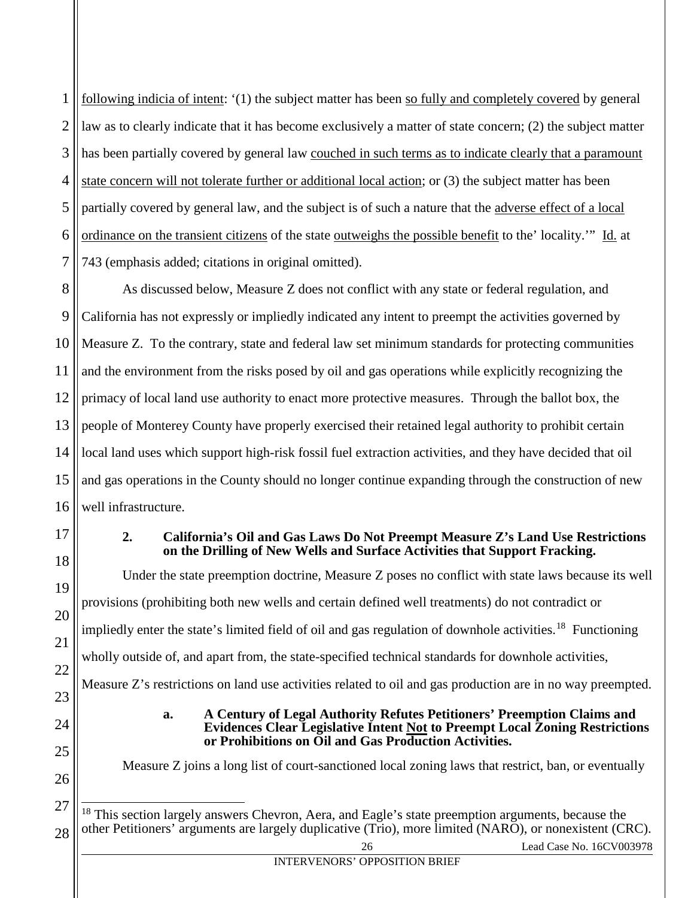following indicia of intent: '(1) the subject matter has been so fully and completely covered by general law as to clearly indicate that it has become exclusively a matter of state concern; (2) the subject matter has been partially covered by general law couched in such terms as to indicate clearly that a paramount state concern will not tolerate further or additional local action; or (3) the subject matter has been partially covered by general law, and the subject is of such a nature that the adverse effect of a local ordinance on the transient citizens of the state outweighs the possible benefit to the' locality.'" Id. at 743 (emphasis added; citations in original omitted).

As discussed below, Measure Z does not conflict with any state or federal regulation, and California has not expressly or impliedly indicated any intent to preempt the activities governed by Measure Z. To the contrary, state and federal law set minimum standards for protecting communities and the environment from the risks posed by oil and gas operations while explicitly recognizing the primacy of local land use authority to enact more protective measures. Through the ballot box, the people of Monterey County have properly exercised their retained legal authority to prohibit certain local land uses which support high-risk fossil fuel extraction activities, and they have decided that oil and gas operations in the County should no longer continue expanding through the construction of new well infrastructure.

### 2. California's Oil and Gas Laws Do Not Preempt Measure Z's Land Use Restrictions on the Drilling of New Wells and Surface Activities that Support Fracking.

Under the state preemption doctrine, Measure Z poses no conflict with state laws because its well provisions (prohibiting both new wells and certain defined well treatments) do not contradict or impliedly enter the state's limited field of oil and gas regulation of downhole activities.[18] Functioning wholly outside of, and apart from, the state-specified technical standards for downhole activities, Measure Z's restrictions on land use activities related to oil and gas production are in no way preempted.

#### a. A Century of Legal Authority Refutes Petitioners' Preemption Claims and Evidences Clear Legislative Intent Not to Preempt Local Zoning Restrictions or Prohibitions on Oil and Gas Production Activities.

Measure Z joins a long list of court-sanctioned local zoning laws that restrict, ban, or eventually

[18] This section largely answers Chevron, Aera, and Eagle's state preemption arguments, because the other Petitioners' arguments are largely duplicative (Trio), more limited (NARO), or nonexistent (CRC).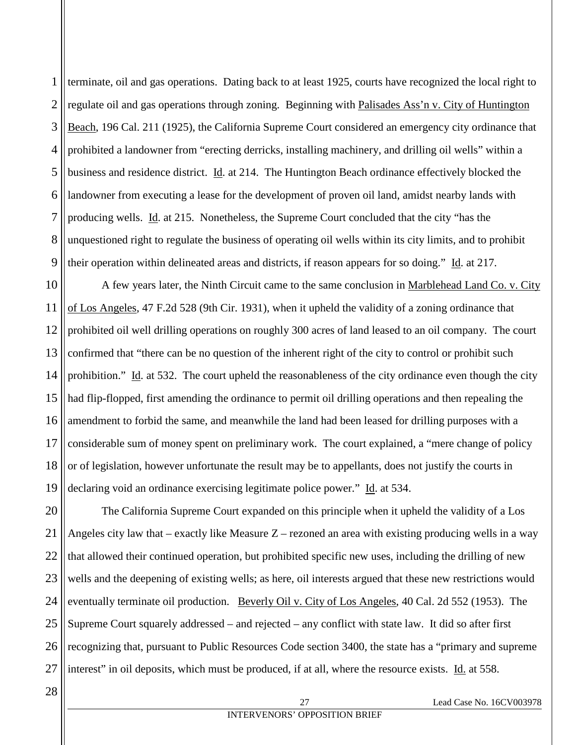terminate, oil and gas operations. Dating back to at least 1925, courts have recognized the local right to regulate oil and gas operations through zoning. Beginning with Palisades Ass'n v. City of Huntington Beach, 196 Cal. 211 (1925), the California Supreme Court considered an emergency city ordinance that prohibited a landowner from "erecting derricks, installing machinery, and drilling oil wells" within a business and residence district. Id. at 214. The Huntington Beach ordinance effectively blocked the landowner from executing a lease for the development of proven oil land, amidst nearby lands with producing wells. Id. at 215. Nonetheless, the Supreme Court concluded that the city "has the unquestioned right to regulate the business of operating oil wells within its city limits, and to prohibit their operation within delineated areas and districts, if reason appears for so doing." Id. at 217.

A few years later, the Ninth Circuit came to the same conclusion in Marblehead Land Co. v. City of Los Angeles, 47 F.2d 528 (9th Cir. 1931), when it upheld the validity of a zoning ordinance that prohibited oil well drilling operations on roughly 300 acres of land leased to an oil company. The court confirmed that "there can be no question of the inherent right of the city to control or prohibit such prohibition." Id. at 532. The court upheld the reasonableness of the city ordinance even though the city had flip-flopped, first amending the ordinance to permit oil drilling operations and then repealing the amendment to forbid the same, and meanwhile the land had been leased for drilling purposes with a considerable sum of money spent on preliminary work. The court explained, a "mere change of policy or of legislation, however unfortunate the result may be to appellants, does not justify the courts in declaring void an ordinance exercising legitimate police power." Id. at 534.

The California Supreme Court expanded on this principle when it upheld the validity of a Los Angeles city law that – exactly like Measure Z – rezoned an area with existing producing wells in a way that allowed their continued operation, but prohibited specific new uses, including the drilling of new wells and the deepening of existing wells; as here, oil interests argued that these new restrictions would eventually terminate oil production. Beverly Oil v. City of Los Angeles, 40 Cal. 2d 552 (1953). The Supreme Court squarely addressed – and rejected – any conflict with state law. It did so after first recognizing that, pursuant to Public Resources Code section 3400, the state has a "primary and supreme interest" in oil deposits, which must be produced, if at all, where the resource exists. Id. at 558.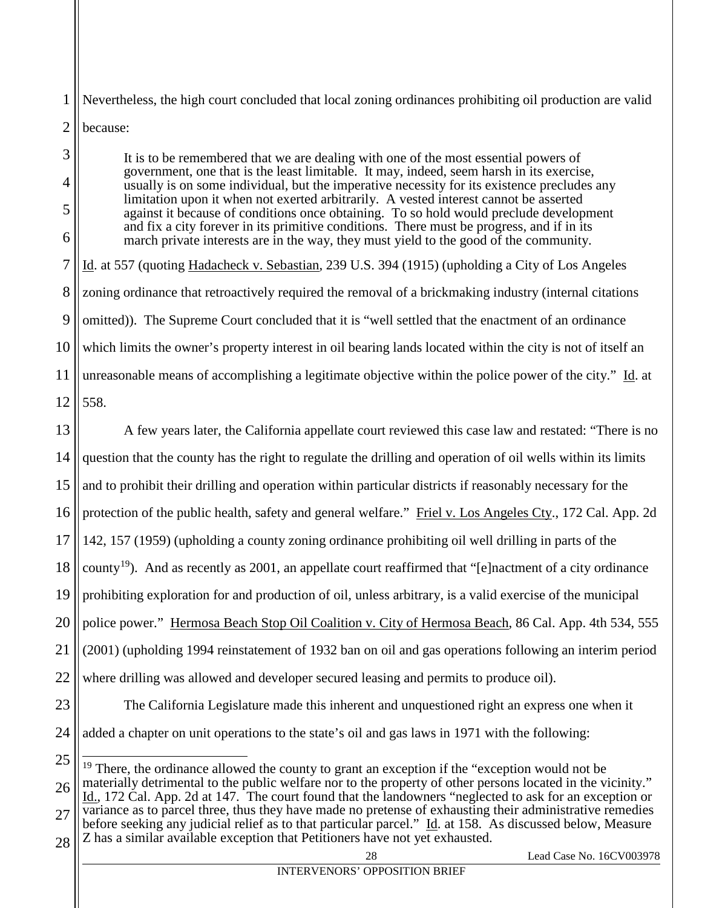Nevertheless, the high court concluded that local zoning ordinances prohibiting oil production are valid because:

> It is to be remembered that we are dealing with one of the most essential powers of government, one that is the least limitable. It may, indeed, seem harsh in its exercise, usually is on some individual, but the imperative necessity for its existence precludes any limitation upon it when not exerted arbitrarily. A vested interest cannot be asserted against it because of conditions once obtaining. To so hold would preclude development and fix a city forever in its primitive conditions. There must be progress, and if in its march private interests are in the way, they must yield to the good of the community.

Id. at 557 (quoting Hadacheck v. Sebastian, 239 U.S. 394 (1915) (upholding a City of Los Angeles zoning ordinance that retroactively required the removal of a brickmaking industry (internal citations omitted)). The Supreme Court concluded that it is "well settled that the enactment of an ordinance which limits the owner's property interest in oil bearing lands located within the city is not of itself an unreasonable means of accomplishing a legitimate objective within the police power of the city." Id. at 558.

A few years later, the California appellate court reviewed this case law and restated: "There is no question that the county has the right to regulate the drilling and operation of oil wells within its limits and to prohibit their drilling and operation within particular districts if reasonably necessary for the protection of the public health, safety and general welfare." Friel v. Los Angeles Cty., 172 Cal. App. 2d 142, 157 (1959) (upholding a county zoning ordinance prohibiting oil well drilling in parts of the county[19]). And as recently as 2001, an appellate court reaffirmed that "[e]nactment of a city ordinance prohibiting exploration for and production of oil, unless arbitrary, is a valid exercise of the municipal police power." Hermosa Beach Stop Oil Coalition v. City of Hermosa Beach, 86 Cal. App. 4th 534, 555 (2001) (upholding 1994 reinstatement of 1932 ban on oil and gas operations following an interim period where drilling was allowed and developer secured leasing and permits to produce oil).

The California Legislature made this inherent and unquestioned right an express one when it added a chapter on unit operations to the state's oil and gas laws in 1971 with the following:

[19] There, the ordinance allowed the county to grant an exception if the "exception would not be materially detrimental to the public welfare nor to the property of other persons located in the vicinity." Id., 172 Cal. App. 2d at 147. The court found that the landowners "neglected to ask for an exception or variance as to parcel three, thus they have made no pretense of exhausting their administrative remedies before seeking any judicial relief as to that particular parcel." Id. at 158. As discussed below, Measure Z has a similar available exception that Petitioners have not yet exhausted.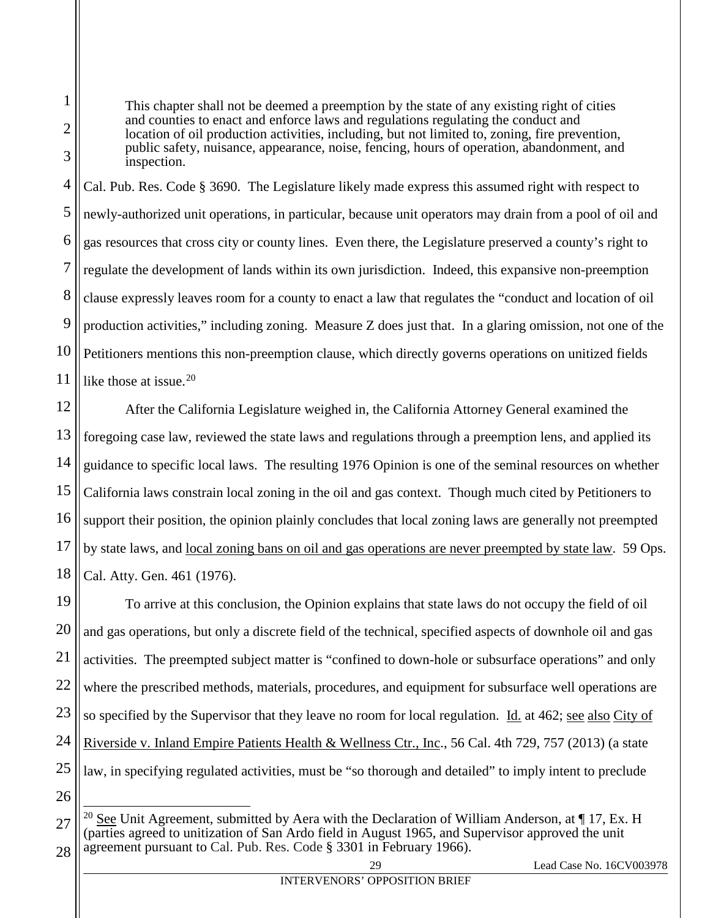> This chapter shall not be deemed a preemption by the state of any existing right of cities and counties to enact and enforce laws and regulations regulating the conduct and location of oil production activities, including, but not limited to, zoning, fire prevention, public safety, nuisance, appearance, noise, fencing, hours of operation, abandonment, and inspection.

Cal. Pub. Res. Code § 3690. The Legislature likely made express this assumed right with respect to newly-authorized unit operations, in particular, because unit operators may drain from a pool of oil and gas resources that cross city or county lines. Even there, the Legislature preserved a county's right to regulate the development of lands within its own jurisdiction. Indeed, this expansive non-preemption clause expressly leaves room for a county to enact a law that regulates the "conduct and location of oil production activities," including zoning. Measure Z does just that. In a glaring omission, not one of the Petitioners mentions this non-preemption clause, which directly governs operations on unitized fields like those at issue.[20]

After the California Legislature weighed in, the California Attorney General examined the foregoing case law, reviewed the state laws and regulations through a preemption lens, and applied its guidance to specific local laws. The resulting 1976 Opinion is one of the seminal resources on whether California laws constrain local zoning in the oil and gas context. Though much cited by Petitioners to support their position, the opinion plainly concludes that local zoning laws are generally not preempted by state laws, and <u>local zoning bans on oil and gas operations are never preempted by state law</u>. 59 Ops. Cal. Atty. Gen. 461 (1976).

To arrive at this conclusion, the Opinion explains that state laws do not occupy the field of oil and gas operations, but only a discrete field of the technical, specified aspects of downhole oil and gas activities. The preempted subject matter is "confined to down-hole or subsurface operations" and only where the prescribed methods, materials, procedures, and equipment for subsurface well operations are so specified by the Supervisor that they leave no room for local regulation. <u>Id.</u> at 462; <u>see</u> <u>also</u> <u>City of Riverside v. Inland Empire Patients Health & Wellness Ctr., Inc</u>., 56 Cal. 4th 729, 757 (2013) (a state law, in specifying regulated activities, must be "so thorough and detailed" to imply intent to preclude

---

[20] <u>See</u> Unit Agreement, submitted by Aera with the Declaration of William Anderson, at ¶ 17, Ex. H (parties agreed to unitization of San Ardo field in August 1965, and Supervisor approved the unit agreement pursuant to Cal. Pub. Res. Code § 3301 in February 1966).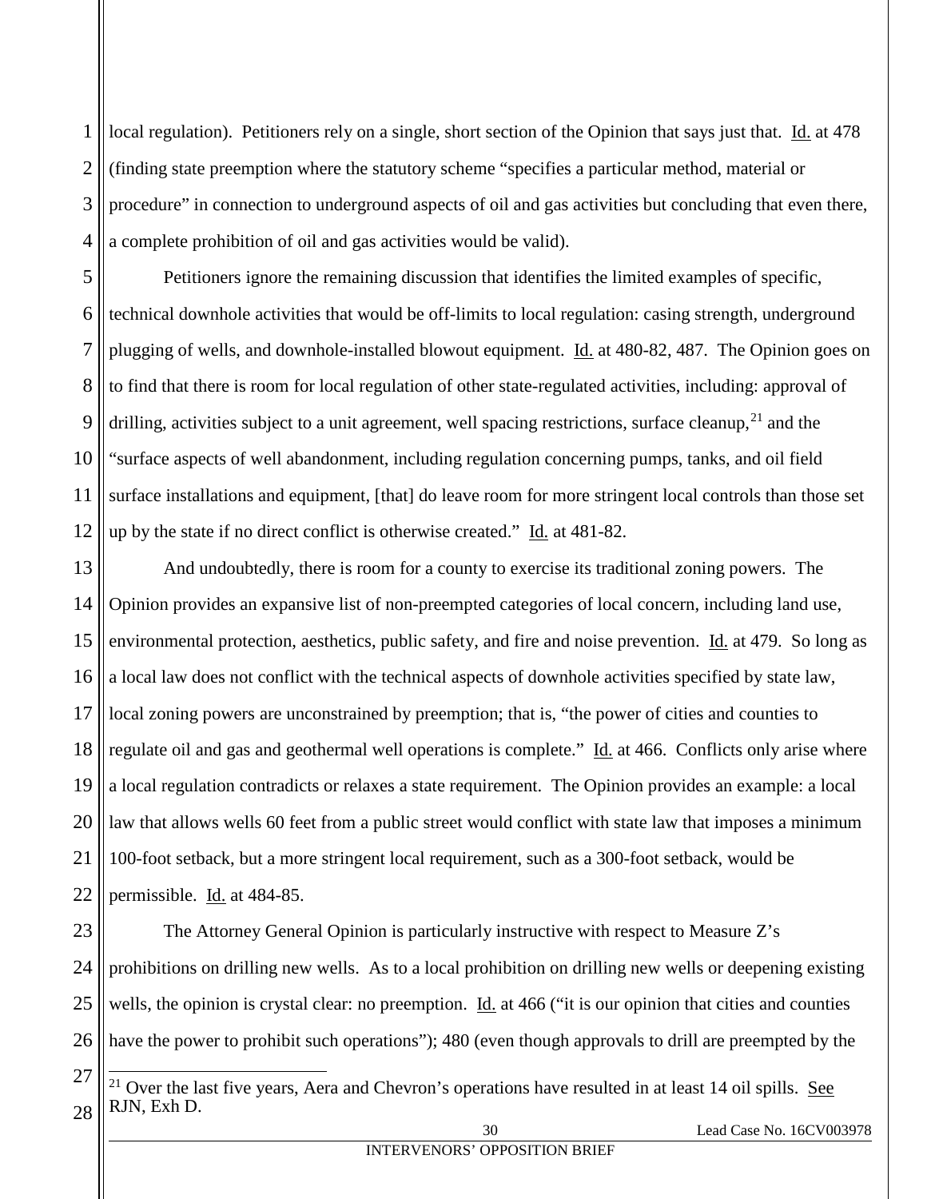local regulation). Petitioners rely on a single, short section of the Opinion that says just that. Id. at 478 (finding state preemption where the statutory scheme "specifies a particular method, material or procedure" in connection to underground aspects of oil and gas activities but concluding that even there, a complete prohibition of oil and gas activities would be valid).

Petitioners ignore the remaining discussion that identifies the limited examples of specific, technical downhole activities that would be off-limits to local regulation: casing strength, underground plugging of wells, and downhole-installed blowout equipment. Id. at 480-82, 487. The Opinion goes on to find that there is room for local regulation of other state-regulated activities, including: approval of drilling, activities subject to a unit agreement, well spacing restrictions, surface cleanup,[21] and the "surface aspects of well abandonment, including regulation concerning pumps, tanks, and oil field surface installations and equipment, [that] do leave room for more stringent local controls than those set up by the state if no direct conflict is otherwise created." Id. at 481-82.

And undoubtedly, there is room for a county to exercise its traditional zoning powers. The Opinion provides an expansive list of non-preempted categories of local concern, including land use, environmental protection, aesthetics, public safety, and fire and noise prevention. Id. at 479. So long as a local law does not conflict with the technical aspects of downhole activities specified by state law, local zoning powers are unconstrained by preemption; that is, "the power of cities and counties to regulate oil and gas and geothermal well operations is complete." Id. at 466. Conflicts only arise where a local regulation contradicts or relaxes a state requirement. The Opinion provides an example: a local law that allows wells 60 feet from a public street would conflict with state law that imposes a minimum 100-foot setback, but a more stringent local requirement, such as a 300-foot setback, would be permissible. Id. at 484-85.

The Attorney General Opinion is particularly instructive with respect to Measure Z's prohibitions on drilling new wells. As to a local prohibition on drilling new wells or deepening existing wells, the opinion is crystal clear: no preemption. Id. at 466 ("it is our opinion that cities and counties have the power to prohibit such operations"); 480 (even though approvals to drill are preempted by the

[21] Over the last five years, Aera and Chevron's operations have resulted in at least 14 oil spills. See RJN, Exh D.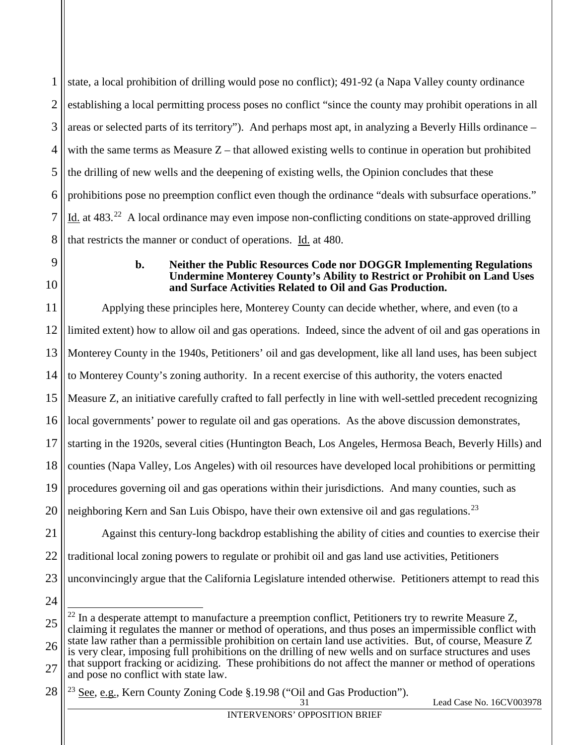state, a local prohibition of drilling would pose no conflict); 491-92 (a Napa Valley county ordinance establishing a local permitting process poses no conflict "since the county may prohibit operations in all areas or selected parts of its territory"). And perhaps most apt, in analyzing a Beverly Hills ordinance – with the same terms as Measure Z – that allowed existing wells to continue in operation but prohibited the drilling of new wells and the deepening of existing wells, the Opinion concludes that these prohibitions pose no preemption conflict even though the ordinance "deals with subsurface operations." Id. at 483.[22] A local ordinance may even impose non-conflicting conditions on state-approved drilling that restricts the manner or conduct of operations. Id. at 480.

**b. Neither the Public Resources Code nor DOGGR Implementing Regulations Undermine Monterey County's Ability to Restrict or Prohibit on Land Uses and Surface Activities Related to Oil and Gas Production.**

Applying these principles here, Monterey County can decide whether, where, and even (to a limited extent) how to allow oil and gas operations. Indeed, since the advent of oil and gas operations in Monterey County in the 1940s, Petitioners' oil and gas development, like all land uses, has been subject to Monterey County's zoning authority. In a recent exercise of this authority, the voters enacted Measure Z, an initiative carefully crafted to fall perfectly in line with well-settled precedent recognizing local governments' power to regulate oil and gas operations. As the above discussion demonstrates, starting in the 1920s, several cities (Huntington Beach, Los Angeles, Hermosa Beach, Beverly Hills) and counties (Napa Valley, Los Angeles) with oil resources have developed local prohibitions or permitting procedures governing oil and gas operations within their jurisdictions. And many counties, such as neighboring Kern and San Luis Obispo, have their own extensive oil and gas regulations.[23]

Against this century-long backdrop establishing the ability of cities and counties to exercise their traditional local zoning powers to regulate or prohibit oil and gas land use activities, Petitioners unconvincingly argue that the California Legislature intended otherwise. Petitioners attempt to read this

---

[22] In a desperate attempt to manufacture a preemption conflict, Petitioners try to rewrite Measure Z, claiming it regulates the manner or method of operations, and thus poses an impermissible conflict with state law rather than a permissible prohibition on certain land use activities. But, of course, Measure Z is very clear, imposing full prohibitions on the drilling of new wells and on surface structures and uses that support fracking or acidizing. These prohibitions do not affect the manner or method of operations and pose no conflict with state law.

[23] See, e.g., Kern County Zoning Code §.19.98 ("Oil and Gas Production").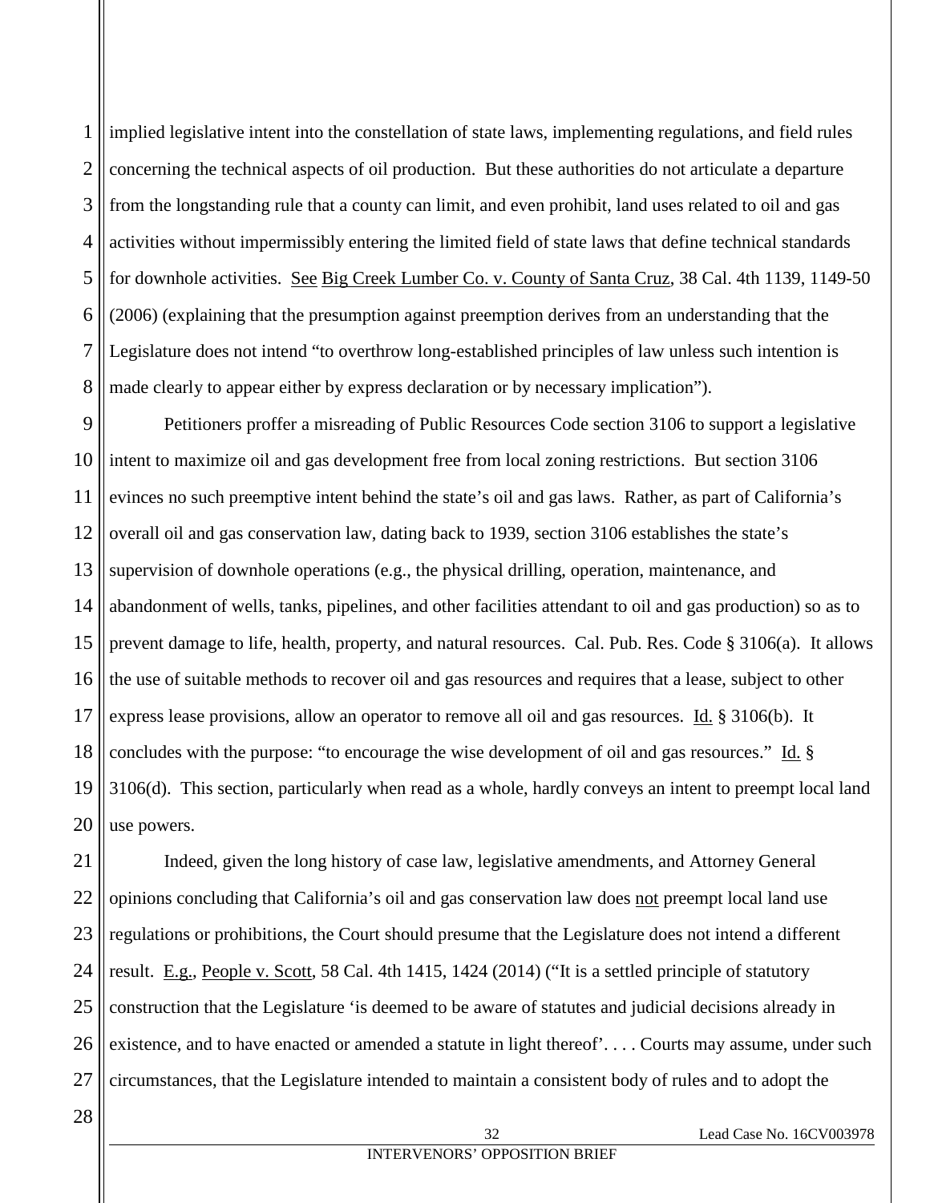implied legislative intent into the constellation of state laws, implementing regulations, and field rules concerning the technical aspects of oil production. But these authorities do not articulate a departure from the longstanding rule that a county can limit, and even prohibit, land uses related to oil and gas activities without impermissibly entering the limited field of state laws that define technical standards for downhole activities. See Big Creek Lumber Co. v. County of Santa Cruz, 38 Cal. 4th 1139, 1149-50 (2006) (explaining that the presumption against preemption derives from an understanding that the Legislature does not intend "to overthrow long-established principles of law unless such intention is made clearly to appear either by express declaration or by necessary implication").

Petitioners proffer a misreading of Public Resources Code section 3106 to support a legislative intent to maximize oil and gas development free from local zoning restrictions. But section 3106 evinces no such preemptive intent behind the state's oil and gas laws. Rather, as part of California's overall oil and gas conservation law, dating back to 1939, section 3106 establishes the state's supervision of downhole operations (e.g., the physical drilling, operation, maintenance, and abandonment of wells, tanks, pipelines, and other facilities attendant to oil and gas production) so as to prevent damage to life, health, property, and natural resources. Cal. Pub. Res. Code § 3106(a). It allows the use of suitable methods to recover oil and gas resources and requires that a lease, subject to other express lease provisions, allow an operator to remove all oil and gas resources. Id. § 3106(b). It concludes with the purpose: "to encourage the wise development of oil and gas resources." Id. § 3106(d). This section, particularly when read as a whole, hardly conveys an intent to preempt local land use powers.

Indeed, given the long history of case law, legislative amendments, and Attorney General opinions concluding that California's oil and gas conservation law does not preempt local land use regulations or prohibitions, the Court should presume that the Legislature does not intend a different result. E.g., People v. Scott, 58 Cal. 4th 1415, 1424 (2014) ("It is a settled principle of statutory construction that the Legislature 'is deemed to be aware of statutes and judicial decisions already in existence, and to have enacted or amended a statute in light thereof'. . . . Courts may assume, under such circumstances, that the Legislature intended to maintain a consistent body of rules and to adopt the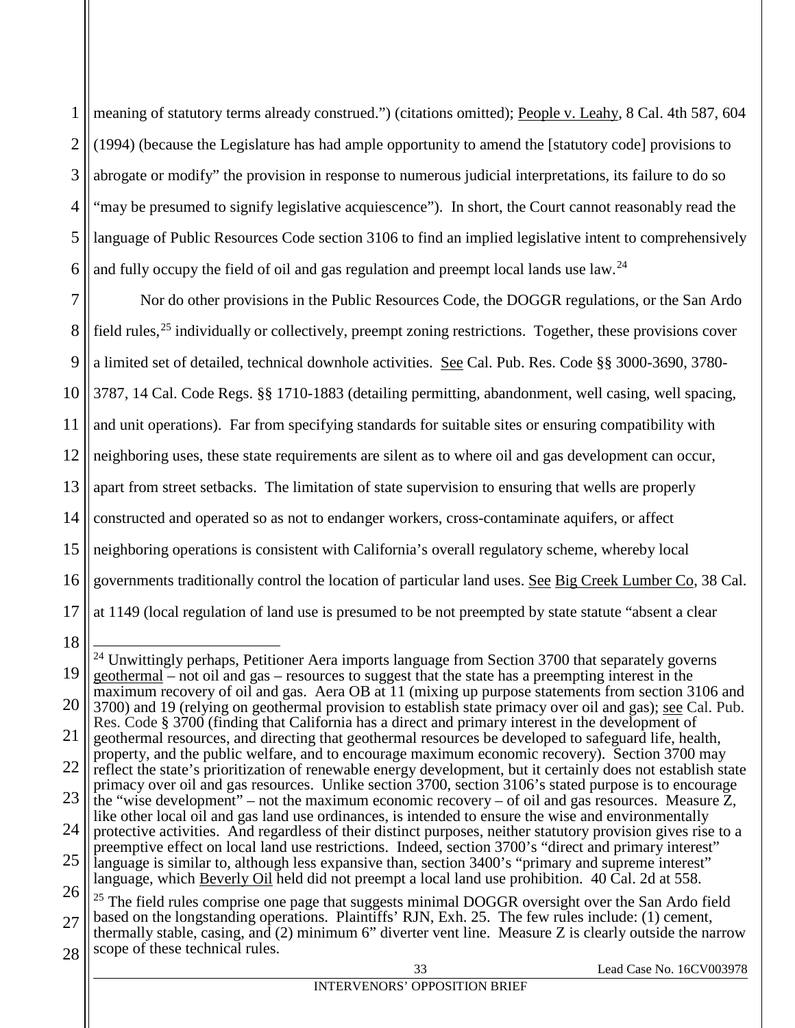meaning of statutory terms already construed.") (citations omitted); People v. Leahy, 8 Cal. 4th 587, 604 (1994) (because the Legislature has had ample opportunity to amend the [statutory code] provisions to abrogate or modify" the provision in response to numerous judicial interpretations, its failure to do so "may be presumed to signify legislative acquiescence"). In short, the Court cannot reasonably read the language of Public Resources Code section 3106 to find an implied legislative intent to comprehensively and fully occupy the field of oil and gas regulation and preempt local lands use law.[24]

Nor do other provisions in the Public Resources Code, the DOGGR regulations, or the San Ardo field rules,[25] individually or collectively, preempt zoning restrictions. Together, these provisions cover a limited set of detailed, technical downhole activities. See Cal. Pub. Res. Code §§ 3000-3690, 3780-3787, 14 Cal. Code Regs. §§ 1710-1883 (detailing permitting, abandonment, well casing, well spacing, and unit operations). Far from specifying standards for suitable sites or ensuring compatibility with neighboring uses, these state requirements are silent as to where oil and gas development can occur, apart from street setbacks. The limitation of state supervision to ensuring that wells are properly constructed and operated so as not to endanger workers, cross-contaminate aquifers, or affect neighboring operations is consistent with California's overall regulatory scheme, whereby local governments traditionally control the location of particular land uses. See Big Creek Lumber Co, 38 Cal. at 1149 (local regulation of land use is presumed to be not preempted by state statute "absent a clear

---

[24] Unwittingly perhaps, Petitioner Aera imports language from Section 3700 that separately governs geothermal – not oil and gas – resources to suggest that the state has a preempting interest in the maximum recovery of oil and gas. Aera OB at 11 (mixing up purpose statements from section 3106 and 3700) and 19 (relying on geothermal provision to establish state primacy over oil and gas); see Cal. Pub. Res. Code § 3700 (finding that California has a direct and primary interest in the development of geothermal resources, and directing that geothermal resources be developed to safeguard life, health, property, and the public welfare, and to encourage maximum economic recovery). Section 3700 may reflect the state's prioritization of renewable energy development, but it certainly does not establish state primacy over oil and gas resources. Unlike section 3700, section 3106's stated purpose is to encourage the "wise development" – not the maximum economic recovery – of oil and gas resources. Measure Z, like other local oil and gas land use ordinances, is intended to ensure the wise and environmentally protective activities. And regardless of their distinct purposes, neither statutory provision gives rise to a preemptive effect on local land use restrictions. Indeed, section 3700's "direct and primary interest" language is similar to, although less expansive than, section 3400's "primary and supreme interest" language, which Beverly Oil held did not preempt a local land use prohibition. 40 Cal. 2d at 558.

[25] The field rules comprise one page that suggests minimal DOGGR oversight over the San Ardo field based on the longstanding operations. Plaintiffs' RJN, Exh. 25. The few rules include: (1) cement, thermally stable, casing, and (2) minimum 6" diverter vent line. Measure Z is clearly outside the narrow scope of these technical rules.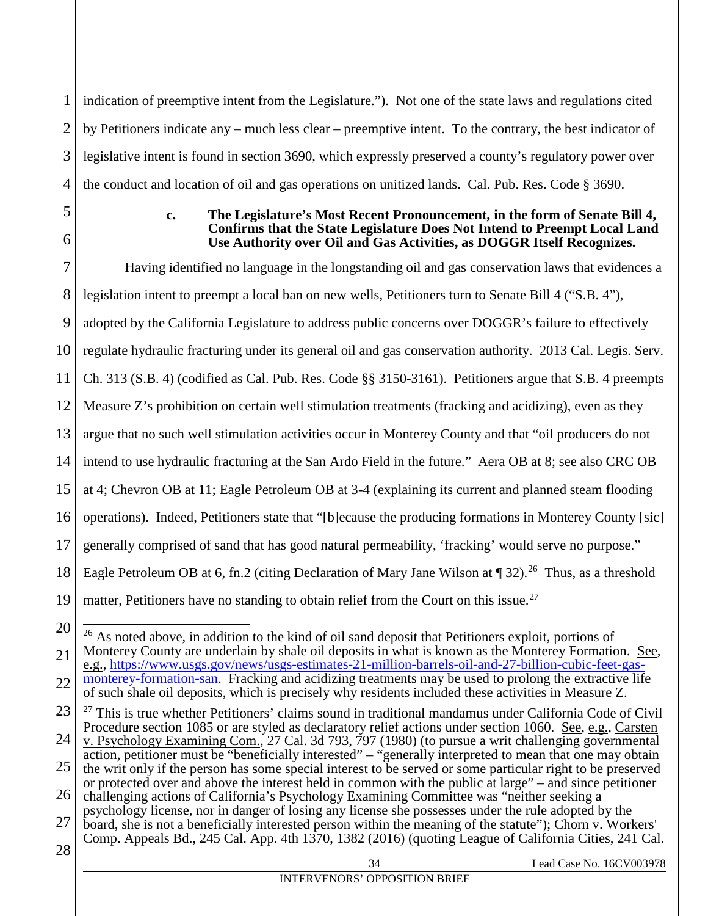indication of preemptive intent from the Legislature."). Not one of the state laws and regulations cited by Petitioners indicate any – much less clear – preemptive intent. To the contrary, the best indicator of legislative intent is found in section 3690, which expressly preserved a county's regulatory power over the conduct and location of oil and gas operations on unitized lands. Cal. Pub. Res. Code § 3690.

**c. The Legislature's Most Recent Pronouncement, in the form of Senate Bill 4, Confirms that the State Legislature Does Not Intend to Preempt Local Land Use Authority over Oil and Gas Activities, as DOGGR Itself Recognizes.**

Having identified no language in the longstanding oil and gas conservation laws that evidences a legislation intent to preempt a local ban on new wells, Petitioners turn to Senate Bill 4 ("S.B. 4"), adopted by the California Legislature to address public concerns over DOGGR's failure to effectively regulate hydraulic fracturing under its general oil and gas conservation authority. 2013 Cal. Legis. Serv. Ch. 313 (S.B. 4) (codified as Cal. Pub. Res. Code §§ 3150-3161). Petitioners argue that S.B. 4 preempts Measure Z's prohibition on certain well stimulation treatments (fracking and acidizing), even as they argue that no such well stimulation activities occur in Monterey County and that "oil producers do not intend to use hydraulic fracturing at the San Ardo Field in the future." Aera OB at 8; see also CRC OB at 4; Chevron OB at 11; Eagle Petroleum OB at 3-4 (explaining its current and planned steam flooding operations). Indeed, Petitioners state that "[b]ecause the producing formations in Monterey County [sic] generally comprised of sand that has good natural permeability, 'fracking' would serve no purpose." Eagle Petroleum OB at 6, fn.2 (citing Declaration of Mary Jane Wilson at ¶ 32).[26] Thus, as a threshold matter, Petitioners have no standing to obtain relief from the Court on this issue.[27]

---

[26] As noted above, in addition to the kind of oil sand deposit that Petitioners exploit, portions of Monterey County are underlain by shale oil deposits in what is known as the Monterey Formation. See, e.g., https://www.usgs.gov/news/usgs-estimates-21-million-barrels-oil-and-27-billion-cubic-feet-gas-monterey-formation-san. Fracking and acidizing treatments may be used to prolong the extractive life of such shale oil deposits, which is precisely why residents included these activities in Measure Z.

[27] This is true whether Petitioners' claims sound in traditional mandamus under California Code of Civil Procedure section 1085 or are styled as declaratory relief actions under section 1060. See, e.g., Carsten v. Psychology Examining Com., 27 Cal. 3d 793, 797 (1980) (to pursue a writ challenging governmental action, petitioner must be "beneficially interested" – "generally interpreted to mean that one may obtain the writ only if the person has some special interest to be served or some particular right to be preserved or protected over and above the interest held in common with the public at large" – and since petitioner challenging actions of California's Psychology Examining Committee was "neither seeking a psychology license, nor in danger of losing any license she possesses under the rule adopted by the board, she is not a beneficially interested person within the meaning of the statute"); Chorn v. Workers' Comp. Appeals Bd., 245 Cal. App. 4th 1370, 1382 (2016) (quoting League of California Cities, 241 Cal.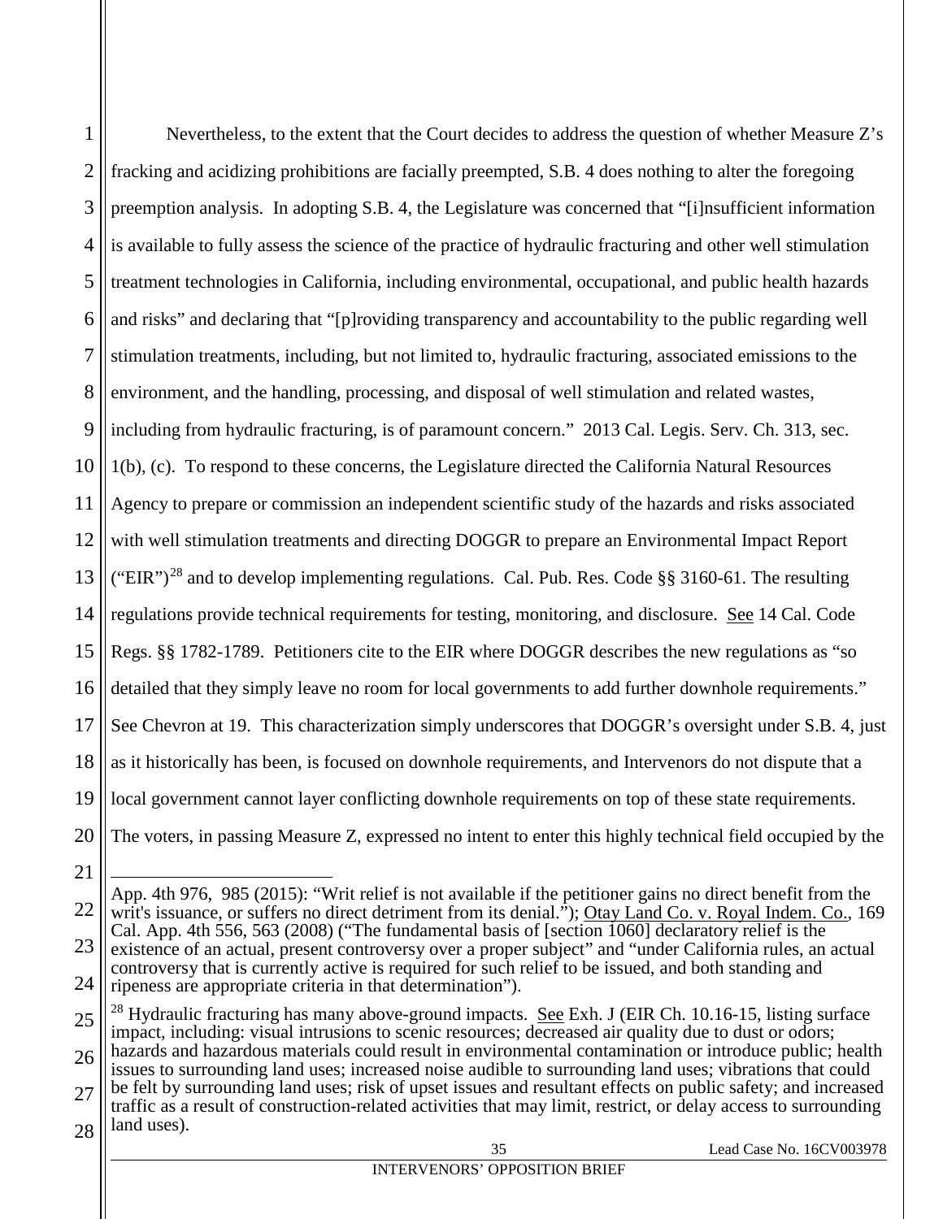Nevertheless, to the extent that the Court decides to address the question of whether Measure Z's fracking and acidizing prohibitions are facially preempted, S.B. 4 does nothing to alter the foregoing preemption analysis. In adopting S.B. 4, the Legislature was concerned that "[i]nsufficient information is available to fully assess the science of the practice of hydraulic fracturing and other well stimulation treatment technologies in California, including environmental, occupational, and public health hazards and risks" and declaring that "[p]roviding transparency and accountability to the public regarding well stimulation treatments, including, but not limited to, hydraulic fracturing, associated emissions to the environment, and the handling, processing, and disposal of well stimulation and related wastes, including from hydraulic fracturing, is of paramount concern." 2013 Cal. Legis. Serv. Ch. 313, sec. 1(b), (c). To respond to these concerns, the Legislature directed the California Natural Resources Agency to prepare or commission an independent scientific study of the hazards and risks associated with well stimulation treatments and directing DOGGR to prepare an Environmental Impact Report ("EIR")[28] and to develop implementing regulations. Cal. Pub. Res. Code §§ 3160-61. The resulting regulations provide technical requirements for testing, monitoring, and disclosure. See 14 Cal. Code Regs. §§ 1782-1789. Petitioners cite to the EIR where DOGGR describes the new regulations as "so detailed that they simply leave no room for local governments to add further downhole requirements." See Chevron at 19. This characterization simply underscores that DOGGR's oversight under S.B. 4, just as it historically has been, is focused on downhole requirements, and Intervenors do not dispute that a local government cannot layer conflicting downhole requirements on top of these state requirements. The voters, in passing Measure Z, expressed no intent to enter this highly technical field occupied by the

---

App. 4th 976, 985 (2015): "Writ relief is not available if the petitioner gains no direct benefit from the writ's issuance, or suffers no direct detriment from its denial."); Otay Land Co. v. Royal Indem. Co., 169 Cal. App. 4th 556, 563 (2008) ("The fundamental basis of [section 1060] declaratory relief is the existence of an actual, present controversy over a proper subject" and "under California rules, an actual controversy that is currently active is required for such relief to be issued, and both standing and ripeness are appropriate criteria in that determination").

[28] Hydraulic fracturing has many above-ground impacts. See Exh. J (EIR Ch. 10.16-15, listing surface impact, including: visual intrusions to scenic resources; decreased air quality due to dust or odors; hazards and hazardous materials could result in environmental contamination or introduce public; health issues to surrounding land uses; increased noise audible to surrounding land uses; vibrations that could be felt by surrounding land uses; risk of upset issues and resultant effects on public safety; and increased traffic as a result of construction-related activities that may limit, restrict, or delay access to surrounding land uses).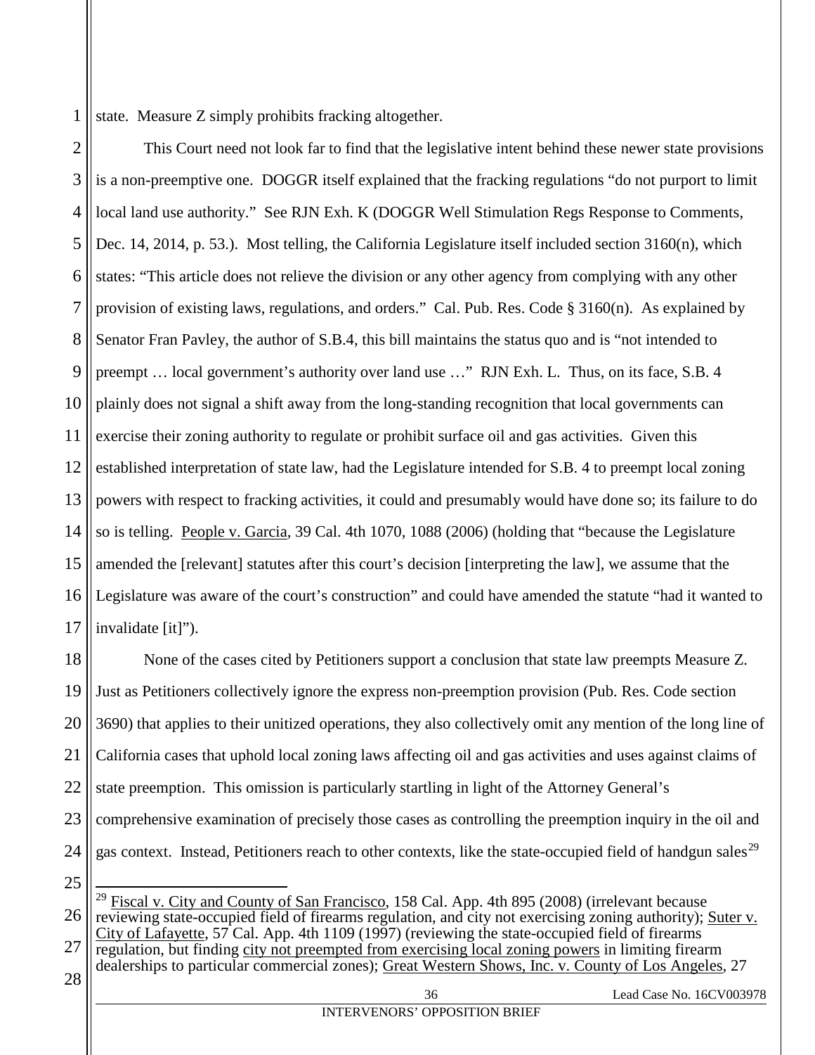state. Measure Z simply prohibits fracking altogether.

This Court need not look far to find that the legislative intent behind these newer state provisions is a non-preemptive one. DOGGR itself explained that the fracking regulations "do not purport to limit local land use authority." See RJN Exh. K (DOGGR Well Stimulation Regs Response to Comments, Dec. 14, 2014, p. 53.). Most telling, the California Legislature itself included section 3160(n), which states: "This article does not relieve the division or any other agency from complying with any other provision of existing laws, regulations, and orders." Cal. Pub. Res. Code § 3160(n). As explained by Senator Fran Pavley, the author of S.B.4, this bill maintains the status quo and is "not intended to preempt … local government's authority over land use …" RJN Exh. L. Thus, on its face, S.B. 4 plainly does not signal a shift away from the long-standing recognition that local governments can exercise their zoning authority to regulate or prohibit surface oil and gas activities. Given this established interpretation of state law, had the Legislature intended for S.B. 4 to preempt local zoning powers with respect to fracking activities, it could and presumably would have done so; its failure to do so is telling. People v. Garcia, 39 Cal. 4th 1070, 1088 (2006) (holding that "because the Legislature amended the [relevant] statutes after this court's decision [interpreting the law], we assume that the Legislature was aware of the court's construction" and could have amended the statute "had it wanted to invalidate [it]").

None of the cases cited by Petitioners support a conclusion that state law preempts Measure Z. Just as Petitioners collectively ignore the express non-preemption provision (Pub. Res. Code section 3690) that applies to their unitized operations, they also collectively omit any mention of the long line of California cases that uphold local zoning laws affecting oil and gas activities and uses against claims of state preemption. This omission is particularly startling in light of the Attorney General's comprehensive examination of precisely those cases as controlling the preemption inquiry in the oil and gas context. Instead, Petitioners reach to other contexts, like the state-occupied field of handgun sales[29]

---

[29] Fiscal v. City and County of San Francisco, 158 Cal. App. 4th 895 (2008) (irrelevant because reviewing state-occupied field of firearms regulation, and city not exercising zoning authority); Suter v. City of Lafayette, 57 Cal. App. 4th 1109 (1997) (reviewing the state-occupied field of firearms regulation, but finding city not preempted from exercising local zoning powers in limiting firearm dealerships to particular commercial zones); Great Western Shows, Inc. v. County of Los Angeles, 27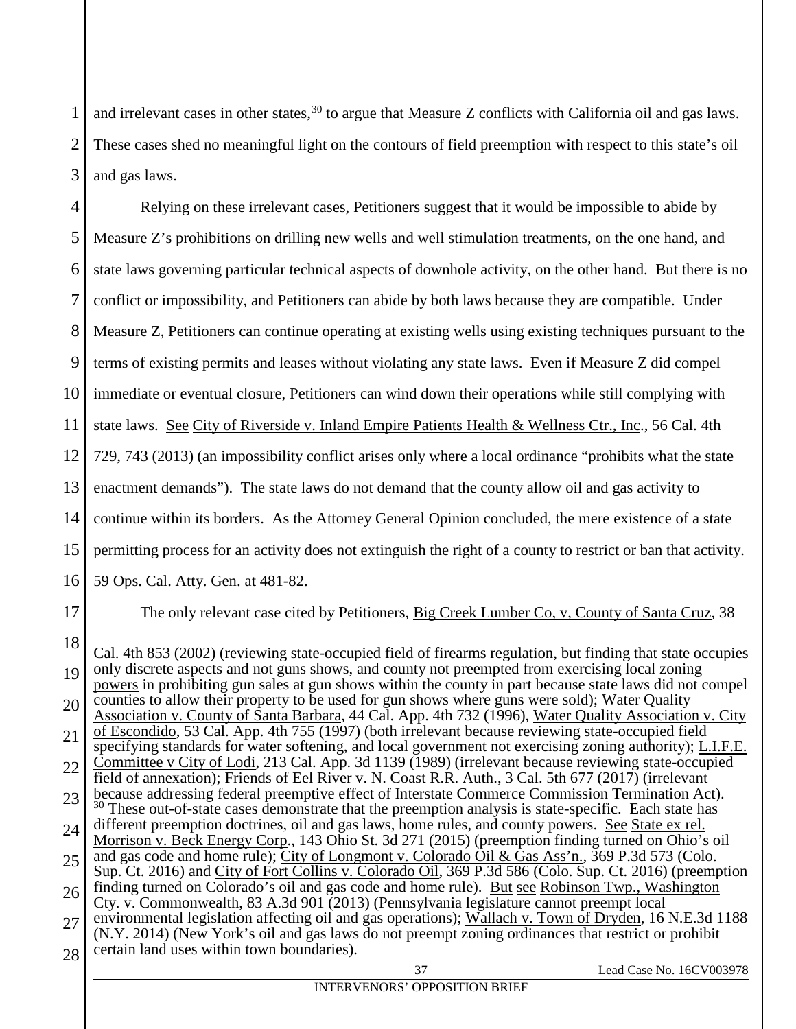and irrelevant cases in other states,[30] to argue that Measure Z conflicts with California oil and gas laws. These cases shed no meaningful light on the contours of field preemption with respect to this state's oil and gas laws.

Relying on these irrelevant cases, Petitioners suggest that it would be impossible to abide by Measure Z's prohibitions on drilling new wells and well stimulation treatments, on the one hand, and state laws governing particular technical aspects of downhole activity, on the other hand. But there is no conflict or impossibility, and Petitioners can abide by both laws because they are compatible. Under Measure Z, Petitioners can continue operating at existing wells using existing techniques pursuant to the terms of existing permits and leases without violating any state laws. Even if Measure Z did compel immediate or eventual closure, Petitioners can wind down their operations while still complying with state laws. See City of Riverside v. Inland Empire Patients Health & Wellness Ctr., Inc., 56 Cal. 4th 729, 743 (2013) (an impossibility conflict arises only where a local ordinance "prohibits what the state enactment demands"). The state laws do not demand that the county allow oil and gas activity to continue within its borders. As the Attorney General Opinion concluded, the mere existence of a state permitting process for an activity does not extinguish the right of a county to restrict or ban that activity. 59 Ops. Cal. Atty. Gen. at 481-82.

The only relevant case cited by Petitioners, Big Creek Lumber Co, v, County of Santa Cruz, 38

---

Cal. 4th 853 (2002) (reviewing state-occupied field of firearms regulation, but finding that state occupies only discrete aspects and not guns shows, and county not preempted from exercising local zoning powers in prohibiting gun sales at gun shows within the county in part because state laws did not compel counties to allow their property to be used for gun shows where guns were sold); Water Quality Association v. County of Santa Barbara, 44 Cal. App. 4th 732 (1996), Water Quality Association v. City of Escondido, 53 Cal. App. 4th 755 (1997) (both irrelevant because reviewing state-occupied field specifying standards for water softening, and local government not exercising zoning authority); L.I.F.E. Committee v City of Lodi, 213 Cal. App. 3d 1139 (1989) (irrelevant because reviewing state-occupied field of annexation); Friends of Eel River v. N. Coast R.R. Auth., 3 Cal. 5th 677 (2017) (irrelevant because addressing federal preemptive effect of Interstate Commerce Commission Termination Act).

[30] These out-of-state cases demonstrate that the preemption analysis is state-specific. Each state has different preemption doctrines, oil and gas laws, home rules, and county powers. See State ex rel. Morrison v. Beck Energy Corp., 143 Ohio St. 3d 271 (2015) (preemption finding turned on Ohio's oil and gas code and home rule); City of Longmont v. Colorado Oil & Gas Ass'n., 369 P.3d 573 (Colo. Sup. Ct. 2016) and City of Fort Collins v. Colorado Oil, 369 P.3d 586 (Colo. Sup. Ct. 2016) (preemption finding turned on Colorado's oil and gas code and home rule). But see Robinson Twp., Washington Cty. v. Commonwealth, 83 A.3d 901 (2013) (Pennsylvania legislature cannot preempt local environmental legislation affecting oil and gas operations); Wallach v. Town of Dryden, 16 N.E.3d 1188 (N.Y. 2014) (New York's oil and gas laws do not preempt zoning ordinances that restrict or prohibit certain land uses within town boundaries).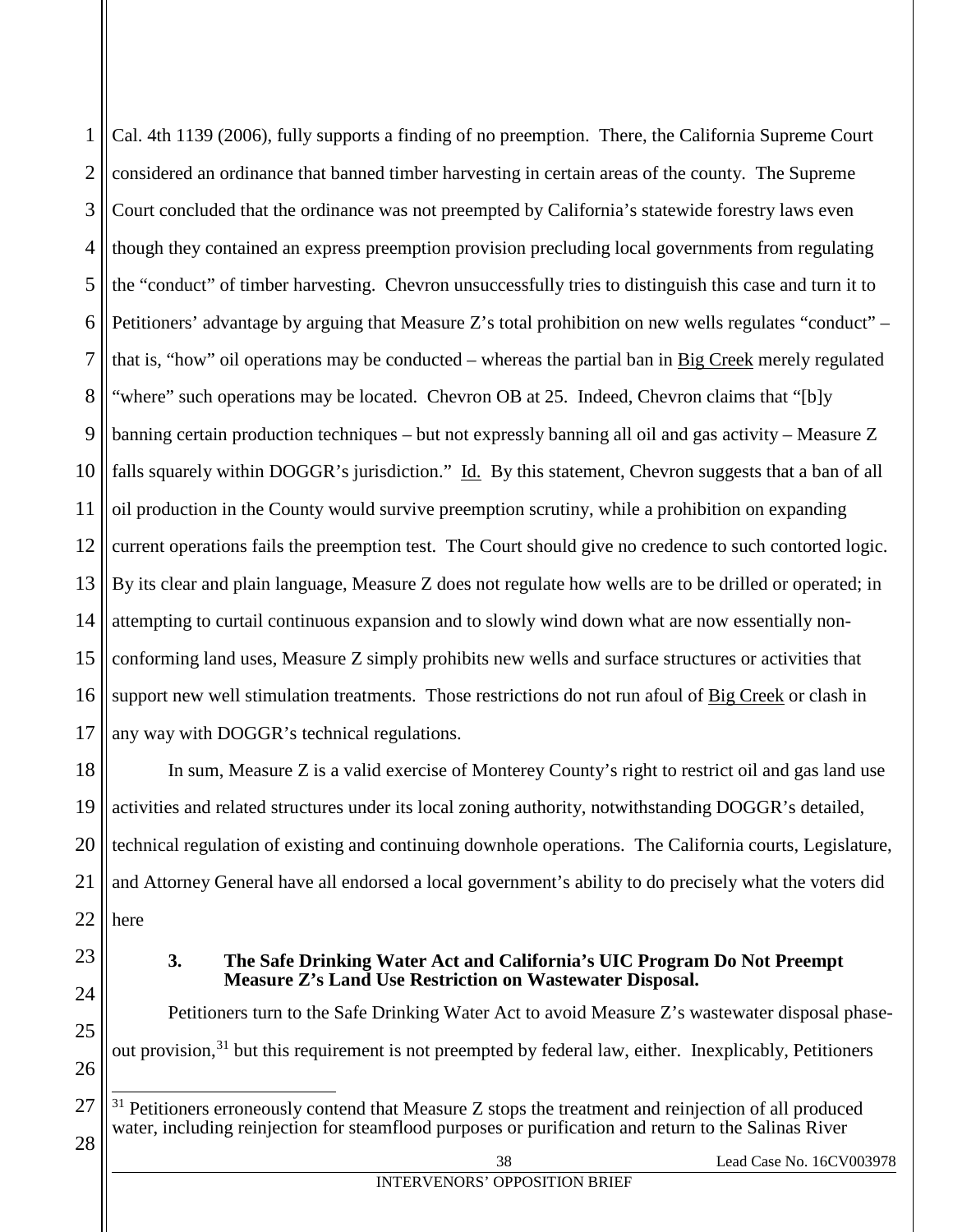Cal. 4th 1139 (2006), fully supports a finding of no preemption. There, the California Supreme Court considered an ordinance that banned timber harvesting in certain areas of the county. The Supreme Court concluded that the ordinance was not preempted by California's statewide forestry laws even though they contained an express preemption provision precluding local governments from regulating the "conduct" of timber harvesting. Chevron unsuccessfully tries to distinguish this case and turn it to Petitioners' advantage by arguing that Measure Z's total prohibition on new wells regulates "conduct" – that is, "how" oil operations may be conducted – whereas the partial ban in Big Creek merely regulated "where" such operations may be located. Chevron OB at 25. Indeed, Chevron claims that "[b]y banning certain production techniques – but not expressly banning all oil and gas activity – Measure Z falls squarely within DOGGR's jurisdiction." Id. By this statement, Chevron suggests that a ban of all oil production in the County would survive preemption scrutiny, while a prohibition on expanding current operations fails the preemption test. The Court should give no credence to such contorted logic. By its clear and plain language, Measure Z does not regulate how wells are to be drilled or operated; in attempting to curtail continuous expansion and to slowly wind down what are now essentially non-conforming land uses, Measure Z simply prohibits new wells and surface structures or activities that support new well stimulation treatments. Those restrictions do not run afoul of Big Creek or clash in any way with DOGGR's technical regulations.

In sum, Measure Z is a valid exercise of Monterey County's right to restrict oil and gas land use activities and related structures under its local zoning authority, notwithstanding DOGGR's detailed, technical regulation of existing and continuing downhole operations. The California courts, Legislature, and Attorney General have all endorsed a local government's ability to do precisely what the voters did here

**3. The Safe Drinking Water Act and California's UIC Program Do Not Preempt Measure Z's Land Use Restriction on Wastewater Disposal.**

Petitioners turn to the Safe Drinking Water Act to avoid Measure Z's wastewater disposal phase-out provision,[31] but this requirement is not preempted by federal law, either. Inexplicably, Petitioners

[31] Petitioners erroneously contend that Measure Z stops the treatment and reinjection of all produced water, including reinjection for steamflood purposes or purification and return to the Salinas River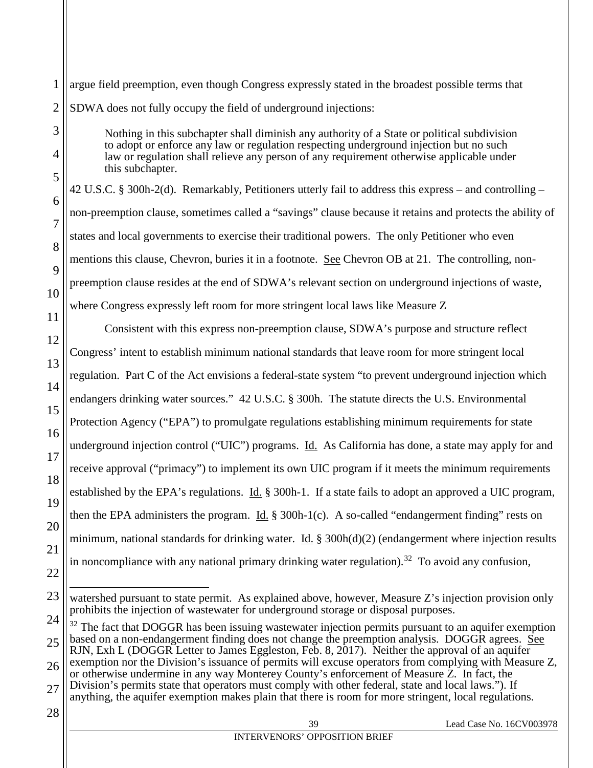argue field preemption, even though Congress expressly stated in the broadest possible terms that SDWA does not fully occupy the field of underground injections:

> Nothing in this subchapter shall diminish any authority of a State or political subdivision to adopt or enforce any law or regulation respecting underground injection but no such law or regulation shall relieve any person of any requirement otherwise applicable under this subchapter.

42 U.S.C. § 300h-2(d). Remarkably, Petitioners utterly fail to address this express – and controlling – non-preemption clause, sometimes called a "savings" clause because it retains and protects the ability of states and local governments to exercise their traditional powers. The only Petitioner who even mentions this clause, Chevron, buries it in a footnote. See Chevron OB at 21. The controlling, non-preemption clause resides at the end of SDWA's relevant section on underground injections of waste, where Congress expressly left room for more stringent local laws like Measure Z

Consistent with this express non-preemption clause, SDWA's purpose and structure reflect Congress' intent to establish minimum national standards that leave room for more stringent local regulation. Part C of the Act envisions a federal-state system "to prevent underground injection which endangers drinking water sources." 42 U.S.C. § 300h. The statute directs the U.S. Environmental Protection Agency ("EPA") to promulgate regulations establishing minimum requirements for state underground injection control ("UIC") programs. Id. As California has done, a state may apply for and receive approval ("primacy") to implement its own UIC program if it meets the minimum requirements established by the EPA's regulations. Id. § 300h-1. If a state fails to adopt an approved a UIC program, then the EPA administers the program. Id. § 300h-1(c). A so-called "endangerment finding" rests on minimum, national standards for drinking water. Id. § 300h(d)(2) (endangerment where injection results in noncompliance with any national primary drinking water regulation).[32] To avoid any confusion,

---

watershed pursuant to state permit. As explained above, however, Measure Z's injection provision only prohibits the injection of wastewater for underground storage or disposal purposes.

[32] The fact that DOGGR has been issuing wastewater injection permits pursuant to an aquifer exemption based on a non-endangerment finding does not change the preemption analysis. DOGGR agrees. See RJN, Exh L (DOGGR Letter to James Eggleston, Feb. 8, 2017). Neither the approval of an aquifer exemption nor the Division's issuance of permits will excuse operators from complying with Measure Z, or otherwise undermine in any way Monterey County's enforcement of Measure Z. In fact, the Division's permits state that operators must comply with other federal, state and local laws."). If anything, the aquifer exemption makes plain that there is room for more stringent, local regulations.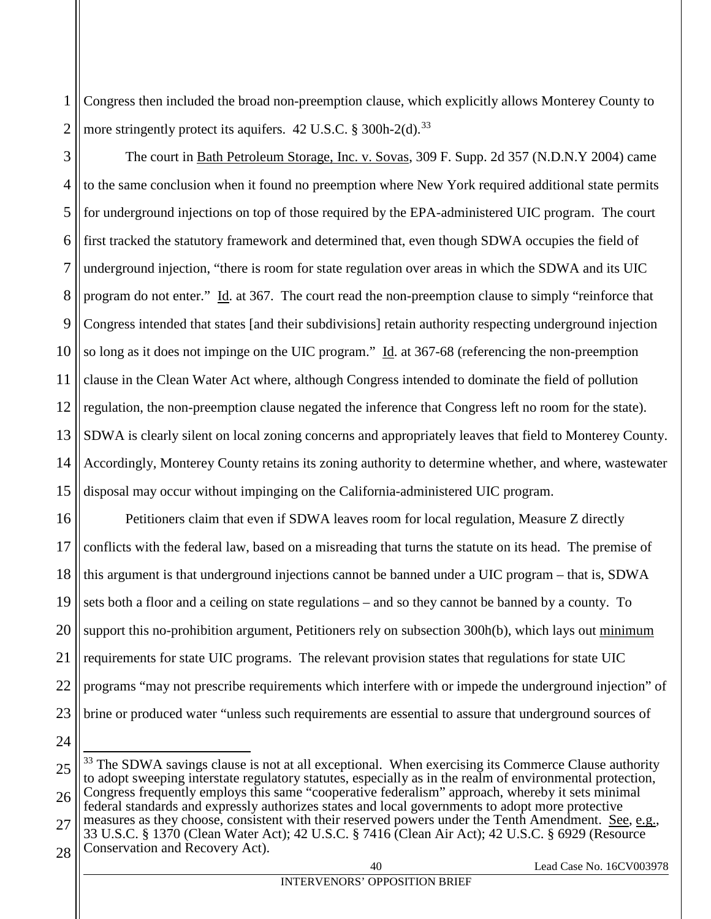Congress then included the broad non-preemption clause, which explicitly allows Monterey County to more stringently protect its aquifers. 42 U.S.C. § 300h-2(d).[33]

The court in Bath Petroleum Storage, Inc. v. Sovas, 309 F. Supp. 2d 357 (N.D.N.Y 2004) came to the same conclusion when it found no preemption where New York required additional state permits for underground injections on top of those required by the EPA-administered UIC program. The court first tracked the statutory framework and determined that, even though SDWA occupies the field of underground injection, "there is room for state regulation over areas in which the SDWA and its UIC program do not enter." Id. at 367. The court read the non-preemption clause to simply "reinforce that Congress intended that states [and their subdivisions] retain authority respecting underground injection so long as it does not impinge on the UIC program." Id. at 367-68 (referencing the non-preemption clause in the Clean Water Act where, although Congress intended to dominate the field of pollution regulation, the non-preemption clause negated the inference that Congress left no room for the state). SDWA is clearly silent on local zoning concerns and appropriately leaves that field to Monterey County. Accordingly, Monterey County retains its zoning authority to determine whether, and where, wastewater disposal may occur without impinging on the California-administered UIC program.

Petitioners claim that even if SDWA leaves room for local regulation, Measure Z directly conflicts with the federal law, based on a misreading that turns the statute on its head. The premise of this argument is that underground injections cannot be banned under a UIC program – that is, SDWA sets both a floor and a ceiling on state regulations – and so they cannot be banned by a county. To support this no-prohibition argument, Petitioners rely on subsection 300h(b), which lays out minimum requirements for state UIC programs. The relevant provision states that regulations for state UIC programs "may not prescribe requirements which interfere with or impede the underground injection" of brine or produced water "unless such requirements are essential to assure that underground sources of

---

[33] The SDWA savings clause is not at all exceptional. When exercising its Commerce Clause authority to adopt sweeping interstate regulatory statutes, especially as in the realm of environmental protection, Congress frequently employs this same "cooperative federalism" approach, whereby it sets minimal federal standards and expressly authorizes states and local governments to adopt more protective measures as they choose, consistent with their reserved powers under the Tenth Amendment. See, e.g., 33 U.S.C. § 1370 (Clean Water Act); 42 U.S.C. § 7416 (Clean Air Act); 42 U.S.C. § 6929 (Resource Conservation and Recovery Act).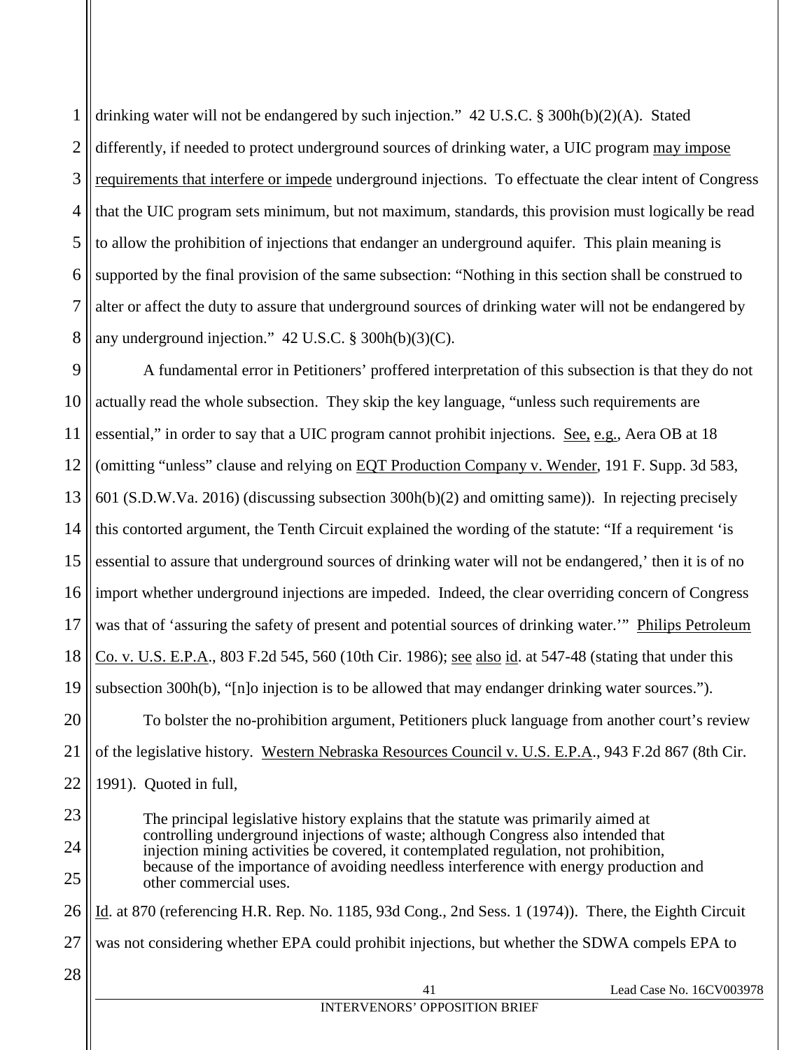drinking water will not be endangered by such injection." 42 U.S.C. § 300h(b)(2)(A). Stated differently, if needed to protect underground sources of drinking water, a UIC program <u>may impose requirements that interfere or impede</u> underground injections. To effectuate the clear intent of Congress that the UIC program sets minimum, but not maximum, standards, this provision must logically be read to allow the prohibition of injections that endanger an underground aquifer. This plain meaning is supported by the final provision of the same subsection: "Nothing in this section shall be construed to alter or affect the duty to assure that underground sources of drinking water will not be endangered by any underground injection." 42 U.S.C. § 300h(b)(3)(C).

A fundamental error in Petitioners' proffered interpretation of this subsection is that they do not actually read the whole subsection. They skip the key language, "unless such requirements are essential," in order to say that a UIC program cannot prohibit injections. <u>See</u>, <u>e.g.</u>, Aera OB at 18 (omitting "unless" clause and relying on <u>EQT Production Company v. Wender</u>, 191 F. Supp. 3d 583, 601 (S.D.W.Va. 2016) (discussing subsection 300h(b)(2) and omitting same)). In rejecting precisely this contorted argument, the Tenth Circuit explained the wording of the statute: "If a requirement 'is essential to assure that underground sources of drinking water will not be endangered,' then it is of no import whether underground injections are impeded. Indeed, the clear overriding concern of Congress was that of 'assuring the safety of present and potential sources of drinking water.'" <u>Philips Petroleum Co. v. U.S. E.P.A.</u>, 803 F.2d 545, 560 (10th Cir. 1986); <u>see</u> <u>also</u> <u>id</u>. at 547-48 (stating that under this subsection 300h(b), "[n]o injection is to be allowed that may endanger drinking water sources.").

To bolster the no-prohibition argument, Petitioners pluck language from another court's review of the legislative history. <u>Western Nebraska Resources Council v. U.S. E.P.A.</u>, 943 F.2d 867 (8th Cir. 1991). Quoted in full,

> The principal legislative history explains that the statute was primarily aimed at controlling underground injections of waste; although Congress also intended that injection mining activities be covered, it contemplated regulation, not prohibition, because of the importance of avoiding needless interference with energy production and other commercial uses.

<u>Id</u>. at 870 (referencing H.R. Rep. No. 1185, 93d Cong., 2nd Sess. 1 (1974)). There, the Eighth Circuit was not considering whether EPA could prohibit injections, but whether the SDWA compels EPA to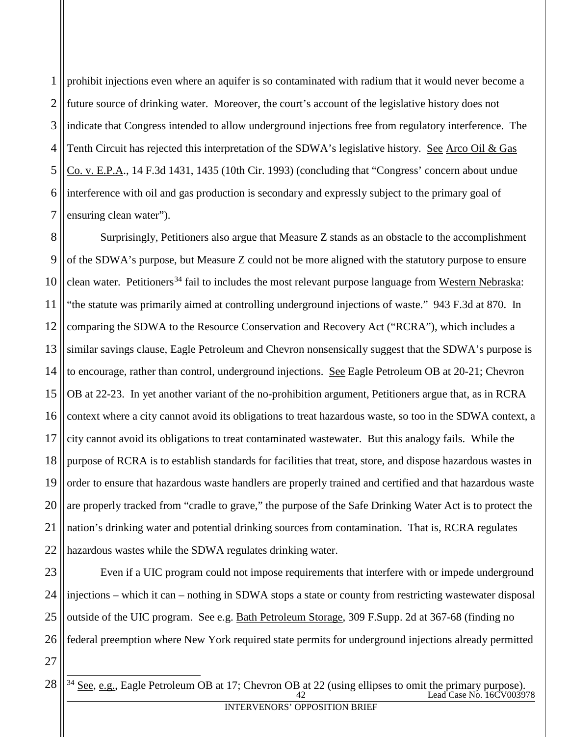prohibit injections even where an aquifer is so contaminated with radium that it would never become a future source of drinking water. Moreover, the court's account of the legislative history does not indicate that Congress intended to allow underground injections free from regulatory interference. The Tenth Circuit has rejected this interpretation of the SDWA's legislative history. See Arco Oil & Gas Co. v. E.P.A., 14 F.3d 1431, 1435 (10th Cir. 1993) (concluding that "Congress' concern about undue interference with oil and gas production is secondary and expressly subject to the primary goal of ensuring clean water").

Surprisingly, Petitioners also argue that Measure Z stands as an obstacle to the accomplishment of the SDWA's purpose, but Measure Z could not be more aligned with the statutory purpose to ensure clean water. Petitioners[34] fail to includes the most relevant purpose language from Western Nebraska: "the statute was primarily aimed at controlling underground injections of waste." 943 F.3d at 870. In comparing the SDWA to the Resource Conservation and Recovery Act ("RCRA"), which includes a similar savings clause, Eagle Petroleum and Chevron nonsensically suggest that the SDWA's purpose is to encourage, rather than control, underground injections. See Eagle Petroleum OB at 20-21; Chevron OB at 22-23. In yet another variant of the no-prohibition argument, Petitioners argue that, as in RCRA context where a city cannot avoid its obligations to treat hazardous waste, so too in the SDWA context, a city cannot avoid its obligations to treat contaminated wastewater. But this analogy fails. While the purpose of RCRA is to establish standards for facilities that treat, store, and dispose hazardous wastes in order to ensure that hazardous waste handlers are properly trained and certified and that hazardous waste are properly tracked from "cradle to grave," the purpose of the Safe Drinking Water Act is to protect the nation's drinking water and potential drinking sources from contamination. That is, RCRA regulates hazardous wastes while the SDWA regulates drinking water.

Even if a UIC program could not impose requirements that interfere with or impede underground injections – which it can – nothing in SDWA stops a state or county from restricting wastewater disposal outside of the UIC program. See e.g. Bath Petroleum Storage, 309 F.Supp. 2d at 367-68 (finding no federal preemption where New York required state permits for underground injections already permitted

[34] See, e.g., Eagle Petroleum OB at 17; Chevron OB at 22 (using ellipses to omit the primary purpose).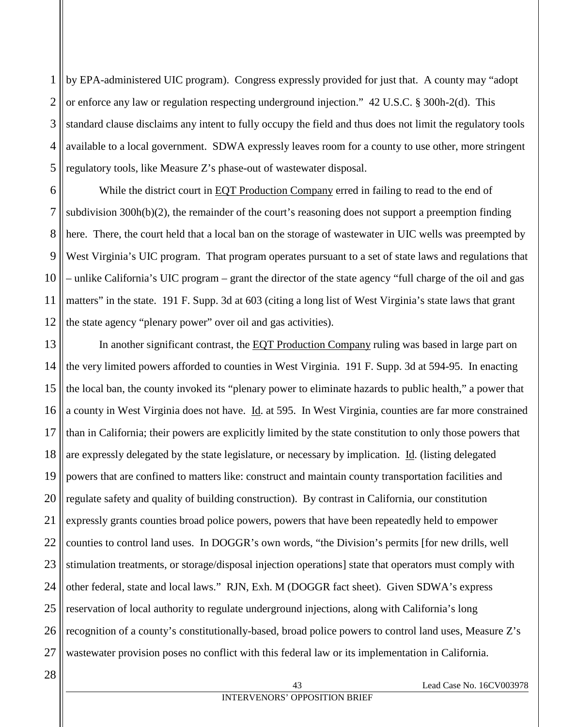by EPA-administered UIC program). Congress expressly provided for just that. A county may "adopt or enforce any law or regulation respecting underground injection." 42 U.S.C. § 300h-2(d). This standard clause disclaims any intent to fully occupy the field and thus does not limit the regulatory tools available to a local government. SDWA expressly leaves room for a county to use other, more stringent regulatory tools, like Measure Z's phase-out of wastewater disposal.

While the district court in EQT Production Company erred in failing to read to the end of subdivision 300h(b)(2), the remainder of the court's reasoning does not support a preemption finding here. There, the court held that a local ban on the storage of wastewater in UIC wells was preempted by West Virginia's UIC program. That program operates pursuant to a set of state laws and regulations that – unlike California's UIC program – grant the director of the state agency "full charge of the oil and gas matters" in the state. 191 F. Supp. 3d at 603 (citing a long list of West Virginia's state laws that grant the state agency "plenary power" over oil and gas activities).

In another significant contrast, the EQT Production Company ruling was based in large part on the very limited powers afforded to counties in West Virginia. 191 F. Supp. 3d at 594-95. In enacting the local ban, the county invoked its "plenary power to eliminate hazards to public health," a power that a county in West Virginia does not have. Id. at 595. In West Virginia, counties are far more constrained than in California; their powers are explicitly limited by the state constitution to only those powers that are expressly delegated by the state legislature, or necessary by implication. Id. (listing delegated powers that are confined to matters like: construct and maintain county transportation facilities and regulate safety and quality of building construction). By contrast in California, our constitution expressly grants counties broad police powers, powers that have been repeatedly held to empower counties to control land uses. In DOGGR's own words, "the Division's permits [for new drills, well stimulation treatments, or storage/disposal injection operations] state that operators must comply with other federal, state and local laws." RJN, Exh. M (DOGGR fact sheet). Given SDWA's express reservation of local authority to regulate underground injections, along with California's long recognition of a county's constitutionally-based, broad police powers to control land uses, Measure Z's wastewater provision poses no conflict with this federal law or its implementation in California.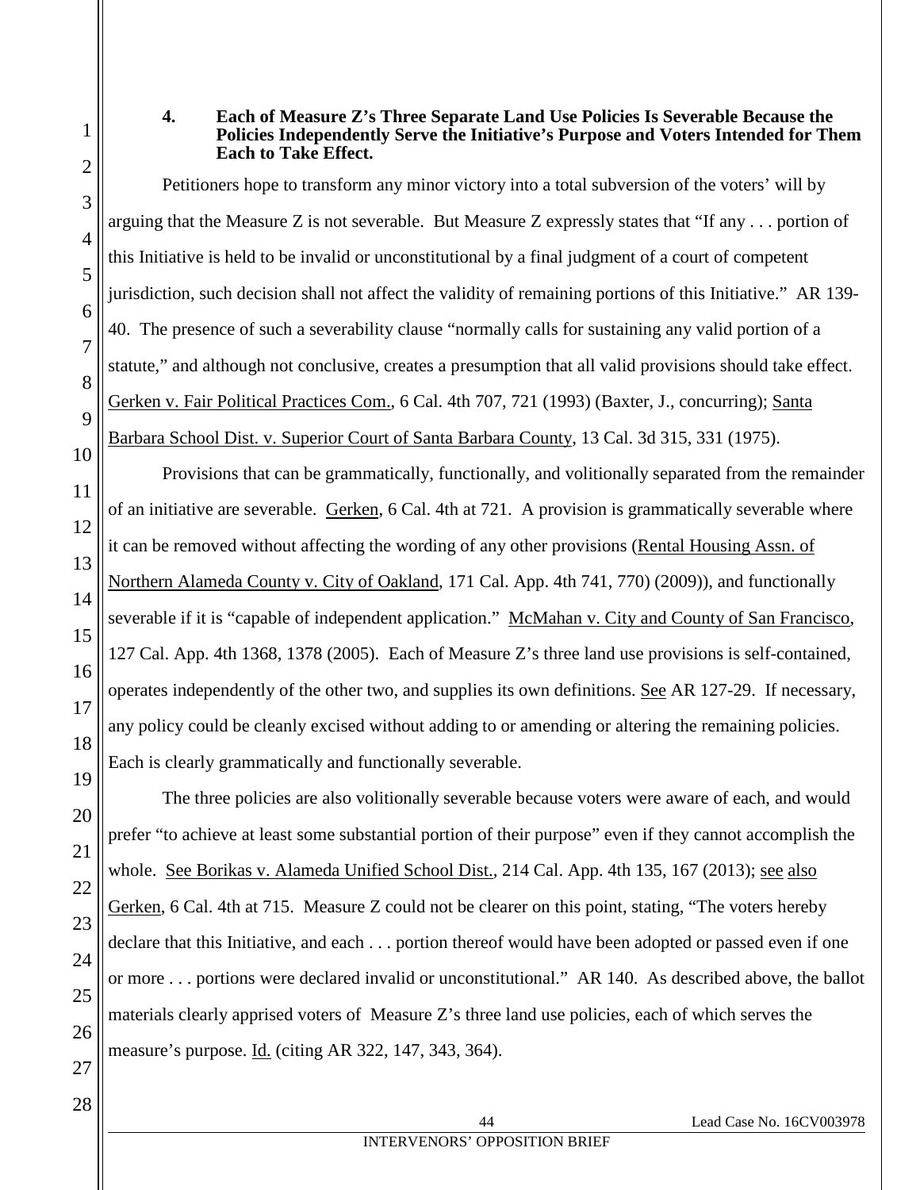#### 4. Each of Measure Z's Three Separate Land Use Policies Is Severable Because the Policies Independently Serve the Initiative's Purpose and Voters Intended for Them Each to Take Effect.

Petitioners hope to transform any minor victory into a total subversion of the voters' will by arguing that the Measure Z is not severable. But Measure Z expressly states that "If any . . . portion of this Initiative is held to be invalid or unconstitutional by a final judgment of a court of competent jurisdiction, such decision shall not affect the validity of remaining portions of this Initiative." AR 139-40. The presence of such a severability clause "normally calls for sustaining any valid portion of a statute," and although not conclusive, creates a presumption that all valid provisions should take effect. Gerken v. Fair Political Practices Com., 6 Cal. 4th 707, 721 (1993) (Baxter, J., concurring); Santa Barbara School Dist. v. Superior Court of Santa Barbara County, 13 Cal. 3d 315, 331 (1975).

Provisions that can be grammatically, functionally, and volitionally separated from the remainder of an initiative are severable. Gerken, 6 Cal. 4th at 721. A provision is grammatically severable where it can be removed without affecting the wording of any other provisions (Rental Housing Assn. of Northern Alameda County v. City of Oakland, 171 Cal. App. 4th 741, 770) (2009)), and functionally severable if it is "capable of independent application." McMahan v. City and County of San Francisco, 127 Cal. App. 4th 1368, 1378 (2005). Each of Measure Z's three land use provisions is self-contained, operates independently of the other two, and supplies its own definitions. See AR 127-29. If necessary, any policy could be cleanly excised without adding to or amending or altering the remaining policies. Each is clearly grammatically and functionally severable.

The three policies are also volitionally severable because voters were aware of each, and would prefer "to achieve at least some substantial portion of their purpose" even if they cannot accomplish the whole. See Borikas v. Alameda Unified School Dist., 214 Cal. App. 4th 135, 167 (2013); see also Gerken, 6 Cal. 4th at 715. Measure Z could not be clearer on this point, stating, "The voters hereby declare that this Initiative, and each . . . portion thereof would have been adopted or passed even if one or more . . . portions were declared invalid or unconstitutional." AR 140. As described above, the ballot materials clearly apprised voters of Measure Z's three land use policies, each of which serves the measure's purpose. Id. (citing AR 322, 147, 343, 364).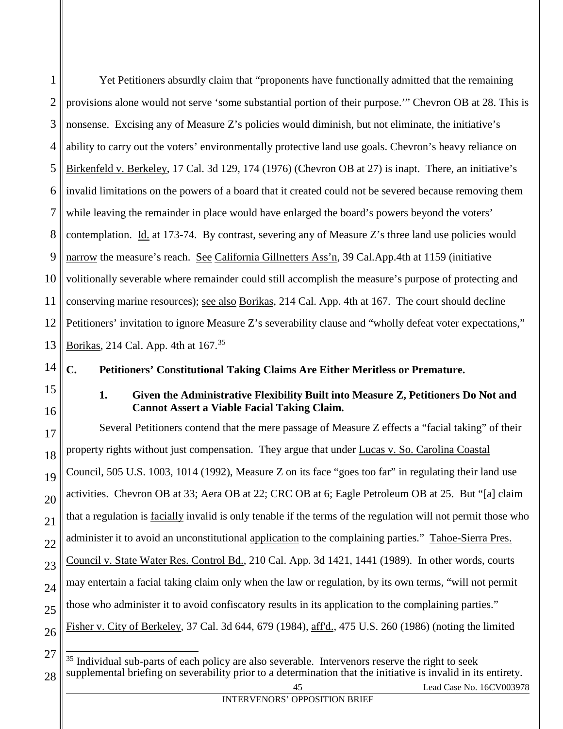Yet Petitioners absurdly claim that "proponents have functionally admitted that the remaining provisions alone would not serve 'some substantial portion of their purpose.'" Chevron OB at 28. This is nonsense. Excising any of Measure Z's policies would diminish, but not eliminate, the initiative's ability to carry out the voters' environmentally protective land use goals. Chevron's heavy reliance on Birkenfeld v. Berkeley, 17 Cal. 3d 129, 174 (1976) (Chevron OB at 27) is inapt. There, an initiative's invalid limitations on the powers of a board that it created could not be severed because removing them while leaving the remainder in place would have enlarged the board's powers beyond the voters' contemplation. Id. at 173-74. By contrast, severing any of Measure Z's three land use policies would narrow the measure's reach. See California Gillnetters Ass'n, 39 Cal.App.4th at 1159 (initiative volitionally severable where remainder could still accomplish the measure's purpose of protecting and conserving marine resources); see also Borikas, 214 Cal. App. 4th at 167. The court should decline Petitioners' invitation to ignore Measure Z's severability clause and "wholly defeat voter expectations," Borikas, 214 Cal. App. 4th at 167.[35]

### C. Petitioners' Constitutional Taking Claims Are Either Meritless or Premature.

#### 1. Given the Administrative Flexibility Built into Measure Z, Petitioners Do Not and Cannot Assert a Viable Facial Taking Claim.

Several Petitioners contend that the mere passage of Measure Z effects a "facial taking" of their property rights without just compensation. They argue that under Lucas v. So. Carolina Coastal Council, 505 U.S. 1003, 1014 (1992), Measure Z on its face "goes too far" in regulating their land use activities. Chevron OB at 33; Aera OB at 22; CRC OB at 6; Eagle Petroleum OB at 25. But "[a] claim that a regulation is facially invalid is only tenable if the terms of the regulation will not permit those who administer it to avoid an unconstitutional application to the complaining parties." Tahoe-Sierra Pres. Council v. State Water Res. Control Bd., 210 Cal. App. 3d 1421, 1441 (1989). In other words, courts may entertain a facial taking claim only when the law or regulation, by its own terms, "will not permit those who administer it to avoid confiscatory results in its application to the complaining parties." Fisher v. City of Berkeley, 37 Cal. 3d 644, 679 (1984), aff'd., 475 U.S. 260 (1986) (noting the limited

---

[35] Individual sub-parts of each policy are also severable. Intervenors reserve the right to seek supplemental briefing on severability prior to a determination that the initiative is invalid in its entirety.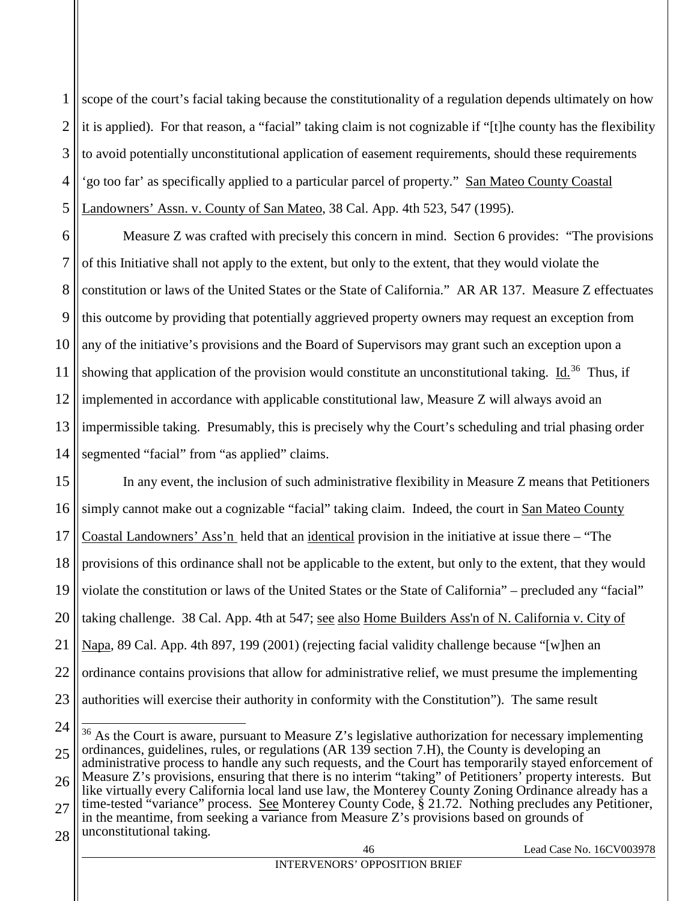scope of the court's facial taking because the constitutionality of a regulation depends ultimately on how it is applied). For that reason, a "facial" taking claim is not cognizable if "[t]he county has the flexibility to avoid potentially unconstitutional application of easement requirements, should these requirements 'go too far' as specifically applied to a particular parcel of property." San Mateo County Coastal Landowners' Assn. v. County of San Mateo, 38 Cal. App. 4th 523, 547 (1995).

Measure Z was crafted with precisely this concern in mind. Section 6 provides: "The provisions of this Initiative shall not apply to the extent, but only to the extent, that they would violate the constitution or laws of the United States or the State of California." AR AR 137. Measure Z effectuates this outcome by providing that potentially aggrieved property owners may request an exception from any of the initiative's provisions and the Board of Supervisors may grant such an exception upon a showing that application of the provision would constitute an unconstitutional taking. Id.[36] Thus, if implemented in accordance with applicable constitutional law, Measure Z will always avoid an impermissible taking. Presumably, this is precisely why the Court's scheduling and trial phasing order segmented "facial" from "as applied" claims.

In any event, the inclusion of such administrative flexibility in Measure Z means that Petitioners simply cannot make out a cognizable "facial" taking claim. Indeed, the court in San Mateo County Coastal Landowners' Ass'n held that an identical provision in the initiative at issue there – "The provisions of this ordinance shall not be applicable to the extent, but only to the extent, that they would violate the constitution or laws of the United States or the State of California" – precluded any "facial" taking challenge. 38 Cal. App. 4th at 547; see also Home Builders Ass'n of N. California v. City of Napa, 89 Cal. App. 4th 897, 199 (2001) (rejecting facial validity challenge because "[w]hen an ordinance contains provisions that allow for administrative relief, we must presume the implementing authorities will exercise their authority in conformity with the Constitution"). The same result

[36] As the Court is aware, pursuant to Measure Z's legislative authorization for necessary implementing ordinances, guidelines, rules, or regulations (AR 139 section 7.H), the County is developing an administrative process to handle any such requests, and the Court has temporarily stayed enforcement of Measure Z's provisions, ensuring that there is no interim "taking" of Petitioners' property interests. But like virtually every California local land use law, the Monterey County Zoning Ordinance already has a time-tested "variance" process. See Monterey County Code, § 21.72. Nothing precludes any Petitioner, in the meantime, from seeking a variance from Measure Z's provisions based on grounds of unconstitutional taking.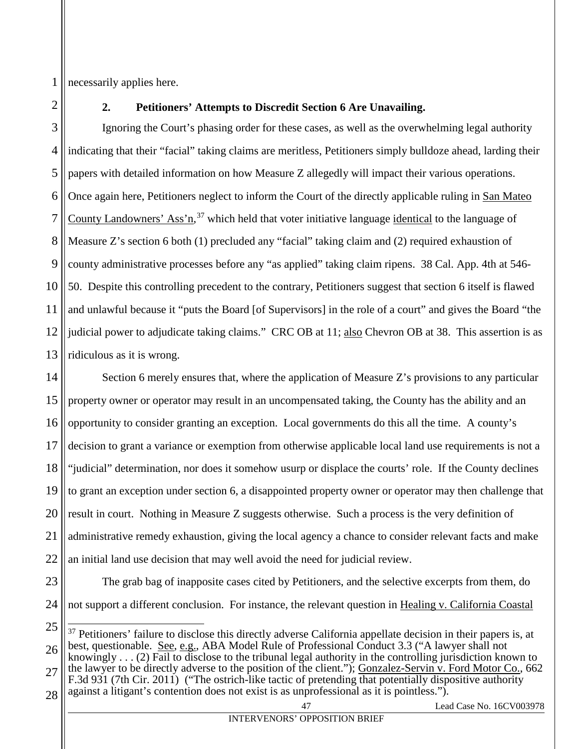necessarily applies here.

### 2. Petitioners' Attempts to Discredit Section 6 Are Unavailing.

Ignoring the Court's phasing order for these cases, as well as the overwhelming legal authority indicating that their "facial" taking claims are meritless, Petitioners simply bulldoze ahead, larding their papers with detailed information on how Measure Z allegedly will impact their various operations. Once again here, Petitioners neglect to inform the Court of the directly applicable ruling in San Mateo County Landowners' Ass'n,[37] which held that voter initiative language identical to the language of Measure Z's section 6 both (1) precluded any "facial" taking claim and (2) required exhaustion of county administrative processes before any "as applied" taking claim ripens. 38 Cal. App. 4th at 546-50. Despite this controlling precedent to the contrary, Petitioners suggest that section 6 itself is flawed and unlawful because it "puts the Board [of Supervisors] in the role of a court" and gives the Board "the judicial power to adjudicate taking claims." CRC OB at 11; also Chevron OB at 38. This assertion is as ridiculous as it is wrong.

Section 6 merely ensures that, where the application of Measure Z's provisions to any particular property owner or operator may result in an uncompensated taking, the County has the ability and an opportunity to consider granting an exception. Local governments do this all the time. A county's decision to grant a variance or exemption from otherwise applicable local land use requirements is not a "judicial" determination, nor does it somehow usurp or displace the courts' role. If the County declines to grant an exception under section 6, a disappointed property owner or operator may then challenge that result in court. Nothing in Measure Z suggests otherwise. Such a process is the very definition of administrative remedy exhaustion, giving the local agency a chance to consider relevant facts and make an initial land use decision that may well avoid the need for judicial review.

The grab bag of inapposite cases cited by Petitioners, and the selective excerpts from them, do not support a different conclusion. For instance, the relevant question in Healing v. California Coastal

[37] Petitioners' failure to disclose this directly adverse California appellate decision in their papers is, at best, questionable. See, e.g., ABA Model Rule of Professional Conduct 3.3 ("A lawyer shall not knowingly . . . (2) Fail to disclose to the tribunal legal authority in the controlling jurisdiction known to the lawyer to be directly adverse to the position of the client."); Gonzalez-Servin v. Ford Motor Co., 662 F.3d 931 (7th Cir. 2011) ("The ostrich-like tactic of pretending that potentially dispositive authority against a litigant's contention does not exist is as unprofessional as it is pointless.").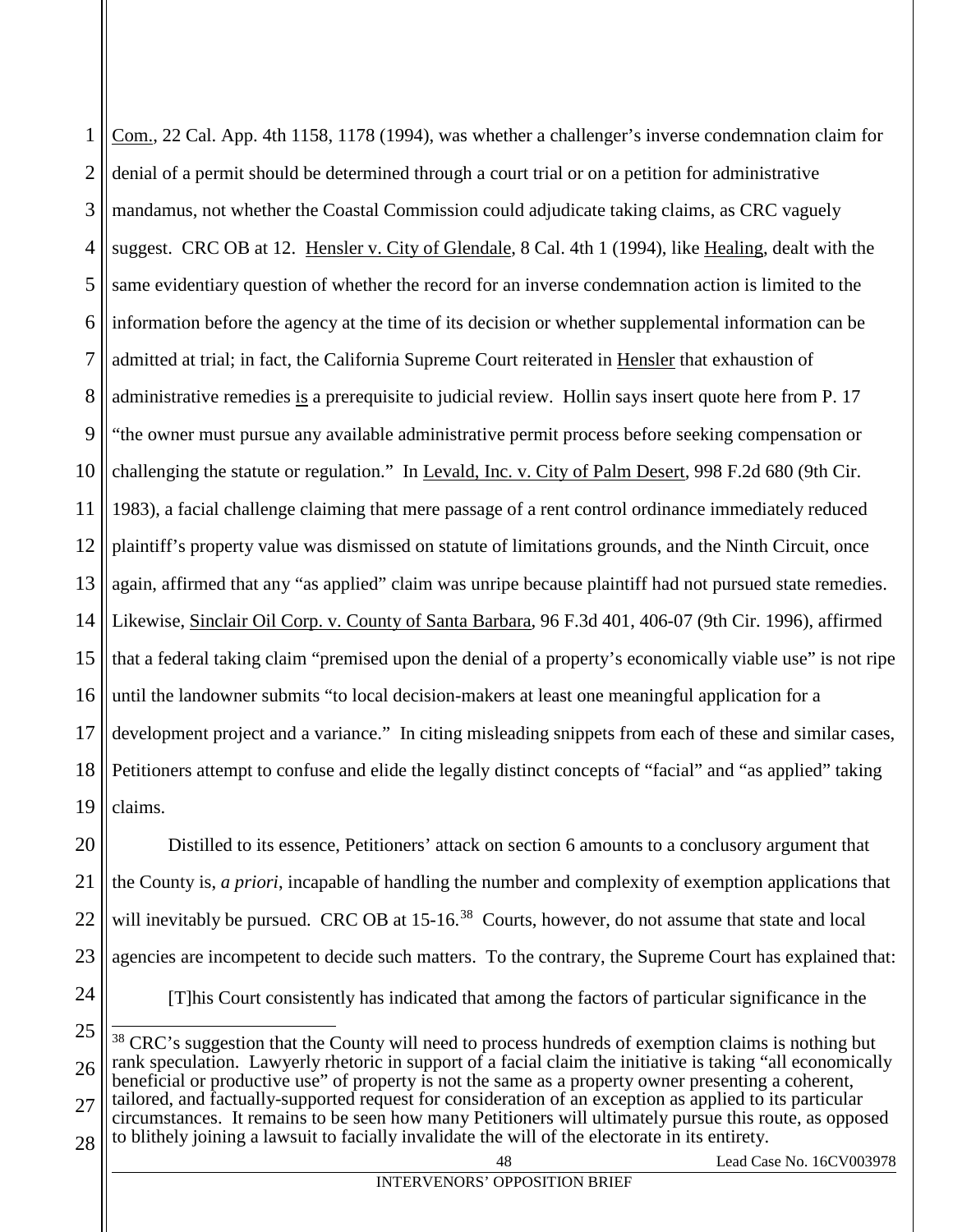Com., 22 Cal. App. 4th 1158, 1178 (1994), was whether a challenger's inverse condemnation claim for denial of a permit should be determined through a court trial or on a petition for administrative mandamus, not whether the Coastal Commission could adjudicate taking claims, as CRC vaguely suggest. CRC OB at 12. Hensler v. City of Glendale, 8 Cal. 4th 1 (1994), like Healing, dealt with the same evidentiary question of whether the record for an inverse condemnation action is limited to the information before the agency at the time of its decision or whether supplemental information can be admitted at trial; in fact, the California Supreme Court reiterated in Hensler that exhaustion of administrative remedies is a prerequisite to judicial review. Hollin says insert quote here from P. 17 "the owner must pursue any available administrative permit process before seeking compensation or challenging the statute or regulation." In Levald, Inc. v. City of Palm Desert, 998 F.2d 680 (9th Cir. 1983), a facial challenge claiming that mere passage of a rent control ordinance immediately reduced plaintiff's property value was dismissed on statute of limitations grounds, and the Ninth Circuit, once again, affirmed that any "as applied" claim was unripe because plaintiff had not pursued state remedies. Likewise, Sinclair Oil Corp. v. County of Santa Barbara, 96 F.3d 401, 406-07 (9th Cir. 1996), affirmed that a federal taking claim "premised upon the denial of a property's economically viable use" is not ripe until the landowner submits "to local decision-makers at least one meaningful application for a development project and a variance." In citing misleading snippets from each of these and similar cases, Petitioners attempt to confuse and elide the legally distinct concepts of "facial" and "as applied" taking claims.

Distilled to its essence, Petitioners' attack on section 6 amounts to a conclusory argument that the County is, *a priori*, incapable of handling the number and complexity of exemption applications that will inevitably be pursued. CRC OB at 15-16.[38] Courts, however, do not assume that state and local agencies are incompetent to decide such matters. To the contrary, the Supreme Court has explained that:

> [T]his Court consistently has indicated that among the factors of particular significance in the

[38] CRC's suggestion that the County will need to process hundreds of exemption claims is nothing but rank speculation. Lawyerly rhetoric in support of a facial claim the initiative is taking "all economically beneficial or productive use" of property is not the same as a property owner presenting a coherent, tailored, and factually-supported request for consideration of an exception as applied to its particular circumstances. It remains to be seen how many Petitioners will ultimately pursue this route, as opposed to blithely joining a lawsuit to facially invalidate the will of the electorate in its entirety.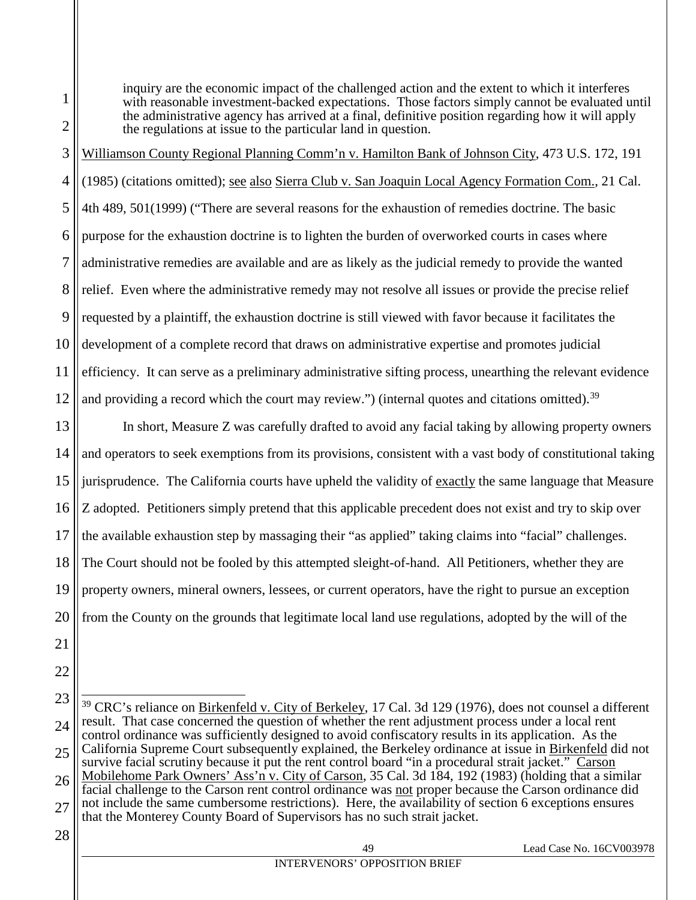> inquiry are the economic impact of the challenged action and the extent to which it interferes with reasonable investment-backed expectations. Those factors simply cannot be evaluated until the administrative agency has arrived at a final, definitive position regarding how it will apply the regulations at issue to the particular land in question.

Williamson County Regional Planning Comm'n v. Hamilton Bank of Johnson City, 473 U.S. 172, 191 (1985) (citations omitted); see also Sierra Club v. San Joaquin Local Agency Formation Com., 21 Cal. 4th 489, 501(1999) ("There are several reasons for the exhaustion of remedies doctrine. The basic purpose for the exhaustion doctrine is to lighten the burden of overworked courts in cases where administrative remedies are available and are as likely as the judicial remedy to provide the wanted relief. Even where the administrative remedy may not resolve all issues or provide the precise relief requested by a plaintiff, the exhaustion doctrine is still viewed with favor because it facilitates the development of a complete record that draws on administrative expertise and promotes judicial efficiency. It can serve as a preliminary administrative sifting process, unearthing the relevant evidence and providing a record which the court may review.") (internal quotes and citations omitted).[39]

In short, Measure Z was carefully drafted to avoid any facial taking by allowing property owners and operators to seek exemptions from its provisions, consistent with a vast body of constitutional taking jurisprudence. The California courts have upheld the validity of exactly the same language that Measure Z adopted. Petitioners simply pretend that this applicable precedent does not exist and try to skip over the available exhaustion step by massaging their "as applied" taking claims into "facial" challenges. The Court should not be fooled by this attempted sleight-of-hand. All Petitioners, whether they are property owners, mineral owners, lessees, or current operators, have the right to pursue an exception from the County on the grounds that legitimate local land use regulations, adopted by the will of the

---

[39] CRC's reliance on Birkenfeld v. City of Berkeley, 17 Cal. 3d 129 (1976), does not counsel a different result. That case concerned the question of whether the rent adjustment process under a local rent control ordinance was sufficiently designed to avoid confiscatory results in its application. As the California Supreme Court subsequently explained, the Berkeley ordinance at issue in Birkenfeld did not survive facial scrutiny because it put the rent control board "in a procedural strait jacket." Carson Mobilehome Park Owners' Ass'n v. City of Carson, 35 Cal. 3d 184, 192 (1983) (holding that a similar facial challenge to the Carson rent control ordinance was not proper because the Carson ordinance did not include the same cumbersome restrictions). Here, the availability of section 6 exceptions ensures that the Monterey County Board of Supervisors has no such strait jacket.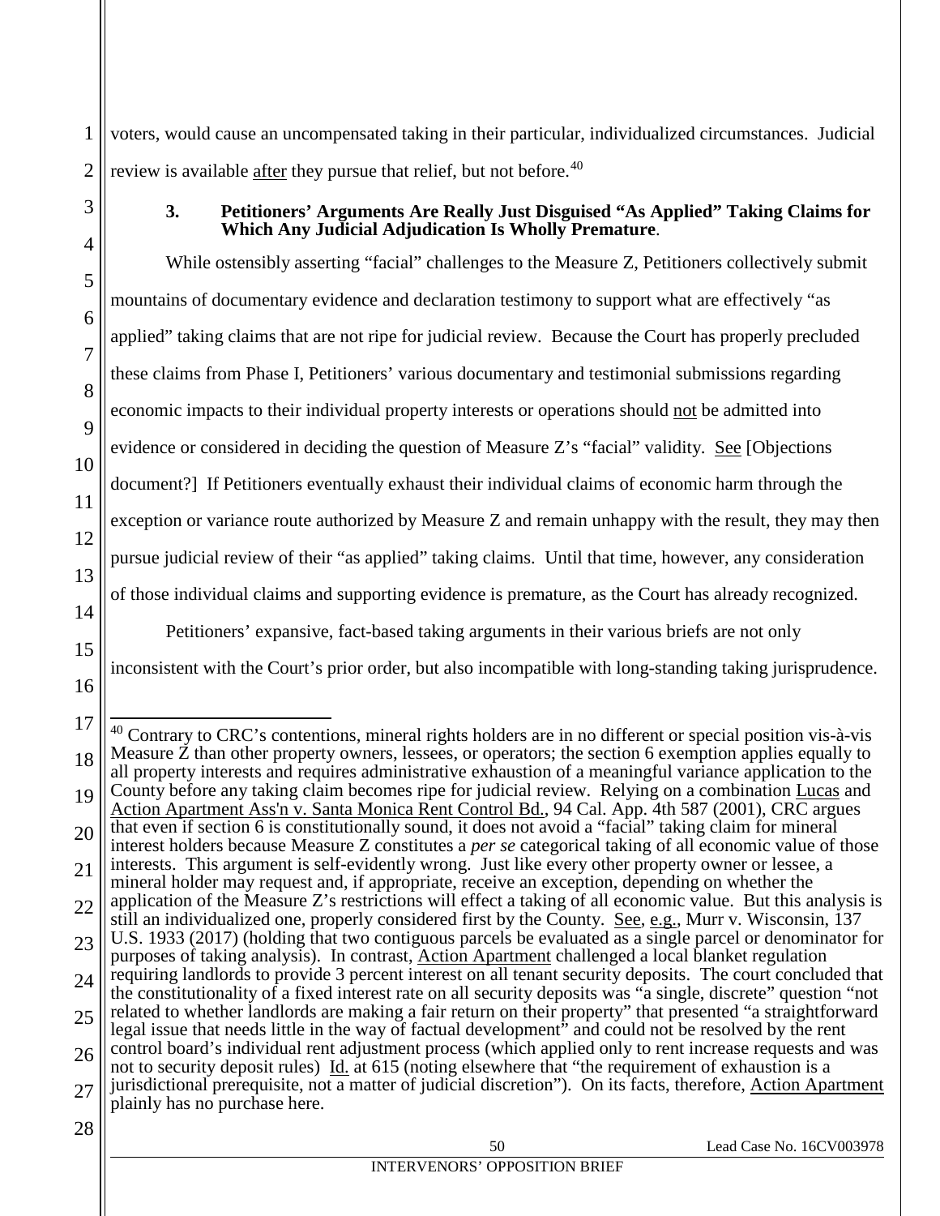voters, would cause an uncompensated taking in their particular, individualized circumstances. Judicial review is available after they pursue that relief, but not before.[40]

### 3. Petitioners' Arguments Are Really Just Disguised "As Applied" Taking Claims for Which Any Judicial Adjudication Is Wholly Premature.

While ostensibly asserting "facial" challenges to the Measure Z, Petitioners collectively submit mountains of documentary evidence and declaration testimony to support what are effectively "as applied" taking claims that are not ripe for judicial review. Because the Court has properly precluded these claims from Phase I, Petitioners' various documentary and testimonial submissions regarding economic impacts to their individual property interests or operations should not be admitted into evidence or considered in deciding the question of Measure Z's "facial" validity. See [Objections document?] If Petitioners eventually exhaust their individual claims of economic harm through the exception or variance route authorized by Measure Z and remain unhappy with the result, they may then pursue judicial review of their "as applied" taking claims. Until that time, however, any consideration of those individual claims and supporting evidence is premature, as the Court has already recognized.

Petitioners' expansive, fact-based taking arguments in their various briefs are not only inconsistent with the Court's prior order, but also incompatible with long-standing taking jurisprudence.

---

[40] Contrary to CRC's contentions, mineral rights holders are in no different or special position vis-à-vis Measure Z than other property owners, lessees, or operators; the section 6 exemption applies equally to all property interests and requires administrative exhaustion of a meaningful variance application to the County before any taking claim becomes ripe for judicial review. Relying on a combination Lucas and Action Apartment Ass'n v. Santa Monica Rent Control Bd., 94 Cal. App. 4th 587 (2001), CRC argues that even if section 6 is constitutionally sound, it does not avoid a "facial" taking claim for mineral interest holders because Measure Z constitutes a *per se* categorical taking of all economic value of those interests. This argument is self-evidently wrong. Just like every other property owner or lessee, a mineral holder may request and, if appropriate, receive an exception, depending on whether the application of the Measure Z's restrictions will effect a taking of all economic value. But this analysis is still an individualized one, properly considered first by the County. See, e.g., Murr v. Wisconsin, 137 U.S. 1933 (2017) (holding that two contiguous parcels be evaluated as a single parcel or denominator for purposes of taking analysis). In contrast, Action Apartment challenged a local blanket regulation requiring landlords to provide 3 percent interest on all tenant security deposits. The court concluded that the constitutionality of a fixed interest rate on all security deposits was "a single, discrete" question "not related to whether landlords are making a fair return on their property" that presented "a straightforward legal issue that needs little in the way of factual development" and could not be resolved by the rent control board's individual rent adjustment process (which applied only to rent increase requests and was not to security deposit rules) Id. at 615 (noting elsewhere that "the requirement of exhaustion is a jurisdictional prerequisite, not a matter of judicial discretion"). On its facts, therefore, Action Apartment plainly has no purchase here.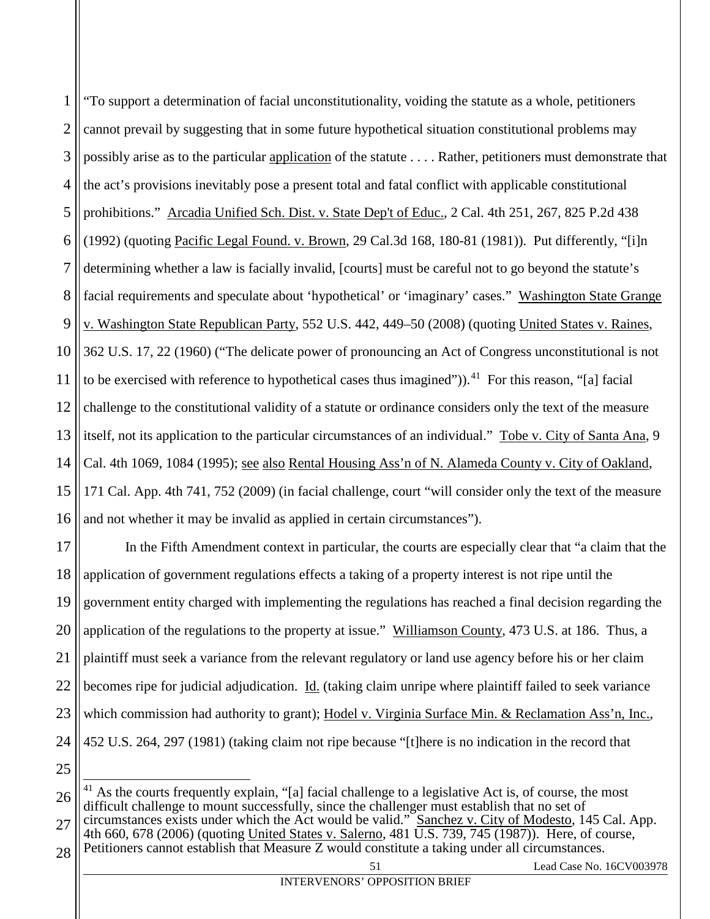"To support a determination of facial unconstitutionality, voiding the statute as a whole, petitioners cannot prevail by suggesting that in some future hypothetical situation constitutional problems may possibly arise as to the particular application of the statute . . . . Rather, petitioners must demonstrate that the act's provisions inevitably pose a present total and fatal conflict with applicable constitutional prohibitions." Arcadia Unified Sch. Dist. v. State Dep't of Educ., 2 Cal. 4th 251, 267, 825 P.2d 438 (1992) (quoting Pacific Legal Found. v. Brown, 29 Cal.3d 168, 180-81 (1981)). Put differently, "[i]n determining whether a law is facially invalid, [courts] must be careful not to go beyond the statute's facial requirements and speculate about 'hypothetical' or 'imaginary' cases." Washington State Grange v. Washington State Republican Party, 552 U.S. 442, 449–50 (2008) (quoting United States v. Raines, 362 U.S. 17, 22 (1960) ("The delicate power of pronouncing an Act of Congress unconstitutional is not to be exercised with reference to hypothetical cases thus imagined")).[41] For this reason, "[a] facial challenge to the constitutional validity of a statute or ordinance considers only the text of the measure itself, not its application to the particular circumstances of an individual." Tobe v. City of Santa Ana, 9 Cal. 4th 1069, 1084 (1995); see also Rental Housing Ass'n of N. Alameda County v. City of Oakland, 171 Cal. App. 4th 741, 752 (2009) (in facial challenge, court "will consider only the text of the measure and not whether it may be invalid as applied in certain circumstances").

In the Fifth Amendment context in particular, the courts are especially clear that "a claim that the application of government regulations effects a taking of a property interest is not ripe until the government entity charged with implementing the regulations has reached a final decision regarding the application of the regulations to the property at issue." Williamson County, 473 U.S. at 186. Thus, a plaintiff must seek a variance from the relevant regulatory or land use agency before his or her claim becomes ripe for judicial adjudication. Id. (taking claim unripe where plaintiff failed to seek variance which commission had authority to grant); Hodel v. Virginia Surface Min. & Reclamation Ass'n, Inc., 452 U.S. 264, 297 (1981) (taking claim not ripe because "[t]here is no indication in the record that

[41] As the courts frequently explain, "[a] facial challenge to a legislative Act is, of course, the most difficult challenge to mount successfully, since the challenger must establish that no set of circumstances exists under which the Act would be valid." Sanchez v. City of Modesto, 145 Cal. App. 4th 660, 678 (2006) (quoting United States v. Salerno, 481 U.S. 739, 745 (1987)). Here, of course, Petitioners cannot establish that Measure Z would constitute a taking under all circumstances.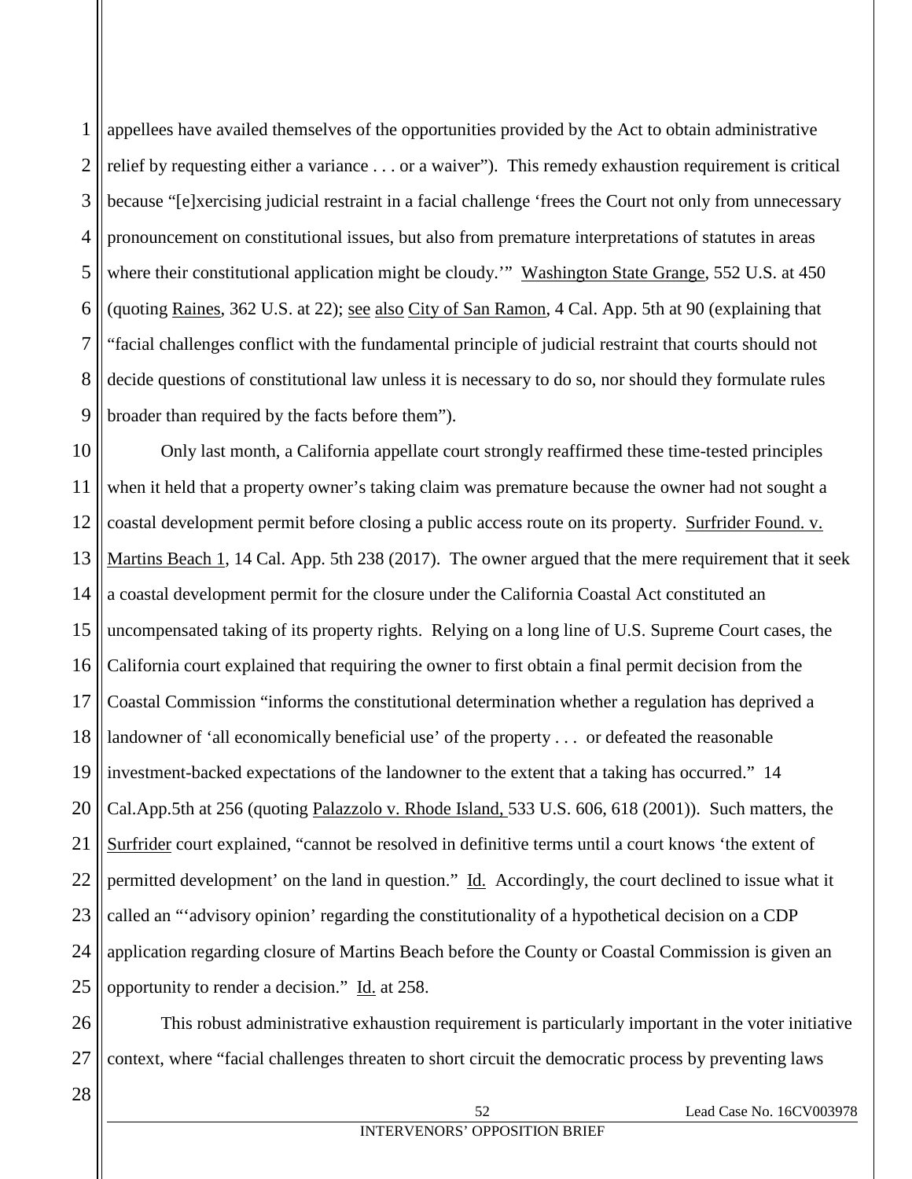appellees have availed themselves of the opportunities provided by the Act to obtain administrative relief by requesting either a variance . . . or a waiver"). This remedy exhaustion requirement is critical because "[e]xercising judicial restraint in a facial challenge 'frees the Court not only from unnecessary pronouncement on constitutional issues, but also from premature interpretations of statutes in areas where their constitutional application might be cloudy.'" Washington State Grange, 552 U.S. at 450 (quoting Raines, 362 U.S. at 22); see also City of San Ramon, 4 Cal. App. 5th at 90 (explaining that "facial challenges conflict with the fundamental principle of judicial restraint that courts should not decide questions of constitutional law unless it is necessary to do so, nor should they formulate rules broader than required by the facts before them").

Only last month, a California appellate court strongly reaffirmed these time-tested principles when it held that a property owner's taking claim was premature because the owner had not sought a coastal development permit before closing a public access route on its property. Surfrider Found. v. Martins Beach 1, 14 Cal. App. 5th 238 (2017). The owner argued that the mere requirement that it seek a coastal development permit for the closure under the California Coastal Act constituted an uncompensated taking of its property rights. Relying on a long line of U.S. Supreme Court cases, the California court explained that requiring the owner to first obtain a final permit decision from the Coastal Commission "informs the constitutional determination whether a regulation has deprived a landowner of 'all economically beneficial use' of the property . . . or defeated the reasonable investment-backed expectations of the landowner to the extent that a taking has occurred." 14 Cal.App.5th at 256 (quoting Palazzolo v. Rhode Island, 533 U.S. 606, 618 (2001)). Such matters, the Surfrider court explained, "cannot be resolved in definitive terms until a court knows 'the extent of permitted development' on the land in question." Id. Accordingly, the court declined to issue what it called an "'advisory opinion' regarding the constitutionality of a hypothetical decision on a CDP application regarding closure of Martins Beach before the County or Coastal Commission is given an opportunity to render a decision." Id. at 258.

This robust administrative exhaustion requirement is particularly important in the voter initiative context, where "facial challenges threaten to short circuit the democratic process by preventing laws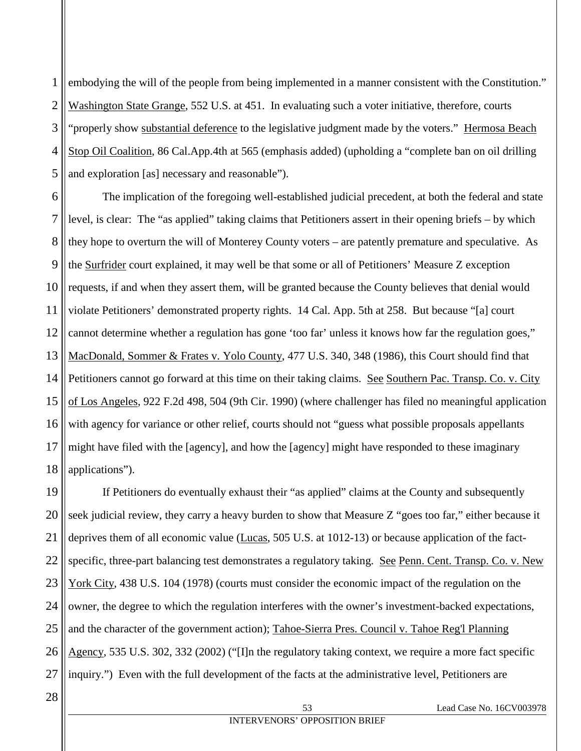embodying the will of the people from being implemented in a manner consistent with the Constitution." Washington State Grange, 552 U.S. at 451. In evaluating such a voter initiative, therefore, courts "properly show substantial deference to the legislative judgment made by the voters." Hermosa Beach Stop Oil Coalition, 86 Cal.App.4th at 565 (emphasis added) (upholding a "complete ban on oil drilling and exploration [as] necessary and reasonable").

The implication of the foregoing well-established judicial precedent, at both the federal and state level, is clear: The "as applied" taking claims that Petitioners assert in their opening briefs – by which they hope to overturn the will of Monterey County voters – are patently premature and speculative. As the Surfrider court explained, it may well be that some or all of Petitioners' Measure Z exception requests, if and when they assert them, will be granted because the County believes that denial would violate Petitioners' demonstrated property rights. 14 Cal. App. 5th at 258. But because "[a] court cannot determine whether a regulation has gone 'too far' unless it knows how far the regulation goes," MacDonald, Sommer & Frates v. Yolo County, 477 U.S. 340, 348 (1986), this Court should find that Petitioners cannot go forward at this time on their taking claims. See Southern Pac. Transp. Co. v. City of Los Angeles, 922 F.2d 498, 504 (9th Cir. 1990) (where challenger has filed no meaningful application with agency for variance or other relief, courts should not "guess what possible proposals appellants might have filed with the [agency], and how the [agency] might have responded to these imaginary applications").

If Petitioners do eventually exhaust their "as applied" claims at the County and subsequently seek judicial review, they carry a heavy burden to show that Measure Z "goes too far," either because it deprives them of all economic value (Lucas, 505 U.S. at 1012-13) or because application of the fact-specific, three-part balancing test demonstrates a regulatory taking. See Penn. Cent. Transp. Co. v. New York City, 438 U.S. 104 (1978) (courts must consider the economic impact of the regulation on the owner, the degree to which the regulation interferes with the owner's investment-backed expectations, and the character of the government action); Tahoe-Sierra Pres. Council v. Tahoe Reg'l Planning Agency, 535 U.S. 302, 332 (2002) ("[I]n the regulatory taking context, we require a more fact specific inquiry.") Even with the full development of the facts at the administrative level, Petitioners are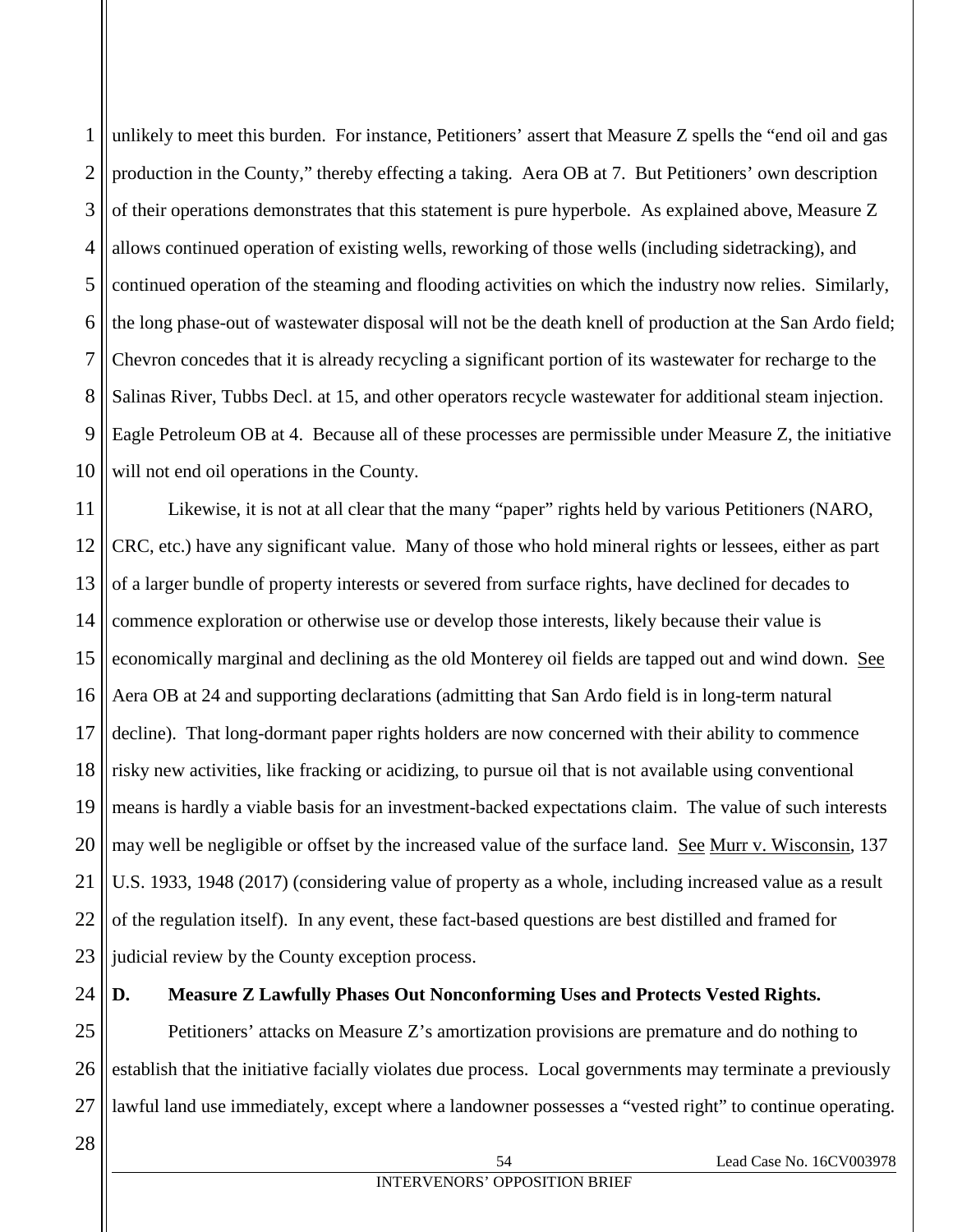unlikely to meet this burden. For instance, Petitioners' assert that Measure Z spells the "end oil and gas production in the County," thereby effecting a taking. Aera OB at 7. But Petitioners' own description of their operations demonstrates that this statement is pure hyperbole. As explained above, Measure Z allows continued operation of existing wells, reworking of those wells (including sidetracking), and continued operation of the steaming and flooding activities on which the industry now relies. Similarly, the long phase-out of wastewater disposal will not be the death knell of production at the San Ardo field; Chevron concedes that it is already recycling a significant portion of its wastewater for recharge to the Salinas River, Tubbs Decl. at 15, and other operators recycle wastewater for additional steam injection. Eagle Petroleum OB at 4. Because all of these processes are permissible under Measure Z, the initiative will not end oil operations in the County.

Likewise, it is not at all clear that the many "paper" rights held by various Petitioners (NARO, CRC, etc.) have any significant value. Many of those who hold mineral rights or lessees, either as part of a larger bundle of property interests or severed from surface rights, have declined for decades to commence exploration or otherwise use or develop those interests, likely because their value is economically marginal and declining as the old Monterey oil fields are tapped out and wind down. See Aera OB at 24 and supporting declarations (admitting that San Ardo field is in long-term natural decline). That long-dormant paper rights holders are now concerned with their ability to commence risky new activities, like fracking or acidizing, to pursue oil that is not available using conventional means is hardly a viable basis for an investment-backed expectations claim. The value of such interests may well be negligible or offset by the increased value of the surface land. See Murr v. Wisconsin, 137 U.S. 1933, 1948 (2017) (considering value of property as a whole, including increased value as a result of the regulation itself). In any event, these fact-based questions are best distilled and framed for judicial review by the County exception process.

**D. Measure Z Lawfully Phases Out Nonconforming Uses and Protects Vested Rights.**

Petitioners' attacks on Measure Z's amortization provisions are premature and do nothing to establish that the initiative facially violates due process. Local governments may terminate a previously lawful land use immediately, except where a landowner possesses a "vested right" to continue operating.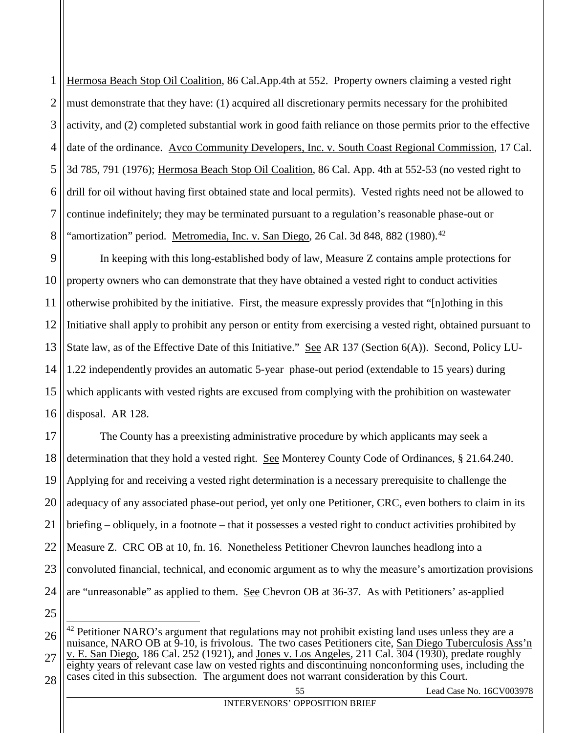Hermosa Beach Stop Oil Coalition, 86 Cal.App.4th at 552. Property owners claiming a vested right must demonstrate that they have: (1) acquired all discretionary permits necessary for the prohibited activity, and (2) completed substantial work in good faith reliance on those permits prior to the effective date of the ordinance. Avco Community Developers, Inc. v. South Coast Regional Commission, 17 Cal. 3d 785, 791 (1976); Hermosa Beach Stop Oil Coalition, 86 Cal. App. 4th at 552-53 (no vested right to drill for oil without having first obtained state and local permits). Vested rights need not be allowed to continue indefinitely; they may be terminated pursuant to a regulation's reasonable phase-out or "amortization" period. Metromedia, Inc. v. San Diego, 26 Cal. 3d 848, 882 (1980).[42]

In keeping with this long-established body of law, Measure Z contains ample protections for property owners who can demonstrate that they have obtained a vested right to conduct activities otherwise prohibited by the initiative. First, the measure expressly provides that "[n]othing in this Initiative shall apply to prohibit any person or entity from exercising a vested right, obtained pursuant to State law, as of the Effective Date of this Initiative." See AR 137 (Section 6(A)). Second, Policy LU-1.22 independently provides an automatic 5-year phase-out period (extendable to 15 years) during which applicants with vested rights are excused from complying with the prohibition on wastewater disposal. AR 128.

The County has a preexisting administrative procedure by which applicants may seek a determination that they hold a vested right. See Monterey County Code of Ordinances, § 21.64.240. Applying for and receiving a vested right determination is a necessary prerequisite to challenge the adequacy of any associated phase-out period, yet only one Petitioner, CRC, even bothers to claim in its briefing – obliquely, in a footnote – that it possesses a vested right to conduct activities prohibited by Measure Z. CRC OB at 10, fn. 16. Nonetheless Petitioner Chevron launches headlong into a convoluted financial, technical, and economic argument as to why the measure's amortization provisions are "unreasonable" as applied to them. See Chevron OB at 36-37. As with Petitioners' as-applied

[42] Petitioner NARO's argument that regulations may not prohibit existing land uses unless they are a nuisance, NARO OB at 9-10, is frivolous. The two cases Petitioners cite, San Diego Tuberculosis Ass'n v. E. San Diego, 186 Cal. 252 (1921), and Jones v. Los Angeles, 211 Cal. 304 (1930), predate roughly eighty years of relevant case law on vested rights and discontinuing nonconforming uses, including the cases cited in this subsection. The argument does not warrant consideration by this Court.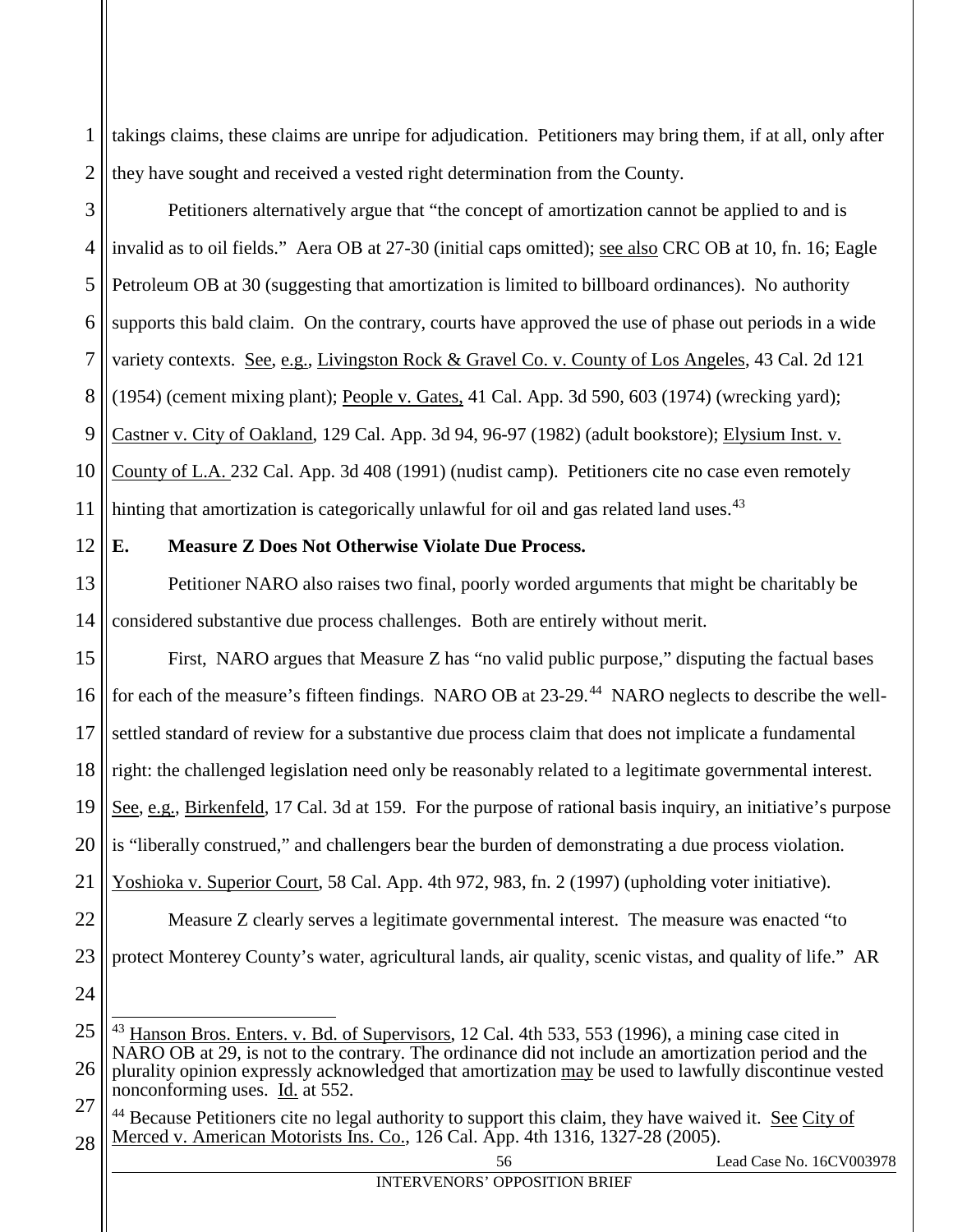takings claims, these claims are unripe for adjudication. Petitioners may bring them, if at all, only after they have sought and received a vested right determination from the County.

Petitioners alternatively argue that "the concept of amortization cannot be applied to and is invalid as to oil fields." Aera OB at 27-30 (initial caps omitted); see also CRC OB at 10, fn. 16; Eagle Petroleum OB at 30 (suggesting that amortization is limited to billboard ordinances). No authority supports this bald claim. On the contrary, courts have approved the use of phase out periods in a wide variety contexts. See, e.g., Livingston Rock & Gravel Co. v. County of Los Angeles, 43 Cal. 2d 121 (1954) (cement mixing plant); People v. Gates, 41 Cal. App. 3d 590, 603 (1974) (wrecking yard); Castner v. City of Oakland, 129 Cal. App. 3d 94, 96-97 (1982) (adult bookstore); Elysium Inst. v. County of L.A. 232 Cal. App. 3d 408 (1991) (nudist camp). Petitioners cite no case even remotely hinting that amortization is categorically unlawful for oil and gas related land uses.[43]

**E. Measure Z Does Not Otherwise Violate Due Process.**

Petitioner NARO also raises two final, poorly worded arguments that might be charitably be considered substantive due process challenges. Both are entirely without merit.

First, NARO argues that Measure Z has "no valid public purpose," disputing the factual bases for each of the measure's fifteen findings. NARO OB at 23-29.[44] NARO neglects to describe the well-settled standard of review for a substantive due process claim that does not implicate a fundamental right: the challenged legislation need only be reasonably related to a legitimate governmental interest. See, e.g., Birkenfeld, 17 Cal. 3d at 159. For the purpose of rational basis inquiry, an initiative's purpose is "liberally construed," and challengers bear the burden of demonstrating a due process violation. Yoshioka v. Superior Court, 58 Cal. App. 4th 972, 983, fn. 2 (1997) (upholding voter initiative).

Measure Z clearly serves a legitimate governmental interest. The measure was enacted "to protect Monterey County's water, agricultural lands, air quality, scenic vistas, and quality of life." AR

---

[43] Hanson Bros. Enters. v. Bd. of Supervisors, 12 Cal. 4th 533, 553 (1996), a mining case cited in NARO OB at 29, is not to the contrary. The ordinance did not include an amortization period and the plurality opinion expressly acknowledged that amortization may be used to lawfully discontinue vested nonconforming uses. Id. at 552.

[44] Because Petitioners cite no legal authority to support this claim, they have waived it. See City of Merced v. American Motorists Ins. Co., 126 Cal. App. 4th 1316, 1327-28 (2005).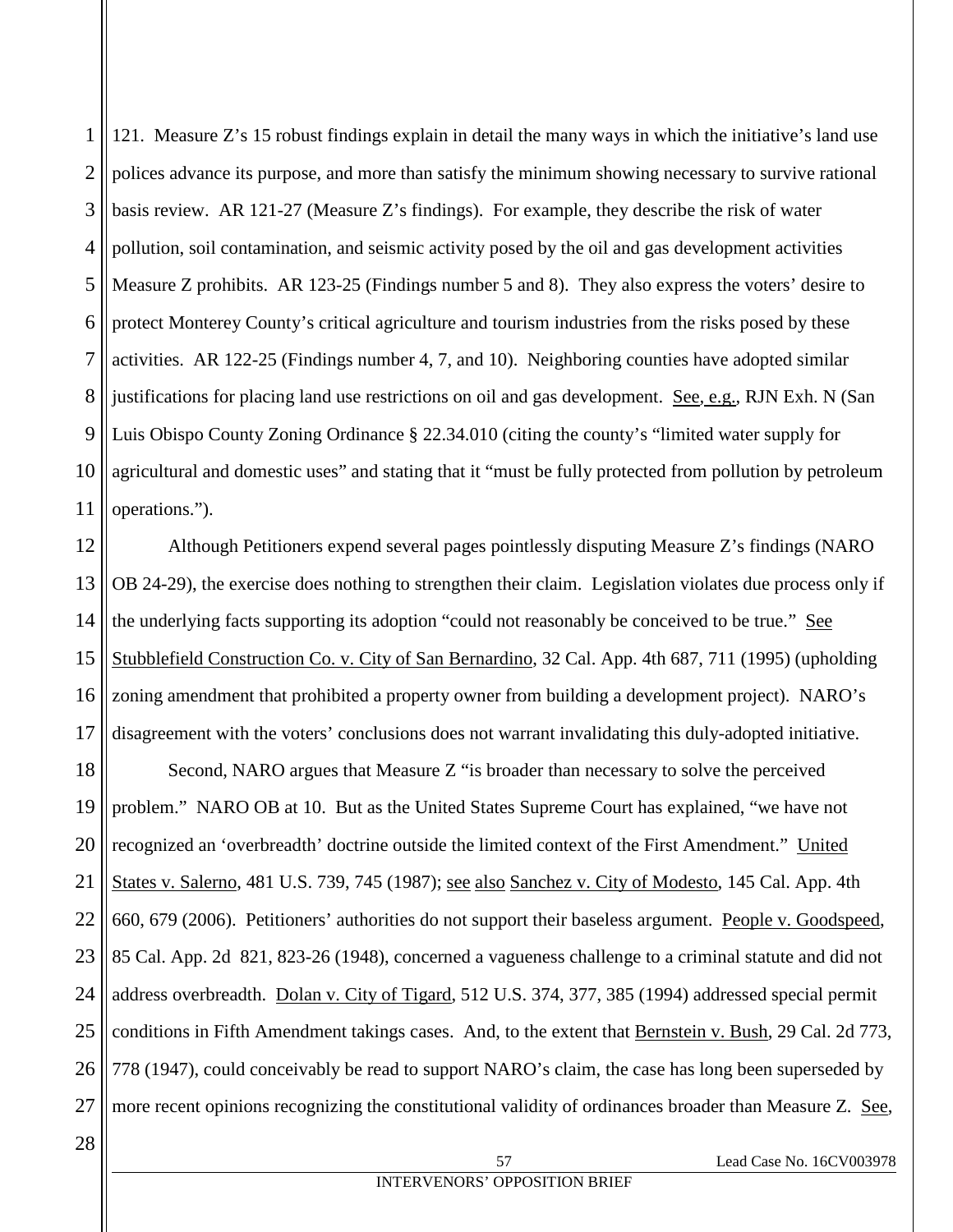121. Measure Z's 15 robust findings explain in detail the many ways in which the initiative's land use polices advance its purpose, and more than satisfy the minimum showing necessary to survive rational basis review. AR 121-27 (Measure Z's findings). For example, they describe the risk of water pollution, soil contamination, and seismic activity posed by the oil and gas development activities Measure Z prohibits. AR 123-25 (Findings number 5 and 8). They also express the voters' desire to protect Monterey County's critical agriculture and tourism industries from the risks posed by these activities. AR 122-25 (Findings number 4, 7, and 10). Neighboring counties have adopted similar justifications for placing land use restrictions on oil and gas development. See, e.g., RJN Exh. N (San Luis Obispo County Zoning Ordinance § 22.34.010 (citing the county's "limited water supply for agricultural and domestic uses" and stating that it "must be fully protected from pollution by petroleum operations.").

Although Petitioners expend several pages pointlessly disputing Measure Z's findings (NARO OB 24-29), the exercise does nothing to strengthen their claim. Legislation violates due process only if the underlying facts supporting its adoption "could not reasonably be conceived to be true." See Stubblefield Construction Co. v. City of San Bernardino, 32 Cal. App. 4th 687, 711 (1995) (upholding zoning amendment that prohibited a property owner from building a development project). NARO's disagreement with the voters' conclusions does not warrant invalidating this duly-adopted initiative.

Second, NARO argues that Measure Z "is broader than necessary to solve the perceived problem." NARO OB at 10. But as the United States Supreme Court has explained, "we have not recognized an 'overbreadth' doctrine outside the limited context of the First Amendment." United States v. Salerno, 481 U.S. 739, 745 (1987); see also Sanchez v. City of Modesto, 145 Cal. App. 4th 660, 679 (2006). Petitioners' authorities do not support their baseless argument. People v. Goodspeed, 85 Cal. App. 2d 821, 823-26 (1948), concerned a vagueness challenge to a criminal statute and did not address overbreadth. Dolan v. City of Tigard, 512 U.S. 374, 377, 385 (1994) addressed special permit conditions in Fifth Amendment takings cases. And, to the extent that Bernstein v. Bush, 29 Cal. 2d 773, 778 (1947), could conceivably be read to support NARO's claim, the case has long been superseded by more recent opinions recognizing the constitutional validity of ordinances broader than Measure Z. See,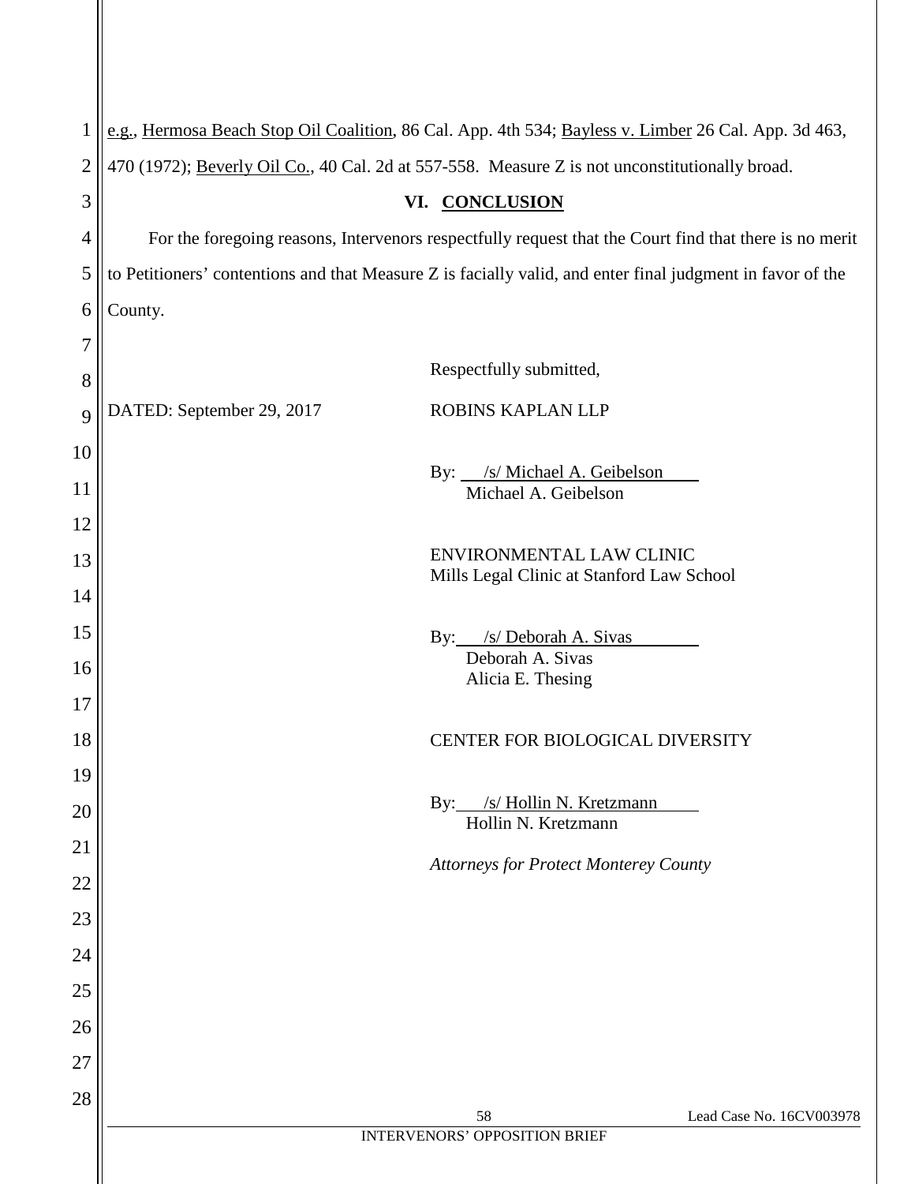e.g., Hermosa Beach Stop Oil Coalition, 86 Cal. App. 4th 534; Bayless v. Limber 26 Cal. App. 3d 463, 470 (1972); Beverly Oil Co., 40 Cal. 2d at 557-558. Measure Z is not unconstitutionally broad.

## VI. CONCLUSION

For the foregoing reasons, Intervenors respectfully request that the Court find that there is no merit to Petitioners' contentions and that Measure Z is facially valid, and enter final judgment in favor of the County.

Respectfully submitted,

DATED: September 29, 2017

ROBINS KAPLAN LLP

By: /s/ Michael A. Geibelson
Michael A. Geibelson

ENVIRONMENTAL LAW CLINIC
Mills Legal Clinic at Stanford Law School

By: /s/ Deborah A. Sivas
Deborah A. Sivas
Alicia E. Thesing

CENTER FOR BIOLOGICAL DIVERSITY

By: /s/ Hollin N. Kretzmann
Hollin N. Kretzmann

*Attorneys for Protect Monterey County*